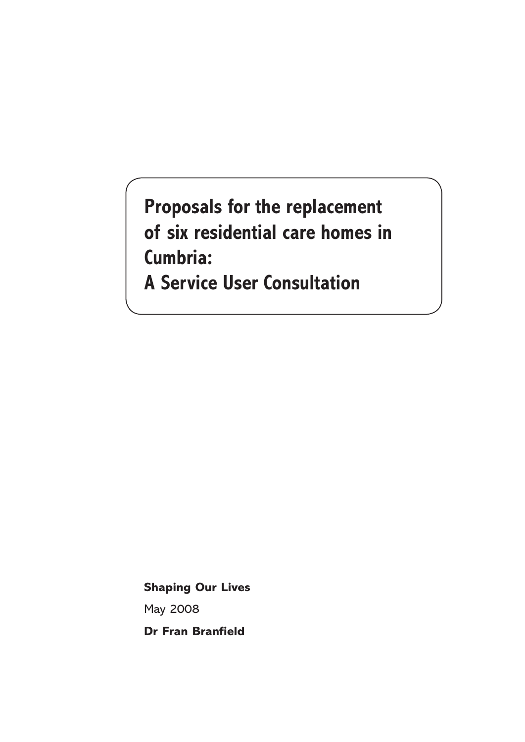# Proposals for the replacement of six residential care homes in Cumbria: A Service User Consultation

**Shaping Our Lives**

May 2008

**Dr Fran Branfield**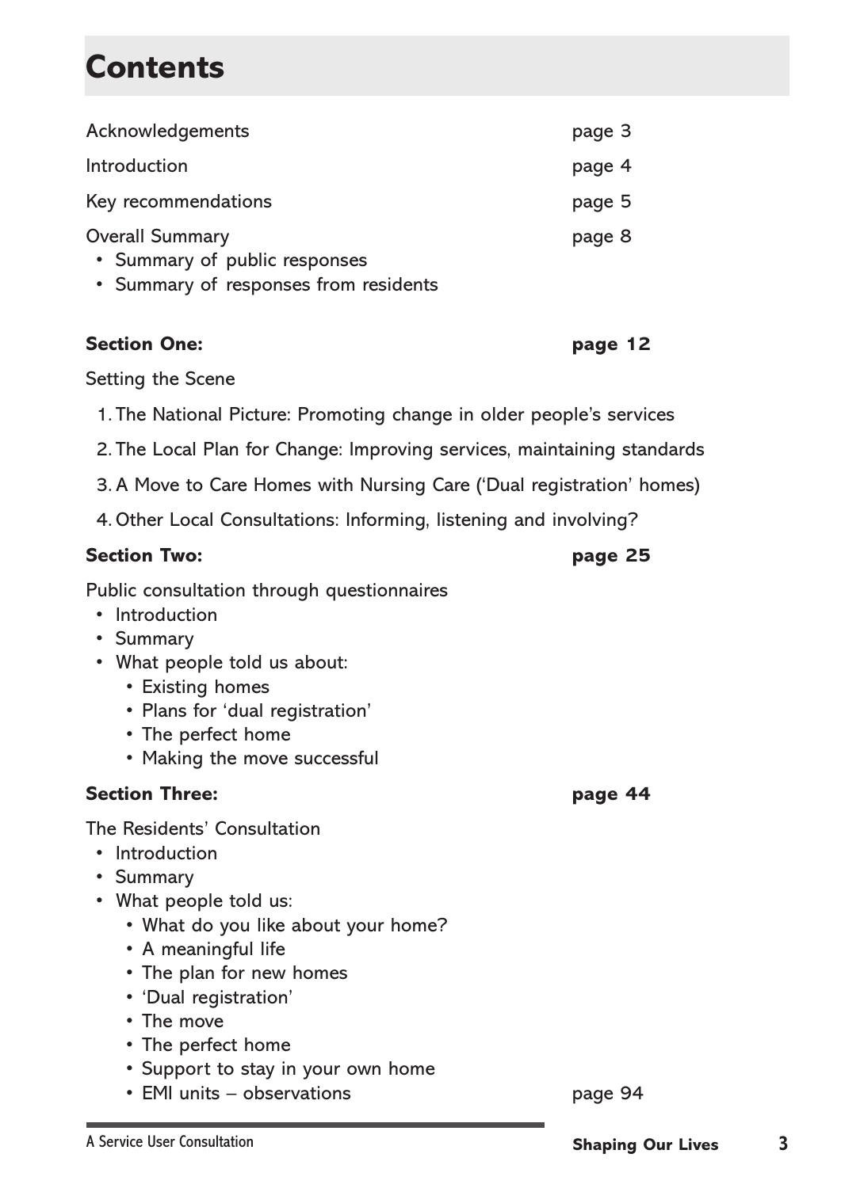# Contents

| | |
|---|---|
| Acknowledgements | page 3 |
| Introduction | page 4 |
| Key recommendations | page 5 |
| Overall Summary | page 8 |

- Summary of public responses
- Summary of responses from residents

**Section One:** **page 12**

Setting the Scene

1. The National Picture: Promoting change in older people's services
2. The Local Plan for Change: Improving services, maintaining standards
3. A Move to Care Homes with Nursing Care ('Dual registration' homes)
4. Other Local Consultations: Informing, listening and involving?

**Section Two:** **page 25**

Public consultation through questionnaires

- Introduction
- Summary
- What people told us about:
  - Existing homes
  - Plans for 'dual registration'
  - The perfect home
  - Making the move successful

**Section Three:** **page 44**

The Residents' Consultation

- Introduction
- Summary
- What people told us:
  - What do you like about your home?
  - A meaningful life
  - The plan for new homes
  - 'Dual registration'
  - The move
  - The perfect home
  - Support to stay in your own home
  - EMI units – observations page 94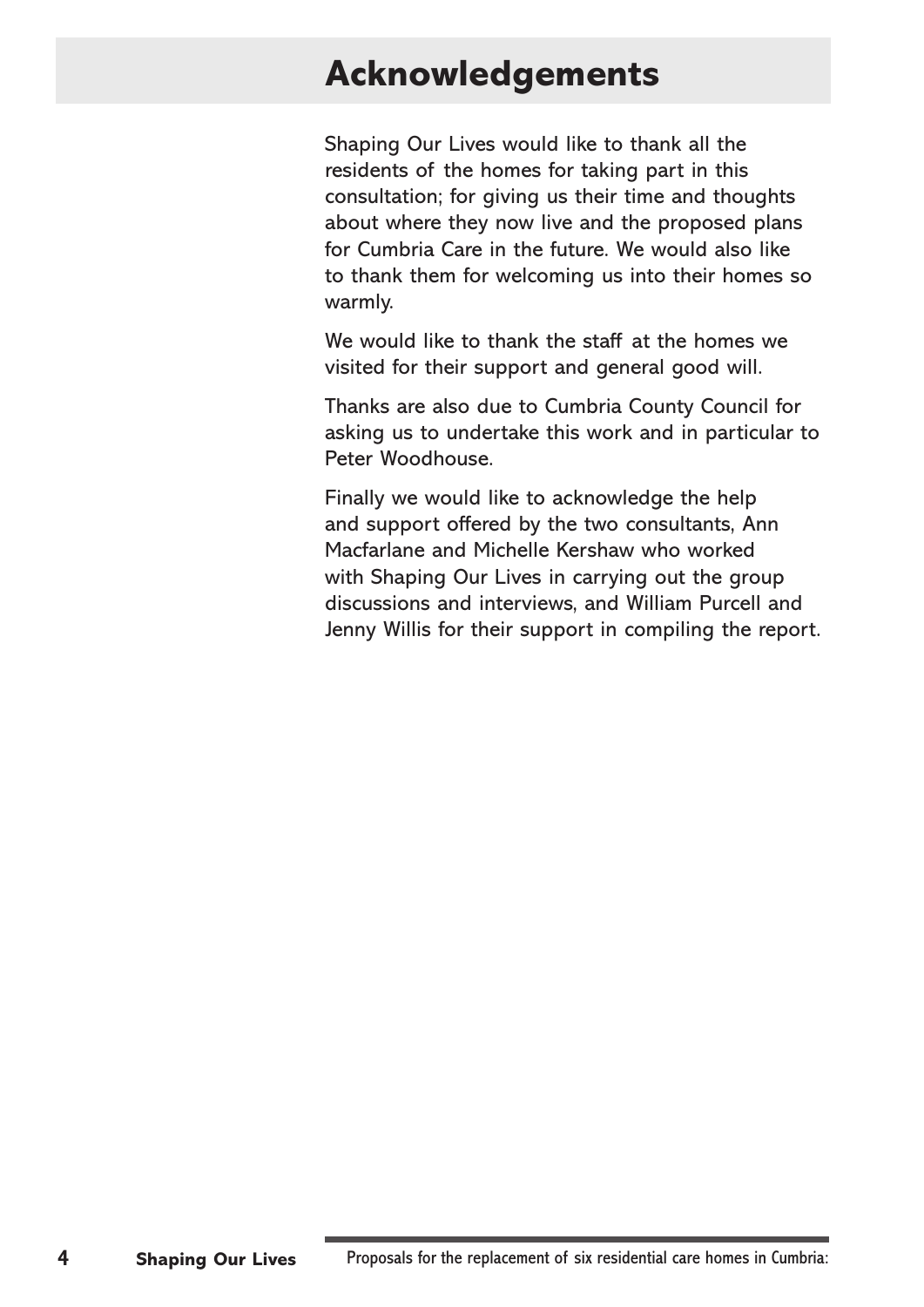# Acknowledgements

Shaping Our Lives would like to thank all the residents of the homes for taking part in this consultation; for giving us their time and thoughts about where they now live and the proposed plans for Cumbria Care in the future. We would also like to thank them for welcoming us into their homes so warmly.

We would like to thank the staff at the homes we visited for their support and general good will.

Thanks are also due to Cumbria County Council for asking us to undertake this work and in particular to Peter Woodhouse.

Finally we would like to acknowledge the help and support offered by the two consultants, Ann Macfarlane and Michelle Kershaw who worked with Shaping Our Lives in carrying out the group discussions and interviews, and William Purcell and Jenny Willis for their support in compiling the report.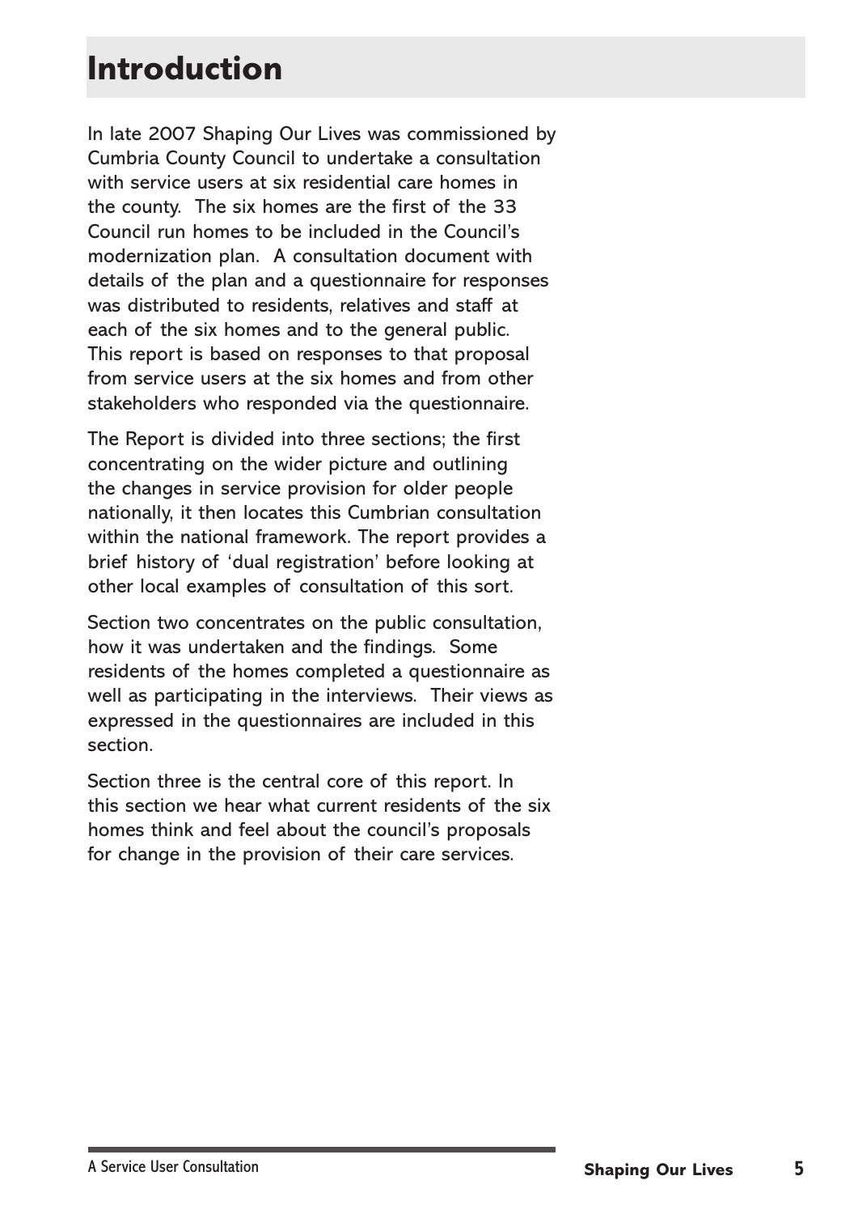# Introduction

In late 2007 Shaping Our Lives was commissioned by Cumbria County Council to undertake a consultation with service users at six residential care homes in the county. The six homes are the first of the 33 Council run homes to be included in the Council's modernization plan. A consultation document with details of the plan and a questionnaire for responses was distributed to residents, relatives and staff at each of the six homes and to the general public. This report is based on responses to that proposal from service users at the six homes and from other stakeholders who responded via the questionnaire.

The Report is divided into three sections; the first concentrating on the wider picture and outlining the changes in service provision for older people nationally, it then locates this Cumbrian consultation within the national framework. The report provides a brief history of 'dual registration' before looking at other local examples of consultation of this sort.

Section two concentrates on the public consultation, how it was undertaken and the findings. Some residents of the homes completed a questionnaire as well as participating in the interviews. Their views as expressed in the questionnaires are included in this section.

Section three is the central core of this report. In this section we hear what current residents of the six homes think and feel about the council's proposals for change in the provision of their care services.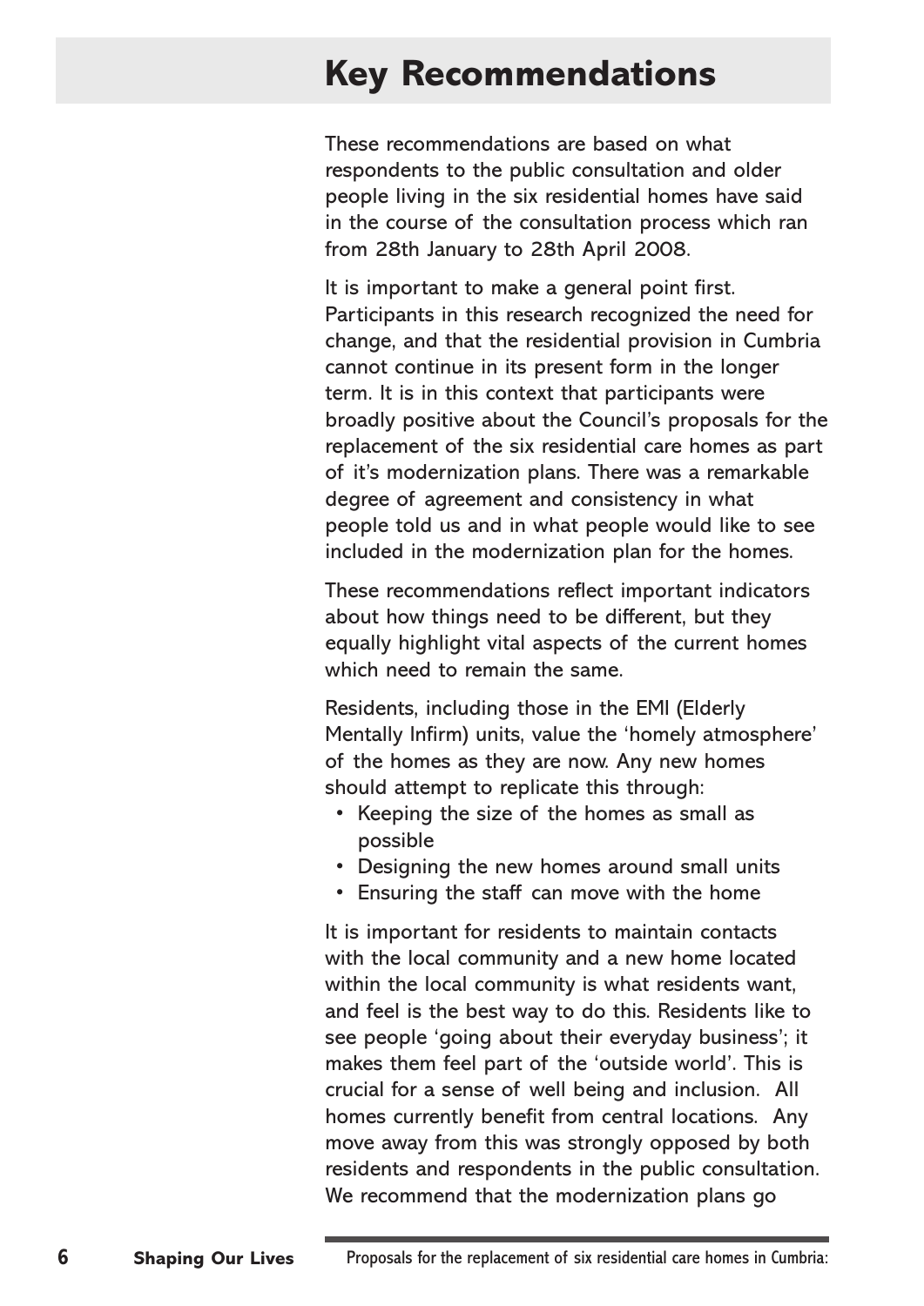# Key Recommendations

These recommendations are based on what respondents to the public consultation and older people living in the six residential homes have said in the course of the consultation process which ran from 28th January to 28th April 2008.

It is important to make a general point first. Participants in this research recognized the need for change, and that the residential provision in Cumbria cannot continue in its present form in the longer term. It is in this context that participants were broadly positive about the Council's proposals for the replacement of the six residential care homes as part of it's modernization plans. There was a remarkable degree of agreement and consistency in what people told us and in what people would like to see included in the modernization plan for the homes.

These recommendations reflect important indicators about how things need to be different, but they equally highlight vital aspects of the current homes which need to remain the same.

Residents, including those in the EMI (Elderly Mentally Infirm) units, value the 'homely atmosphere' of the homes as they are now. Any new homes should attempt to replicate this through:

- Keeping the size of the homes as small as possible
- Designing the new homes around small units
- Ensuring the staff can move with the home

It is important for residents to maintain contacts with the local community and a new home located within the local community is what residents want, and feel is the best way to do this. Residents like to see people 'going about their everyday business'; it makes them feel part of the 'outside world'. This is crucial for a sense of well being and inclusion. All homes currently benefit from central locations. Any move away from this was strongly opposed by both residents and respondents in the public consultation. We recommend that the modernization plans go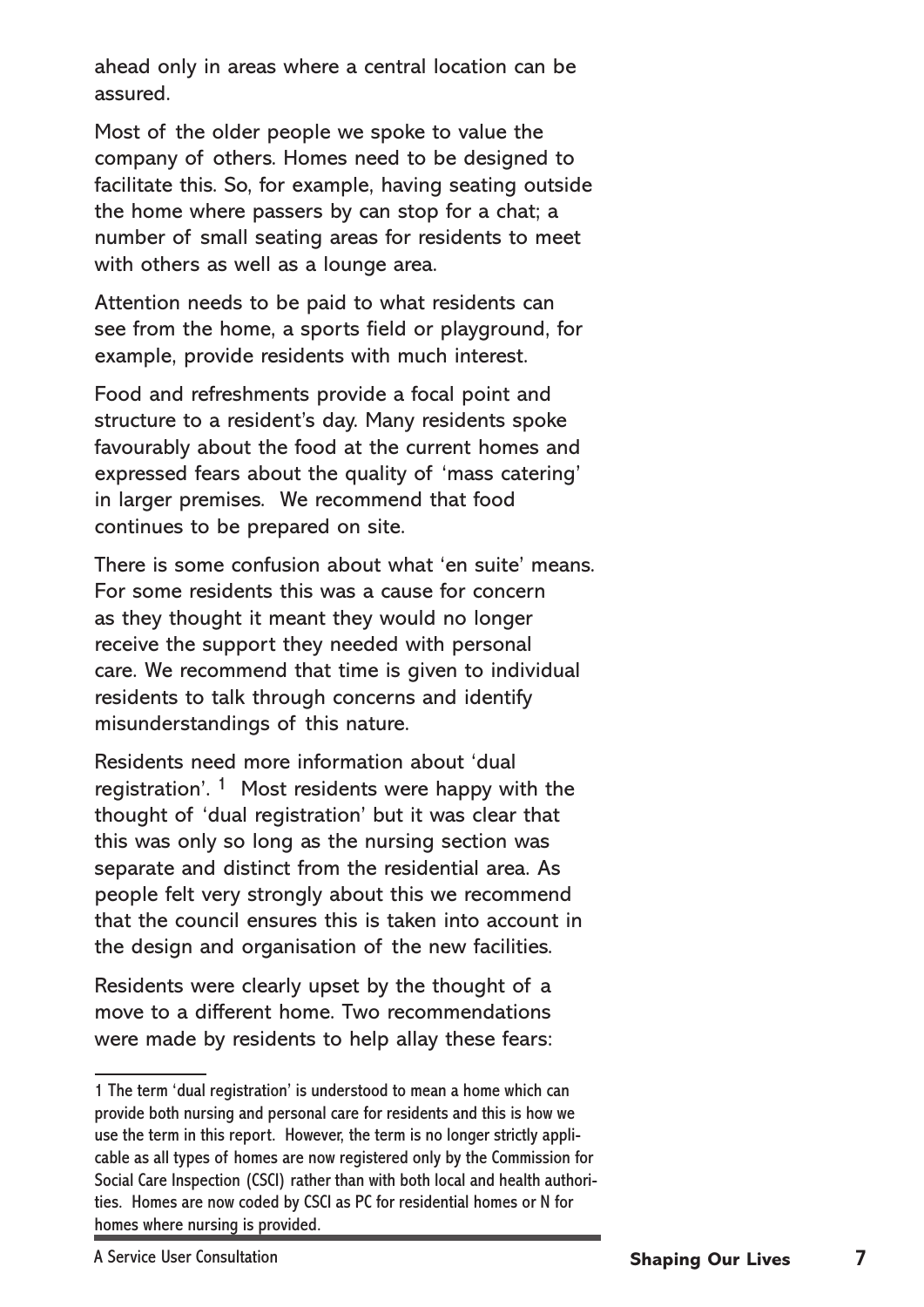ahead only in areas where a central location can be assured.

Most of the older people we spoke to value the company of others. Homes need to be designed to facilitate this. So, for example, having seating outside the home where passers by can stop for a chat; a number of small seating areas for residents to meet with others as well as a lounge area.

Attention needs to be paid to what residents can see from the home, a sports field or playground, for example, provide residents with much interest.

Food and refreshments provide a focal point and structure to a resident's day. Many residents spoke favourably about the food at the current homes and expressed fears about the quality of 'mass catering' in larger premises. We recommend that food continues to be prepared on site.

There is some confusion about what 'en suite' means. For some residents this was a cause for concern as they thought it meant they would no longer receive the support they needed with personal care. We recommend that time is given to individual residents to talk through concerns and identify misunderstandings of this nature.

Residents need more information about 'dual registration'. [1] Most residents were happy with the thought of 'dual registration' but it was clear that this was only so long as the nursing section was separate and distinct from the residential area. As people felt very strongly about this we recommend that the council ensures this is taken into account in the design and organisation of the new facilities.

Residents were clearly upset by the thought of a move to a different home. Two recommendations were made by residents to help allay these fears:

---

1 The term 'dual registration' is understood to mean a home which can provide both nursing and personal care for residents and this is how we use the term in this report. However, the term is no longer strictly applicable as all types of homes are now registered only by the Commission for Social Care Inspection (CSCI) rather than with both local and health authorities. Homes are now coded by CSCI as PC for residential homes or N for homes where nursing is provided.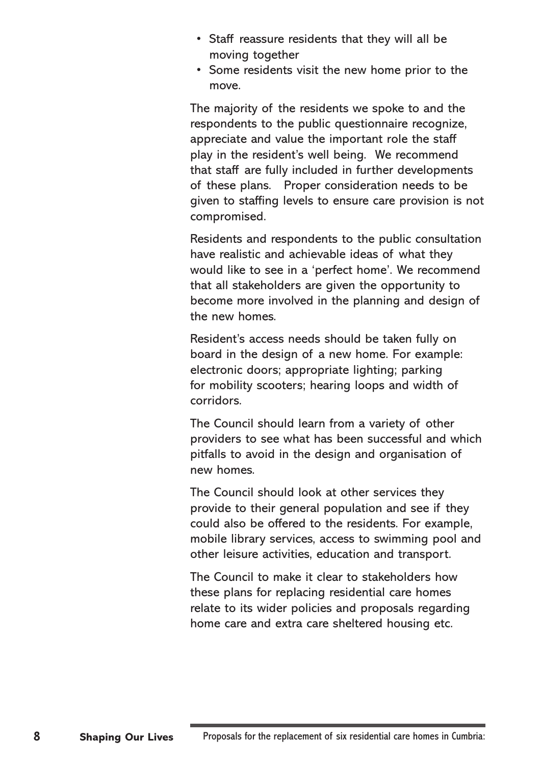- Staff reassure residents that they will all be moving together
- Some residents visit the new home prior to the move.

The majority of the residents we spoke to and the respondents to the public questionnaire recognize, appreciate and value the important role the staff play in the resident's well being. We recommend that staff are fully included in further developments of these plans. Proper consideration needs to be given to staffing levels to ensure care provision is not compromised.

Residents and respondents to the public consultation have realistic and achievable ideas of what they would like to see in a 'perfect home'. We recommend that all stakeholders are given the opportunity to become more involved in the planning and design of the new homes.

Resident's access needs should be taken fully on board in the design of a new home. For example: electronic doors; appropriate lighting; parking for mobility scooters; hearing loops and width of corridors.

The Council should learn from a variety of other providers to see what has been successful and which pitfalls to avoid in the design and organisation of new homes.

The Council should look at other services they provide to their general population and see if they could also be offered to the residents. For example, mobile library services, access to swimming pool and other leisure activities, education and transport.

The Council to make it clear to stakeholders how these plans for replacing residential care homes relate to its wider policies and proposals regarding home care and extra care sheltered housing etc.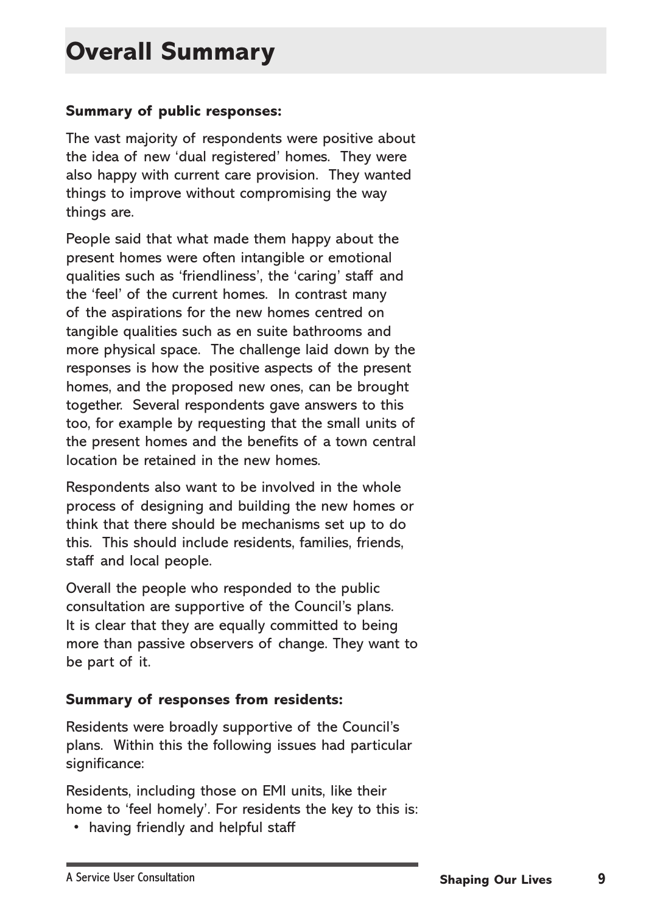# Overall Summary

**Summary of public responses:**

The vast majority of respondents were positive about the idea of new 'dual registered' homes. They were also happy with current care provision. They wanted things to improve without compromising the way things are.

People said that what made them happy about the present homes were often intangible or emotional qualities such as 'friendliness', the 'caring' staff and the 'feel' of the current homes. In contrast many of the aspirations for the new homes centred on tangible qualities such as en suite bathrooms and more physical space. The challenge laid down by the responses is how the positive aspects of the present homes, and the proposed new ones, can be brought together. Several respondents gave answers to this too, for example by requesting that the small units of the present homes and the benefits of a town central location be retained in the new homes.

Respondents also want to be involved in the whole process of designing and building the new homes or think that there should be mechanisms set up to do this. This should include residents, families, friends, staff and local people.

Overall the people who responded to the public consultation are supportive of the Council's plans. It is clear that they are equally committed to being more than passive observers of change. They want to be part of it.

**Summary of responses from residents:**

Residents were broadly supportive of the Council's plans. Within this the following issues had particular significance:

Residents, including those on EMI units, like their home to 'feel homely'. For residents the key to this is:

- having friendly and helpful staff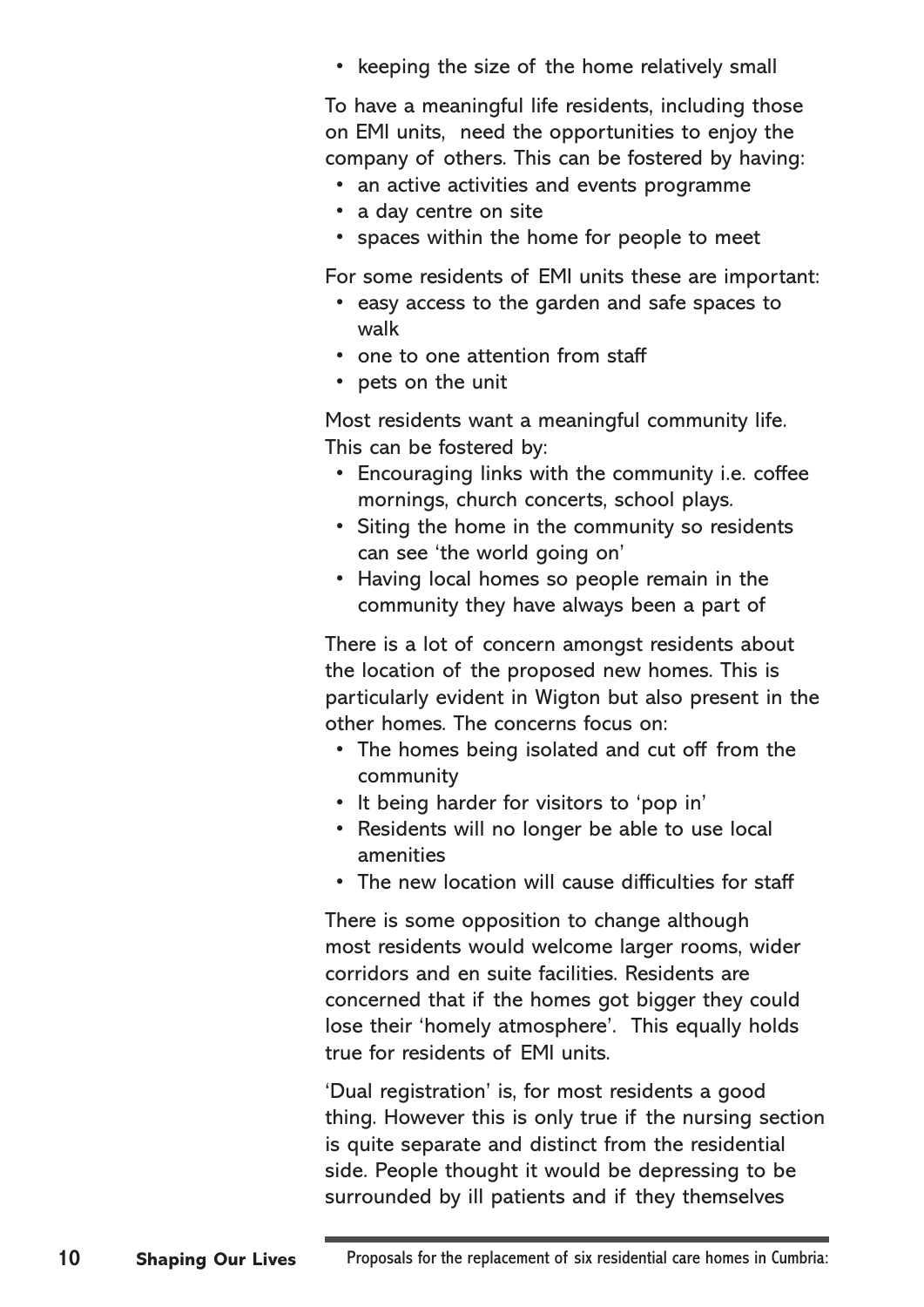- keeping the size of the home relatively small

To have a meaningful life residents, including those on EMI units, need the opportunities to enjoy the company of others. This can be fostered by having:

- an active activities and events programme
- a day centre on site
- spaces within the home for people to meet

For some residents of EMI units these are important:

- easy access to the garden and safe spaces to walk
- one to one attention from staff
- pets on the unit

Most residents want a meaningful community life. This can be fostered by:

- Encouraging links with the community i.e. coffee mornings, church concerts, school plays.
- Siting the home in the community so residents can see 'the world going on'
- Having local homes so people remain in the community they have always been a part of

There is a lot of concern amongst residents about the location of the proposed new homes. This is particularly evident in Wigton but also present in the other homes. The concerns focus on:

- The homes being isolated and cut off from the community
- It being harder for visitors to 'pop in'
- Residents will no longer be able to use local amenities
- The new location will cause difficulties for staff

There is some opposition to change although most residents would welcome larger rooms, wider corridors and en suite facilities. Residents are concerned that if the homes got bigger they could lose their 'homely atmosphere'. This equally holds true for residents of EMI units.

'Dual registration' is, for most residents a good thing. However this is only true if the nursing section is quite separate and distinct from the residential side. People thought it would be depressing to be surrounded by ill patients and if they themselves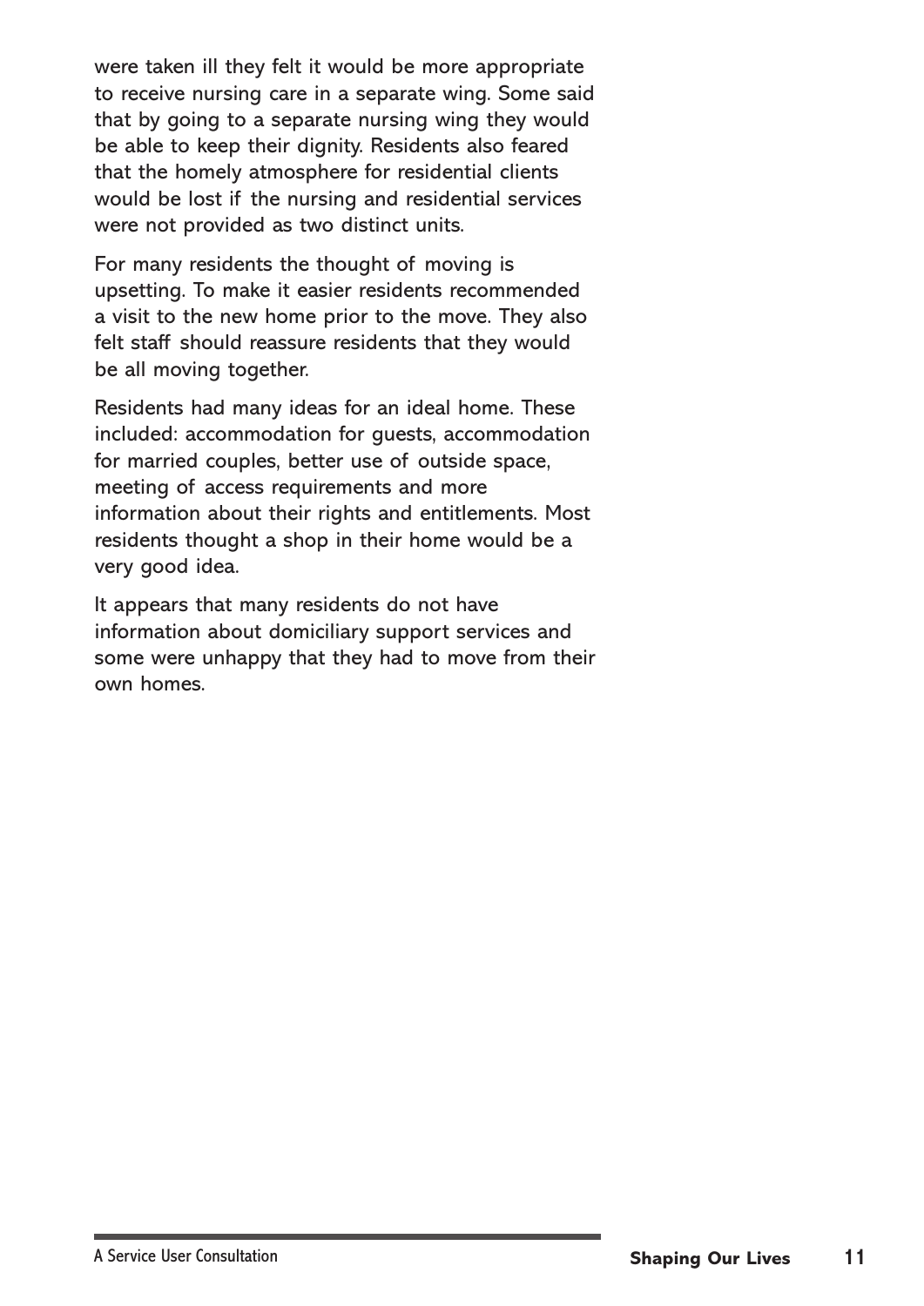were taken ill they felt it would be more appropriate to receive nursing care in a separate wing. Some said that by going to a separate nursing wing they would be able to keep their dignity. Residents also feared that the homely atmosphere for residential clients would be lost if the nursing and residential services were not provided as two distinct units.

For many residents the thought of moving is upsetting. To make it easier residents recommended a visit to the new home prior to the move. They also felt staff should reassure residents that they would be all moving together.

Residents had many ideas for an ideal home. These included: accommodation for guests, accommodation for married couples, better use of outside space, meeting of access requirements and more information about their rights and entitlements. Most residents thought a shop in their home would be a very good idea.

It appears that many residents do not have information about domiciliary support services and some were unhappy that they had to move from their own homes.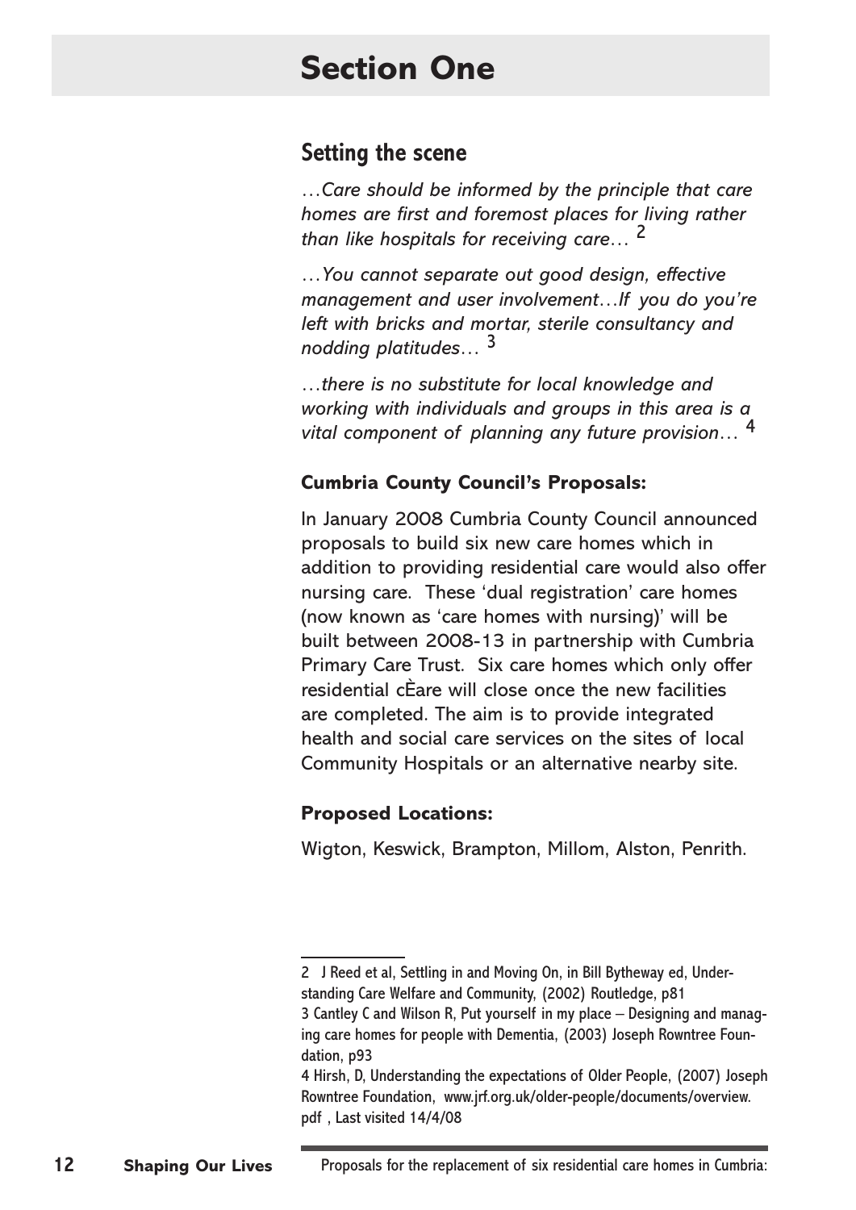# Section One

## Setting the scene

*…Care should be informed by the principle that care homes are first and foremost places for living rather than like hospitals for receiving care…* [2]

*…You cannot separate out good design, effective management and user involvement…If you do you're left with bricks and mortar, sterile consultancy and nodding platitudes…* [3]

*…there is no substitute for local knowledge and working with individuals and groups in this area is a vital component of planning any future provision…* [4]

### Cumbria County Council's Proposals:

In January 2008 Cumbria County Council announced proposals to build six new care homes which in addition to providing residential care would also offer nursing care. These 'dual registration' care homes (now known as 'care homes with nursing)' will be built between 2008-13 in partnership with Cumbria Primary Care Trust. Six care homes which only offer residential cÈare will close once the new facilities are completed. The aim is to provide integrated health and social care services on the sites of local Community Hospitals or an alternative nearby site.

### Proposed Locations:

Wigton, Keswick, Brampton, Millom, Alston, Penrith.

---

2 J Reed et al, Settling in and Moving On, in Bill Bytheway ed, Understanding Care Welfare and Community, (2002) Routledge, p81

3 Cantley C and Wilson R, Put yourself in my place – Designing and managing care homes for people with Dementia, (2003) Joseph Rowntree Foundation, p93

4 Hirsh, D, Understanding the expectations of Older People, (2007) Joseph Rowntree Foundation, www.jrf.org.uk/older-people/documents/overview.pdf , Last visited 14/4/08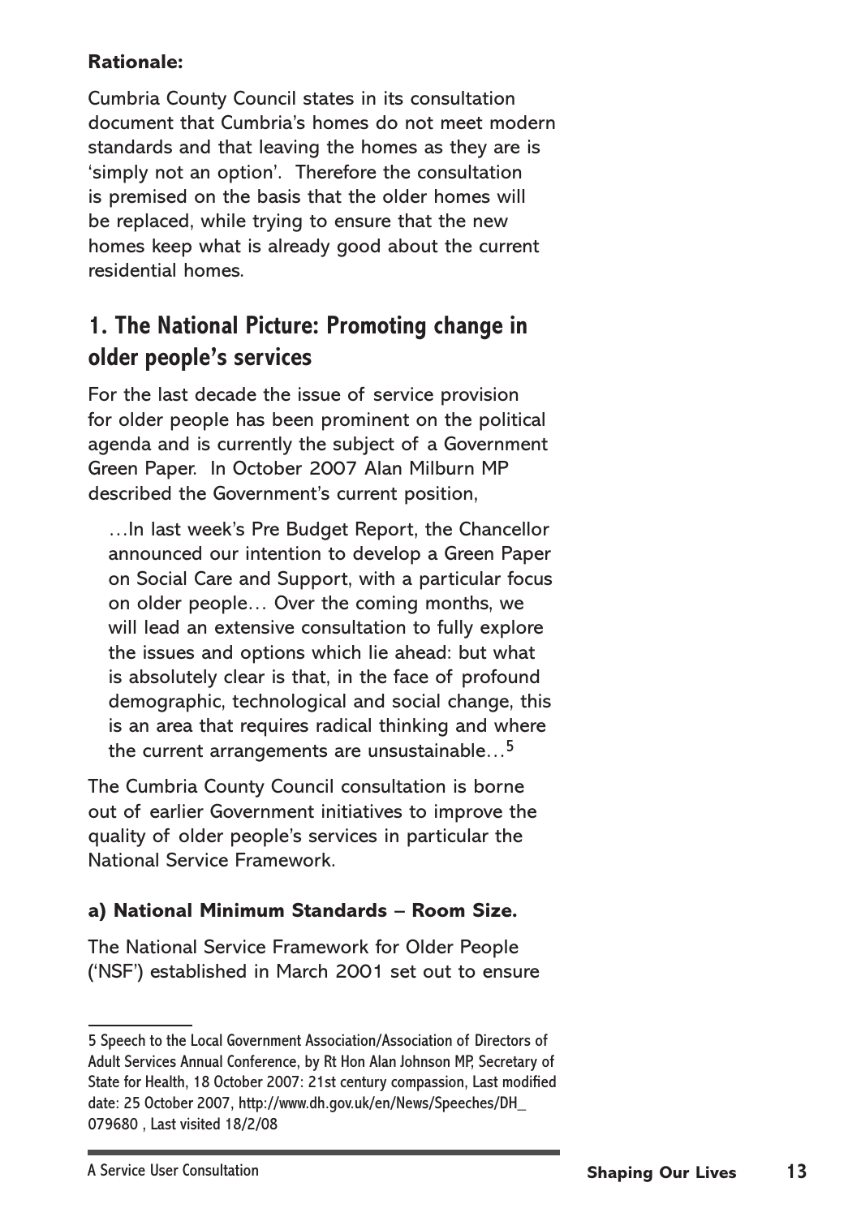**Rationale:**

Cumbria County Council states in its consultation document that Cumbria's homes do not meet modern standards and that leaving the homes as they are is 'simply not an option'. Therefore the consultation is premised on the basis that the older homes will be replaced, while trying to ensure that the new homes keep what is already good about the current residential homes.

## 1. The National Picture: Promoting change in older people's services

For the last decade the issue of service provision for older people has been prominent on the political agenda and is currently the subject of a Government Green Paper. In October 2007 Alan Milburn MP described the Government's current position,

> …In last week's Pre Budget Report, the Chancellor announced our intention to develop a Green Paper on Social Care and Support, with a particular focus on older people… Over the coming months, we will lead an extensive consultation to fully explore the issues and options which lie ahead: but what is absolutely clear is that, in the face of profound demographic, technological and social change, this is an area that requires radical thinking and where the current arrangements are unsustainable…[5]

The Cumbria County Council consultation is borne out of earlier Government initiatives to improve the quality of older people's services in particular the National Service Framework.

### a) National Minimum Standards – Room Size.

The National Service Framework for Older People ('NSF') established in March 2001 set out to ensure

---

5 Speech to the Local Government Association/Association of Directors of Adult Services Annual Conference, by Rt Hon Alan Johnson MP, Secretary of State for Health, 18 October 2007: 21st century compassion, Last modified date: 25 October 2007, http://www.dh.gov.uk/en/News/Speeches/DH_079680 , Last visited 18/2/08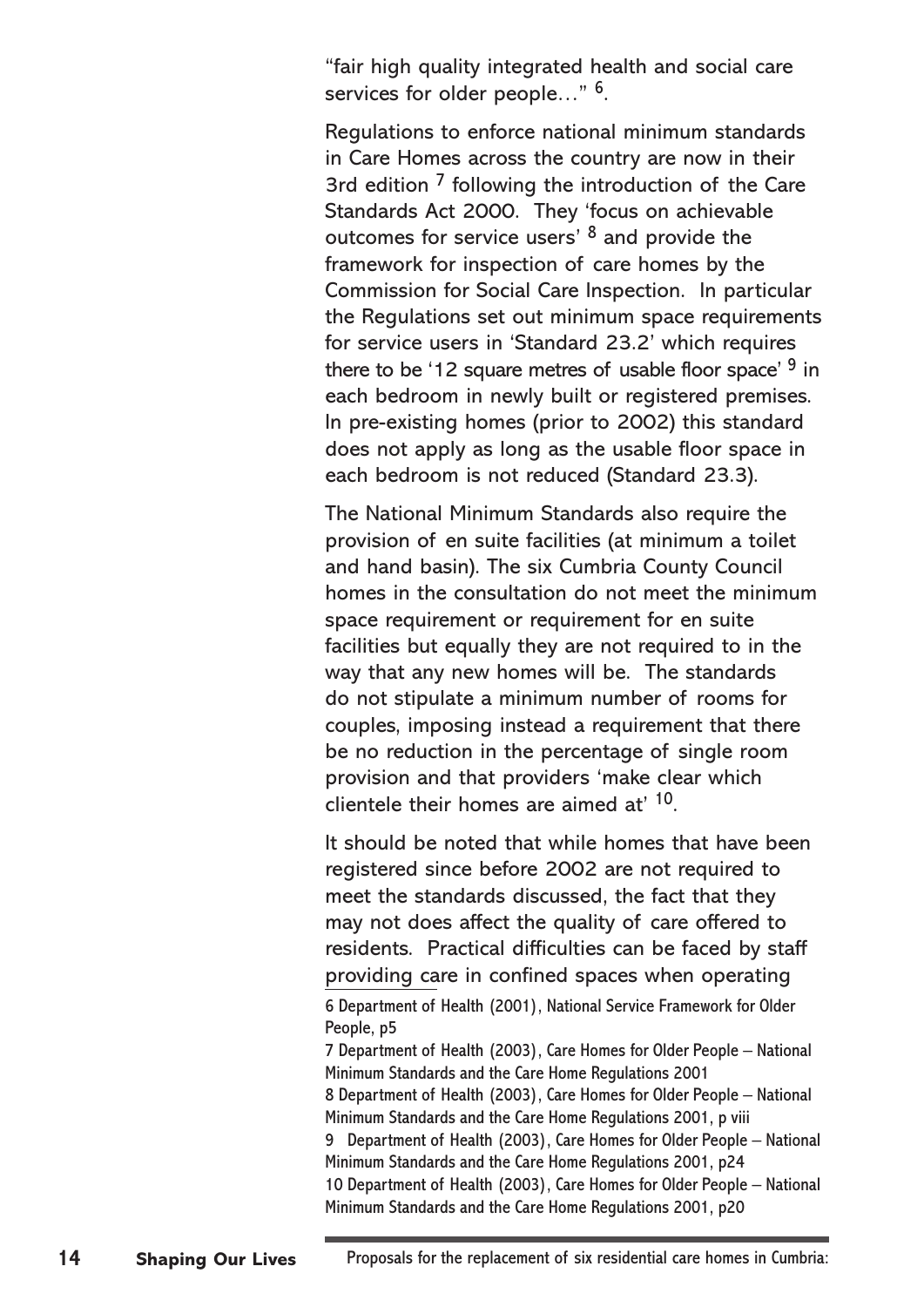"fair high quality integrated health and social care services for older people…" [6].

Regulations to enforce national minimum standards in Care Homes across the country are now in their 3rd edition [7] following the introduction of the Care Standards Act 2000. They 'focus on achievable outcomes for service users' [8] and provide the framework for inspection of care homes by the Commission for Social Care Inspection. In particular the Regulations set out minimum space requirements for service users in 'Standard 23.2' which requires there to be '12 square metres of usable floor space' [9] in each bedroom in newly built or registered premises. In pre-existing homes (prior to 2002) this standard does not apply as long as the usable floor space in each bedroom is not reduced (Standard 23.3).

The National Minimum Standards also require the provision of en suite facilities (at minimum a toilet and hand basin). The six Cumbria County Council homes in the consultation do not meet the minimum space requirement or requirement for en suite facilities but equally they are not required to in the way that any new homes will be. The standards do not stipulate a minimum number of rooms for couples, imposing instead a requirement that there be no reduction in the percentage of single room provision and that providers 'make clear which clientele their homes are aimed at' [10].

It should be noted that while homes that have been registered since before 2002 are not required to meet the standards discussed, the fact that they may not does affect the quality of care offered to residents. Practical difficulties can be faced by staff providing care in confined spaces when operating

6 Department of Health (2001), National Service Framework for Older People, p5

7 Department of Health (2003), Care Homes for Older People – National Minimum Standards and the Care Home Regulations 2001

8 Department of Health (2003), Care Homes for Older People – National Minimum Standards and the Care Home Regulations 2001, p viii

9 Department of Health (2003), Care Homes for Older People – National Minimum Standards and the Care Home Regulations 2001, p24

10 Department of Health (2003), Care Homes for Older People – National Minimum Standards and the Care Home Regulations 2001, p20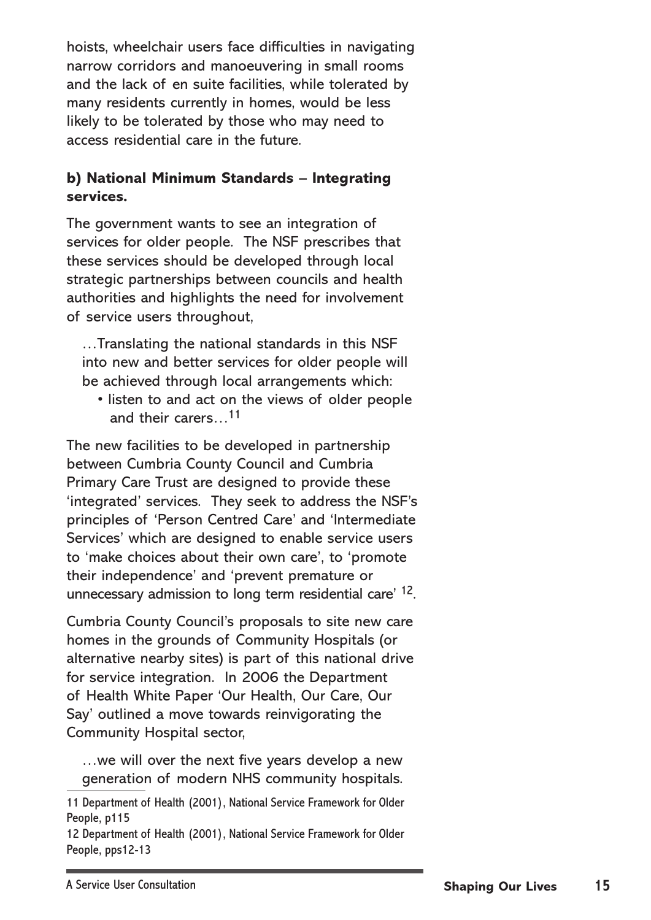hoists, wheelchair users face difficulties in navigating narrow corridors and manoeuvering in small rooms and the lack of en suite facilities, while tolerated by many residents currently in homes, would be less likely to be tolerated by those who may need to access residential care in the future.

**b) National Minimum Standards – Integrating services.**

The government wants to see an integration of services for older people. The NSF prescribes that these services should be developed through local strategic partnerships between councils and health authorities and highlights the need for involvement of service users throughout,

> …Translating the national standards in this NSF into new and better services for older people will be achieved through local arrangements which:
>
> - listen to and act on the views of older people and their carers…[11]

The new facilities to be developed in partnership between Cumbria County Council and Cumbria Primary Care Trust are designed to provide these 'integrated' services. They seek to address the NSF's principles of 'Person Centred Care' and 'Intermediate Services' which are designed to enable service users to 'make choices about their own care', to 'promote their independence' and 'prevent premature or unnecessary admission to long term residential care' [12].

Cumbria County Council's proposals to site new care homes in the grounds of Community Hospitals (or alternative nearby sites) is part of this national drive for service integration. In 2006 the Department of Health White Paper 'Our Health, Our Care, Our Say' outlined a move towards reinvigorating the Community Hospital sector,

> …we will over the next five years develop a new generation of modern NHS community hospitals.

---

11 Department of Health (2001), National Service Framework for Older People, p115

12 Department of Health (2001), National Service Framework for Older People, pps12-13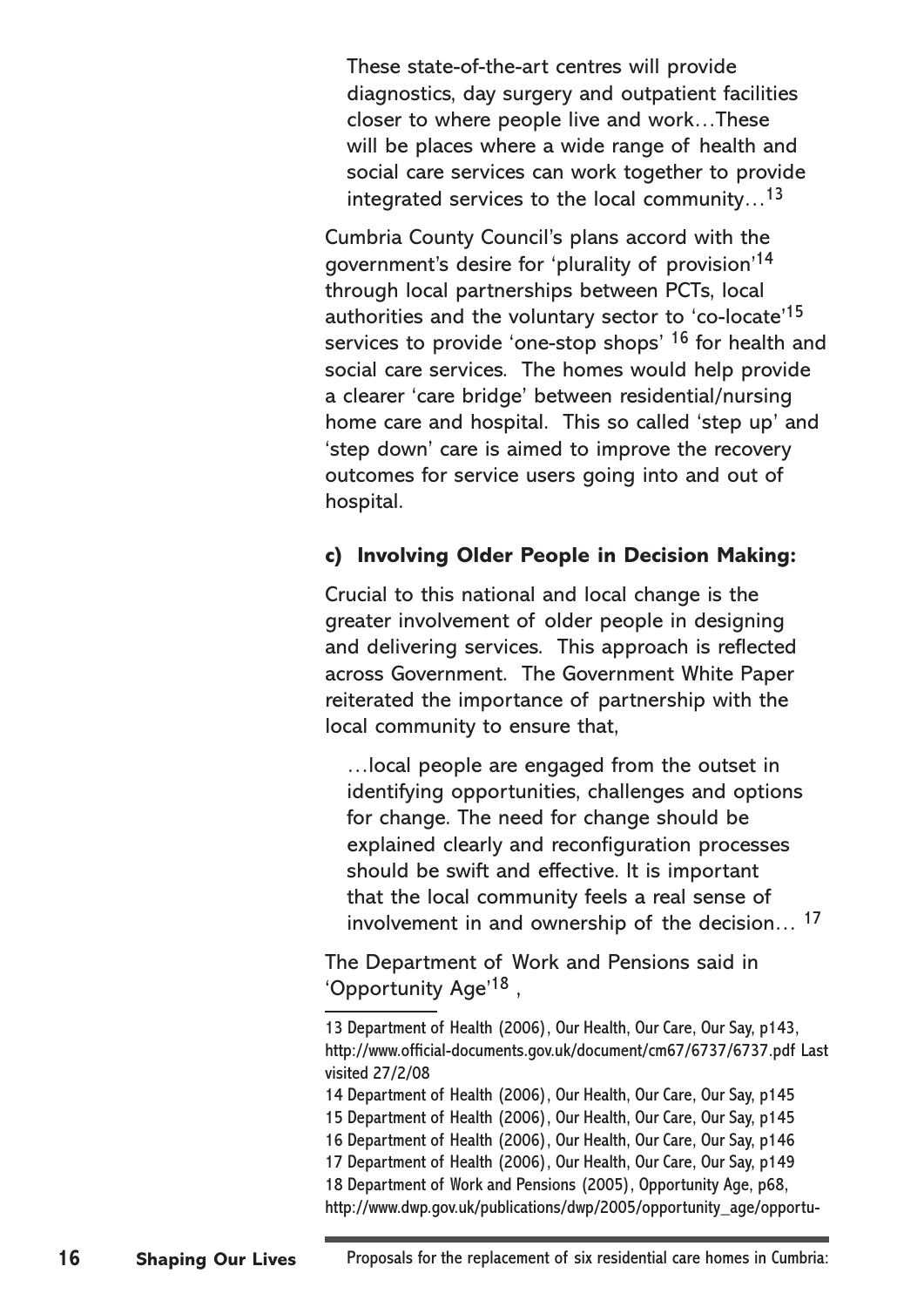> These state-of-the-art centres will provide diagnostics, day surgery and outpatient facilities closer to where people live and work…These will be places where a wide range of health and social care services can work together to provide integrated services to the local community…[13]

Cumbria County Council's plans accord with the government's desire for 'plurality of provision'[14] through local partnerships between PCTs, local authorities and the voluntary sector to 'co-locate'[15] services to provide 'one-stop shops' [16] for health and social care services. The homes would help provide a clearer 'care bridge' between residential/nursing home care and hospital. This so called 'step up' and 'step down' care is aimed to improve the recovery outcomes for service users going into and out of hospital.

### c) Involving Older People in Decision Making:

Crucial to this national and local change is the greater involvement of older people in designing and delivering services. This approach is reflected across Government. The Government White Paper reiterated the importance of partnership with the local community to ensure that,

> …local people are engaged from the outset in identifying opportunities, challenges and options for change. The need for change should be explained clearly and reconfiguration processes should be swift and effective. It is important that the local community feels a real sense of involvement in and ownership of the decision… [17]

The Department of Work and Pensions said in 'Opportunity Age'[18] ,

---

13 Department of Health (2006), Our Health, Our Care, Our Say, p143, http://www.official-documents.gov.uk/document/cm67/6737/6737.pdf Last visited 27/2/08

14 Department of Health (2006), Our Health, Our Care, Our Say, p145

15 Department of Health (2006), Our Health, Our Care, Our Say, p145

16 Department of Health (2006), Our Health, Our Care, Our Say, p146

17 Department of Health (2006), Our Health, Our Care, Our Say, p149

18 Department of Work and Pensions (2005), Opportunity Age, p68, http://www.dwp.gov.uk/publications/dwp/2005/opportunity_age/opportu-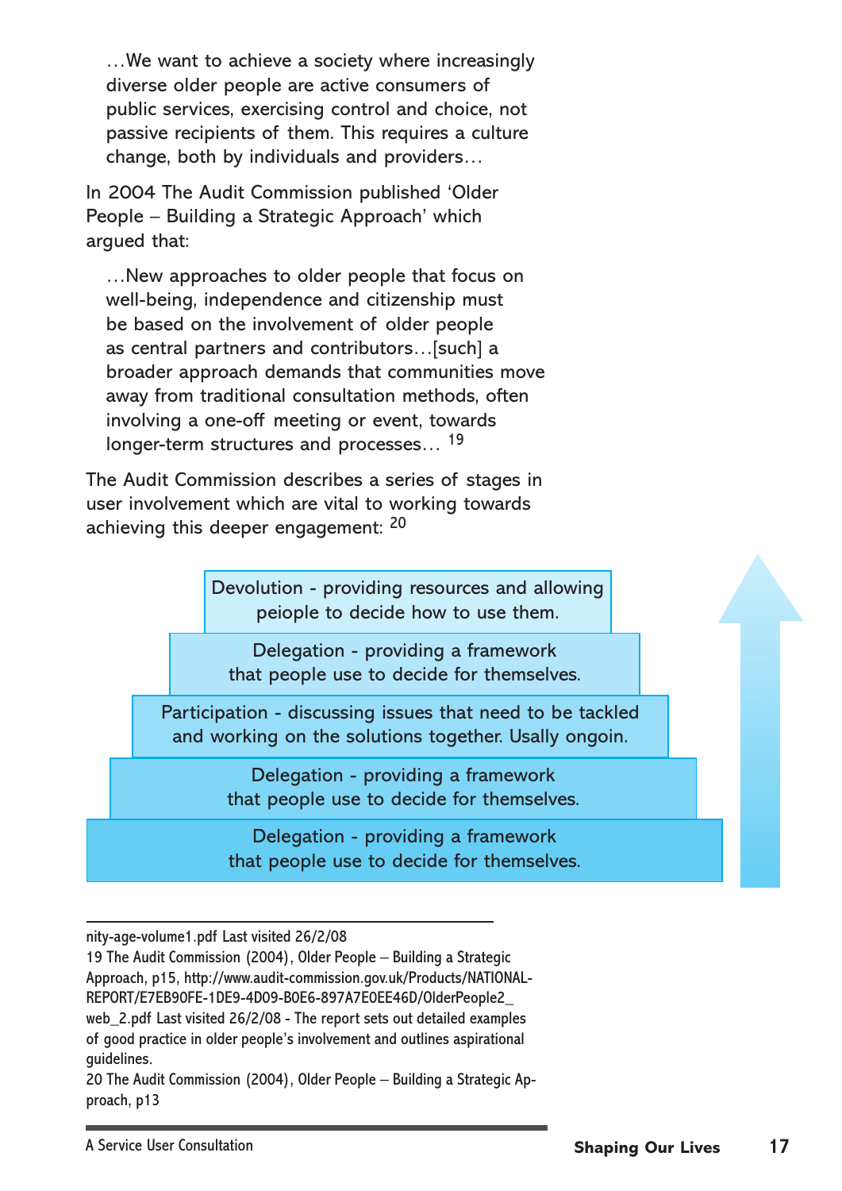…We want to achieve a society where increasingly diverse older people are active consumers of public services, exercising control and choice, not passive recipients of them. This requires a culture change, both by individuals and providers…

In 2004 The Audit Commission published 'Older People – Building a Strategic Approach' which argued that:

…New approaches to older people that focus on well-being, independence and citizenship must be based on the involvement of older people as central partners and contributors…[such] a broader approach demands that communities move away from traditional consultation methods, often involving a one-off meeting or event, towards longer-term structures and processes… [19]

The Audit Commission describes a series of stages in user involvement which are vital to working towards achieving this deeper engagement: [20]

Devolution - providing resources and allowing peiople to decide how to use them.

Delegation - providing a framework that people use to decide for themselves.

Participation - discussing issues that need to be tackled and working on the solutions together. Usally ongoin.

Delegation - providing a framework that people use to decide for themselves.

Delegation - providing a framework that people use to decide for themselves.

---

nity-age-volume1.pdf Last visited 26/2/08

19 The Audit Commission (2004), Older People – Building a Strategic Approach, p15, http://www.audit-commission.gov.uk/Products/NATIONAL-REPORT/E7EB90FE-1DE9-4D09-B0E6-897A7E0EE46D/OlderPeople2_web_2.pdf Last visited 26/2/08 - The report sets out detailed examples of good practice in older people's involvement and outlines aspirational guidelines.

20 The Audit Commission (2004), Older People – Building a Strategic Approach, p13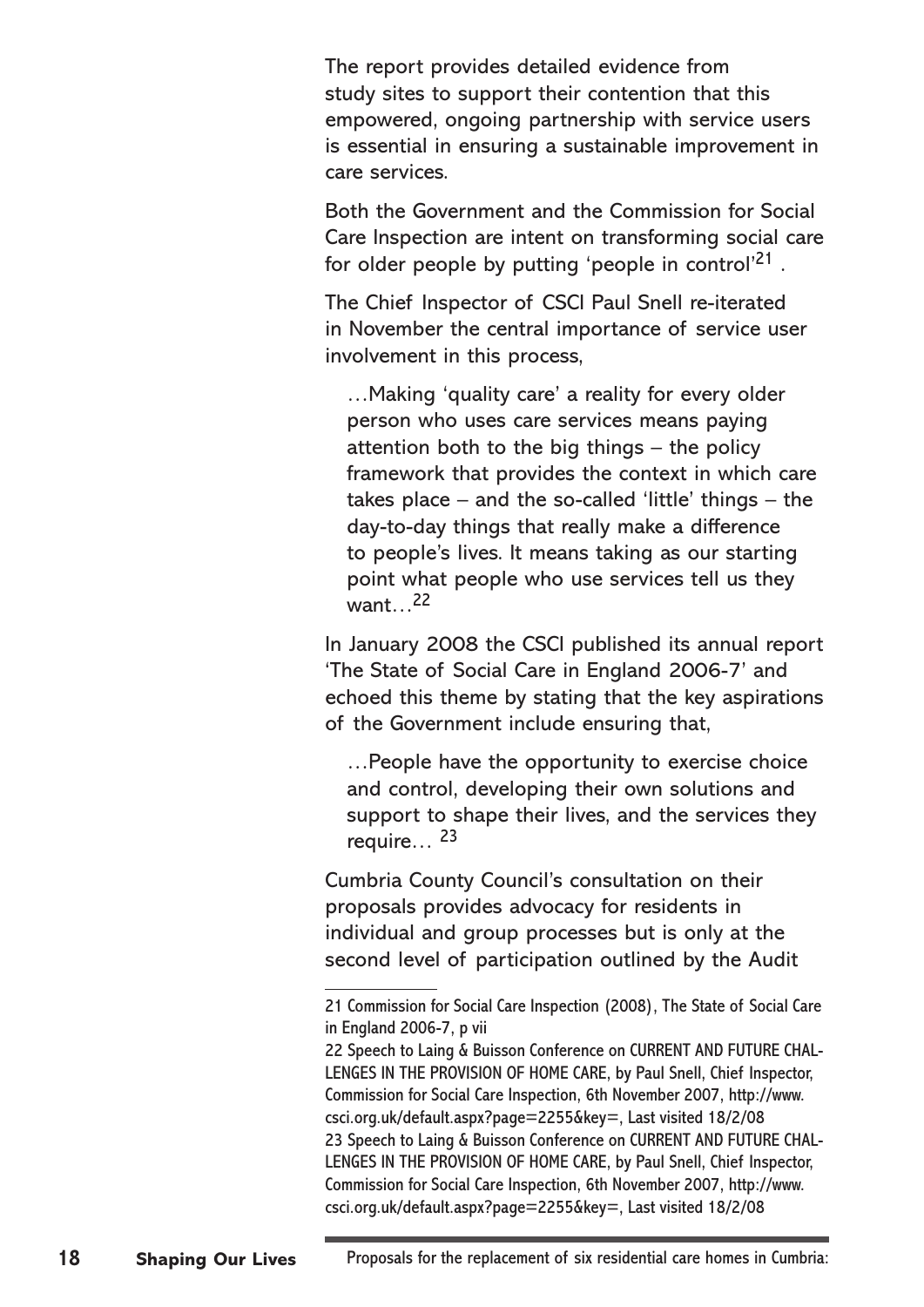The report provides detailed evidence from study sites to support their contention that this empowered, ongoing partnership with service users is essential in ensuring a sustainable improvement in care services.

Both the Government and the Commission for Social Care Inspection are intent on transforming social care for older people by putting 'people in control'[21] .

The Chief Inspector of CSCI Paul Snell re-iterated in November the central importance of service user involvement in this process,

> …Making 'quality care' a reality for every older person who uses care services means paying attention both to the big things – the policy framework that provides the context in which care takes place – and the so-called 'little' things – the day-to-day things that really make a difference to people's lives. It means taking as our starting point what people who use services tell us they want…[22]

In January 2008 the CSCI published its annual report 'The State of Social Care in England 2006-7' and echoed this theme by stating that the key aspirations of the Government include ensuring that,

> …People have the opportunity to exercise choice and control, developing their own solutions and support to shape their lives, and the services they require… [23]

Cumbria County Council's consultation on their proposals provides advocacy for residents in individual and group processes but is only at the second level of participation outlined by the Audit

---

21 Commission for Social Care Inspection (2008), The State of Social Care in England 2006-7, p vii

22 Speech to Laing & Buisson Conference on CURRENT AND FUTURE CHALLENGES IN THE PROVISION OF HOME CARE, by Paul Snell, Chief Inspector, Commission for Social Care Inspection, 6th November 2007, http://www.csci.org.uk/default.aspx?page=2255&key=, Last visited 18/2/08

23 Speech to Laing & Buisson Conference on CURRENT AND FUTURE CHALLENGES IN THE PROVISION OF HOME CARE, by Paul Snell, Chief Inspector, Commission for Social Care Inspection, 6th November 2007, http://www.csci.org.uk/default.aspx?page=2255&key=, Last visited 18/2/08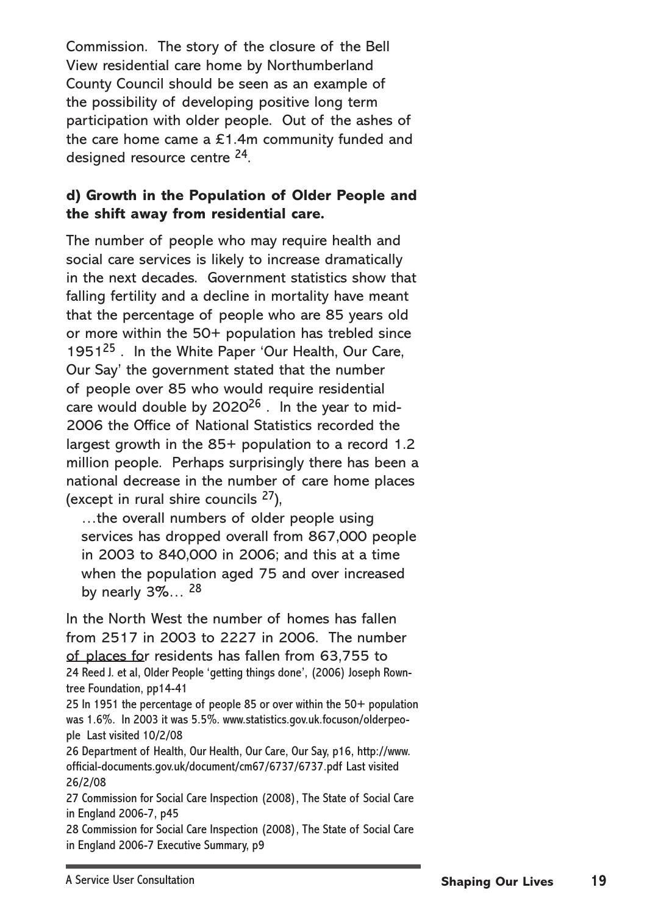Commission. The story of the closure of the Bell View residential care home by Northumberland County Council should be seen as an example of the possibility of developing positive long term participation with older people. Out of the ashes of the care home came a £1.4m community funded and designed resource centre [24].

**d) Growth in the Population of Older People and the shift away from residential care.**

The number of people who may require health and social care services is likely to increase dramatically in the next decades. Government statistics show that falling fertility and a decline in mortality have meant that the percentage of people who are 85 years old or more within the 50+ population has trebled since 1951[25]. In the White Paper 'Our Health, Our Care, Our Say' the government stated that the number of people over 85 who would require residential care would double by 2020[26]. In the year to mid-2006 the Office of National Statistics recorded the largest growth in the 85+ population to a record 1.2 million people. Perhaps surprisingly there has been a national decrease in the number of care home places (except in rural shire councils [27]),

> …the overall numbers of older people using services has dropped overall from 867,000 people in 2003 to 840,000 in 2006; and this at a time when the population aged 75 and over increased by nearly 3%… [28]

In the North West the number of homes has fallen from 2517 in 2003 to 2227 in 2006. The number of places for residents has fallen from 63,755 to

24 Reed J. et al, Older People 'getting things done', (2006) Joseph Rowntree Foundation, pp14-41

25 In 1951 the percentage of people 85 or over within the 50+ population was 1.6%. In 2003 it was 5.5%. www.statistics.gov.uk.focuson/olderpeople Last visited 10/2/08

26 Department of Health, Our Health, Our Care, Our Say, p16, http://www.official-documents.gov.uk/document/cm67/6737/6737.pdf Last visited 26/2/08

27 Commission for Social Care Inspection (2008), The State of Social Care in England 2006-7, p45

28 Commission for Social Care Inspection (2008), The State of Social Care in England 2006-7 Executive Summary, p9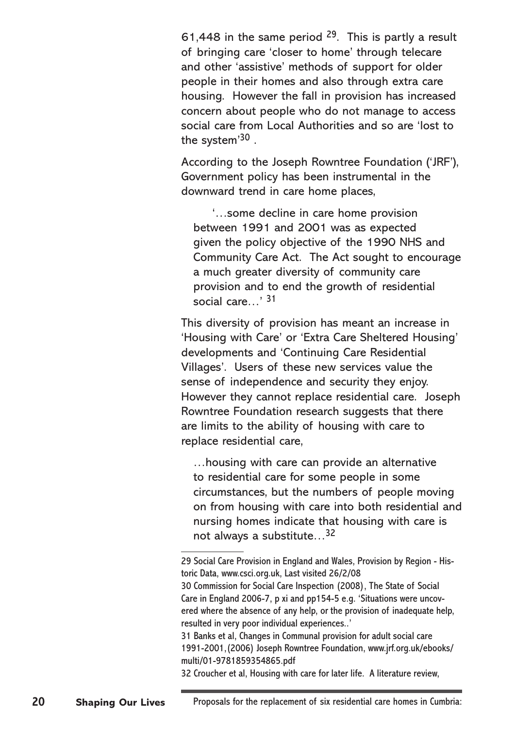61,448 in the same period [29]. This is partly a result of bringing care 'closer to home' through telecare and other 'assistive' methods of support for older people in their homes and also through extra care housing. However the fall in provision has increased concern about people who do not manage to access social care from Local Authorities and so are 'lost to the system'[30] .

According to the Joseph Rowntree Foundation ('JRF'), Government policy has been instrumental in the downward trend in care home places,

> '…some decline in care home provision between 1991 and 2001 was as expected given the policy objective of the 1990 NHS and Community Care Act. The Act sought to encourage a much greater diversity of community care provision and to end the growth of residential social care…' [31]

This diversity of provision has meant an increase in 'Housing with Care' or 'Extra Care Sheltered Housing' developments and 'Continuing Care Residential Villages'. Users of these new services value the sense of independence and security they enjoy. However they cannot replace residential care. Joseph Rowntree Foundation research suggests that there are limits to the ability of housing with care to replace residential care,

> …housing with care can provide an alternative to residential care for some people in some circumstances, but the numbers of people moving on from housing with care into both residential and nursing homes indicate that housing with care is not always a substitute…[32]

---

29 Social Care Provision in England and Wales, Provision by Region - Historic Data, www.csci.org.uk, Last visited 26/2/08

30 Commission for Social Care Inspection (2008), The State of Social Care in England 2006-7, p xi and pp154-5 e.g. 'Situations were uncovered where the absence of any help, or the provision of inadequate help, resulted in very poor individual experiences..'

31 Banks et al, Changes in Communal provision for adult social care 1991-2001,(2006) Joseph Rowntree Foundation, www.jrf.org.uk/ebooks/multi/01-9781859354865.pdf

32 Croucher et al, Housing with care for later life. A literature review,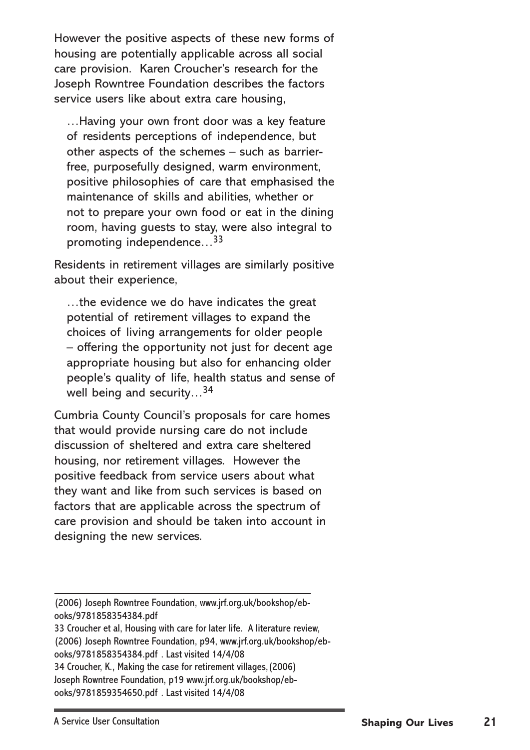However the positive aspects of these new forms of housing are potentially applicable across all social care provision. Karen Croucher's research for the Joseph Rowntree Foundation describes the factors service users like about extra care housing,

> …Having your own front door was a key feature of residents perceptions of independence, but other aspects of the schemes – such as barrier-free, purposefully designed, warm environment, positive philosophies of care that emphasised the maintenance of skills and abilities, whether or not to prepare your own food or eat in the dining room, having guests to stay, were also integral to promoting independence…[33]

Residents in retirement villages are similarly positive about their experience,

> …the evidence we do have indicates the great potential of retirement villages to expand the choices of living arrangements for older people – offering the opportunity not just for decent age appropriate housing but also for enhancing older people's quality of life, health status and sense of well being and security…[34]

Cumbria County Council's proposals for care homes that would provide nursing care do not include discussion of sheltered and extra care sheltered housing, nor retirement villages. However the positive feedback from service users about what they want and like from such services is based on factors that are applicable across the spectrum of care provision and should be taken into account in designing the new services.

---

(2006) Joseph Rowntree Foundation, www.jrf.org.uk/bookshop/ebooks/9781858354384.pdf

33 Croucher et al, Housing with care for later life. A literature review, (2006) Joseph Rowntree Foundation, p94, www.jrf.org.uk/bookshop/ebooks/9781858354384.pdf . Last visited 14/4/08

34 Croucher, K., Making the case for retirement villages, (2006) Joseph Rowntree Foundation, p19 www.jrf.org.uk/bookshop/ebooks/9781859354650.pdf . Last visited 14/4/08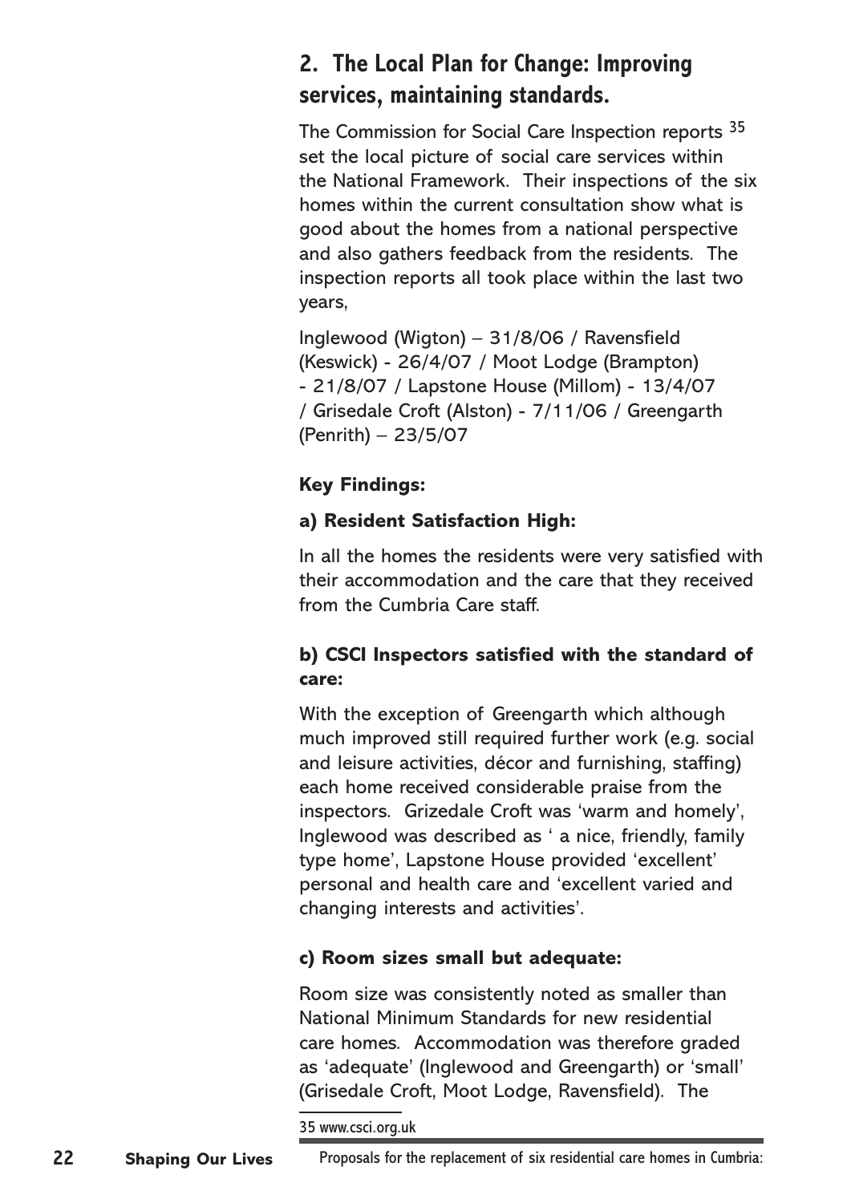## 2. The Local Plan for Change: Improving services, maintaining standards.

The Commission for Social Care Inspection reports [35] set the local picture of social care services within the National Framework. Their inspections of the six homes within the current consultation show what is good about the homes from a national perspective and also gathers feedback from the residents. The inspection reports all took place within the last two years,

Inglewood (Wigton) – 31/8/06 / Ravensfield (Keswick) - 26/4/07 / Moot Lodge (Brampton) - 21/8/07 / Lapstone House (Millom) - 13/4/07 / Grisedale Croft (Alston) - 7/11/06 / Greengarth (Penrith) – 23/5/07

**Key Findings:**

**a) Resident Satisfaction High:**

In all the homes the residents were very satisfied with their accommodation and the care that they received from the Cumbria Care staff.

**b) CSCI Inspectors satisfied with the standard of care:**

With the exception of Greengarth which although much improved still required further work (e.g. social and leisure activities, décor and furnishing, staffing) each home received considerable praise from the inspectors. Grizedale Croft was 'warm and homely', Inglewood was described as ' a nice, friendly, family type home', Lapstone House provided 'excellent' personal and health care and 'excellent varied and changing interests and activities'.

**c) Room sizes small but adequate:**

Room size was consistently noted as smaller than National Minimum Standards for new residential care homes. Accommodation was therefore graded as 'adequate' (Inglewood and Greengarth) or 'small' (Grisedale Croft, Moot Lodge, Ravensfield). The

35 www.csci.org.uk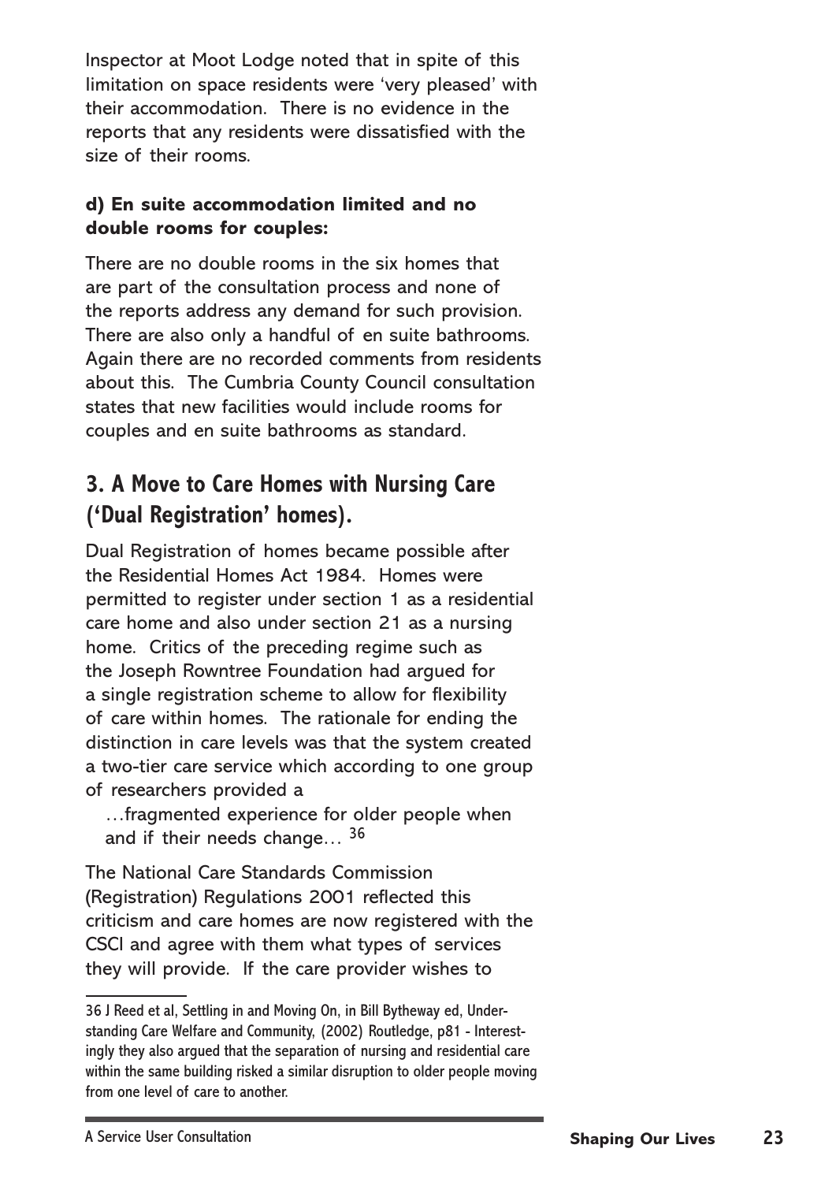Inspector at Moot Lodge noted that in spite of this limitation on space residents were 'very pleased' with their accommodation. There is no evidence in the reports that any residents were dissatisfied with the size of their rooms.

**d) En suite accommodation limited and no double rooms for couples:**

There are no double rooms in the six homes that are part of the consultation process and none of the reports address any demand for such provision. There are also only a handful of en suite bathrooms. Again there are no recorded comments from residents about this. The Cumbria County Council consultation states that new facilities would include rooms for couples and en suite bathrooms as standard.

## 3. A Move to Care Homes with Nursing Care ('Dual Registration' homes).

Dual Registration of homes became possible after the Residential Homes Act 1984. Homes were permitted to register under section 1 as a residential care home and also under section 21 as a nursing home. Critics of the preceding regime such as the Joseph Rowntree Foundation had argued for a single registration scheme to allow for flexibility of care within homes. The rationale for ending the distinction in care levels was that the system created a two-tier care service which according to one group of researchers provided a

> …fragmented experience for older people when and if their needs change… [36]

The National Care Standards Commission (Registration) Regulations 2001 reflected this criticism and care homes are now registered with the CSCI and agree with them what types of services they will provide. If the care provider wishes to

---

36 J Reed et al, Settling in and Moving On, in Bill Bytheway ed, Understanding Care Welfare and Community, (2002) Routledge, p81 - Interestingly they also argued that the separation of nursing and residential care within the same building risked a similar disruption to older people moving from one level of care to another.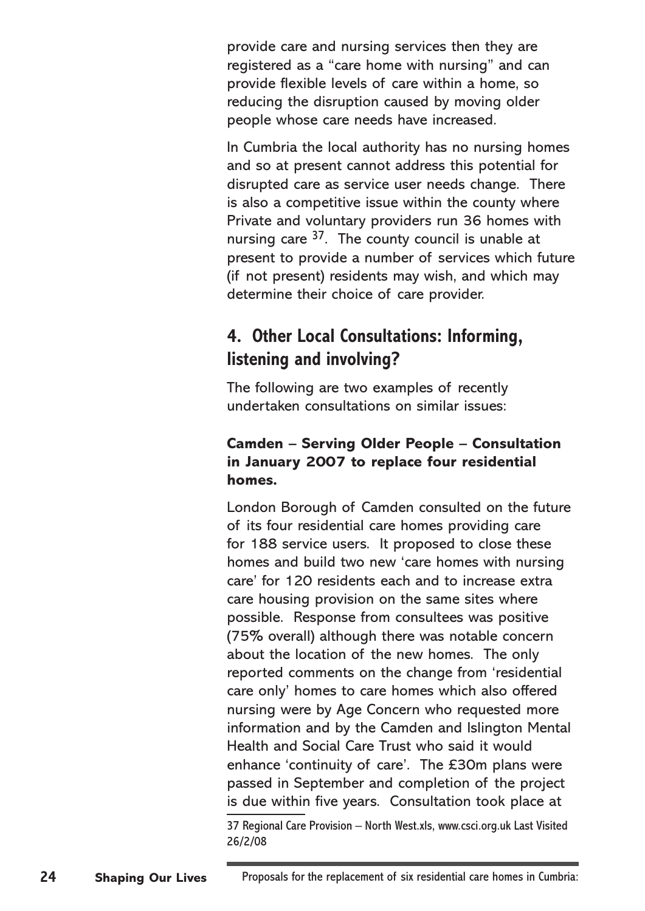provide care and nursing services then they are registered as a "care home with nursing" and can provide flexible levels of care within a home, so reducing the disruption caused by moving older people whose care needs have increased.

In Cumbria the local authority has no nursing homes and so at present cannot address this potential for disrupted care as service user needs change. There is also a competitive issue within the county where Private and voluntary providers run 36 homes with nursing care [37]. The county council is unable at present to provide a number of services which future (if not present) residents may wish, and which may determine their choice of care provider.

## 4. Other Local Consultations: Informing, listening and involving?

The following are two examples of recently undertaken consultations on similar issues:

**Camden – Serving Older People – Consultation in January 2007 to replace four residential homes.**

London Borough of Camden consulted on the future of its four residential care homes providing care for 188 service users. It proposed to close these homes and build two new 'care homes with nursing care' for 120 residents each and to increase extra care housing provision on the same sites where possible. Response from consultees was positive (75% overall) although there was notable concern about the location of the new homes. The only reported comments on the change from 'residential care only' homes to care homes which also offered nursing were by Age Concern who requested more information and by the Camden and Islington Mental Health and Social Care Trust who said it would enhance 'continuity of care'. The £30m plans were passed in September and completion of the project is due within five years. Consultation took place at

37 Regional Care Provision – North West.xls, www.csci.org.uk Last Visited 26/2/08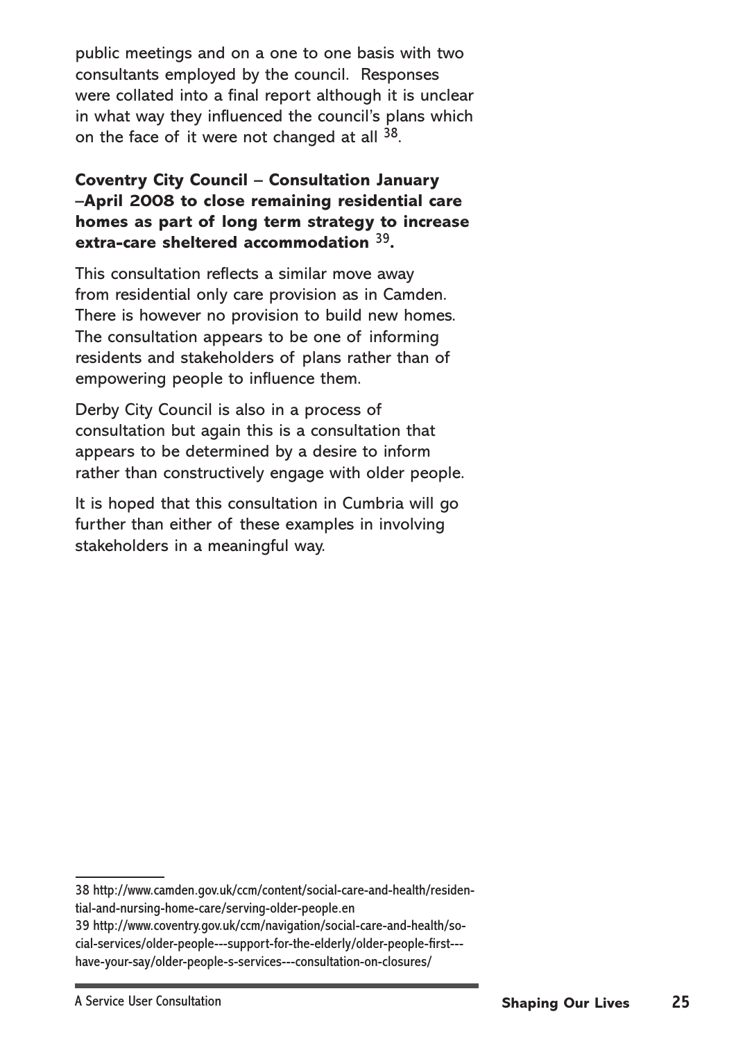public meetings and on a one to one basis with two consultants employed by the council. Responses were collated into a final report although it is unclear in what way they influenced the council's plans which on the face of it were not changed at all [38].

**Coventry City Council – Consultation January –April 2008 to close remaining residential care homes as part of long term strategy to increase extra-care sheltered accommodation [39].**

This consultation reflects a similar move away from residential only care provision as in Camden. There is however no provision to build new homes. The consultation appears to be one of informing residents and stakeholders of plans rather than of empowering people to influence them.

Derby City Council is also in a process of consultation but again this is a consultation that appears to be determined by a desire to inform rather than constructively engage with older people.

It is hoped that this consultation in Cumbria will go further than either of these examples in involving stakeholders in a meaningful way.

---

38 http://www.camden.gov.uk/ccm/content/social-care-and-health/residential-and-nursing-home-care/serving-older-people.en

39 http://www.coventry.gov.uk/ccm/navigation/social-care-and-health/social-services/older-people---support-for-the-elderly/older-people-first---have-your-say/older-people-s-services---consultation-on-closures/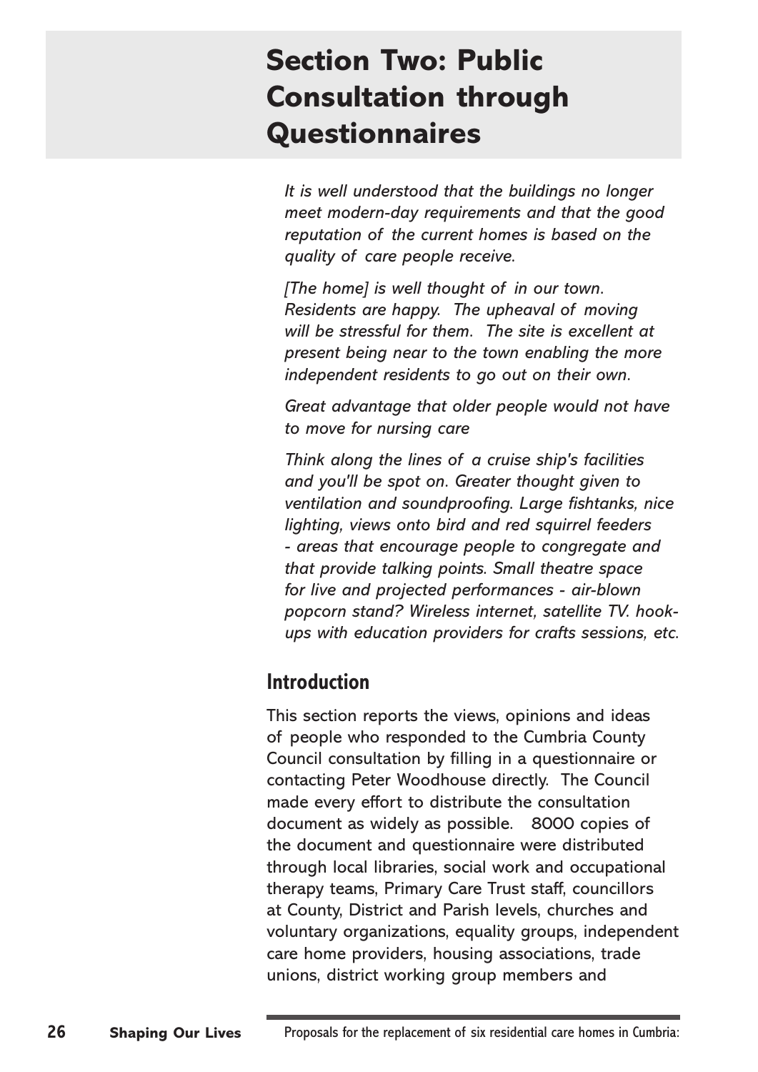# Section Two: Public Consultation through Questionnaires

*It is well understood that the buildings no longer meet modern-day requirements and that the good reputation of the current homes is based on the quality of care people receive.*

*[The home] is well thought of in our town. Residents are happy. The upheaval of moving will be stressful for them. The site is excellent at present being near to the town enabling the more independent residents to go out on their own.*

*Great advantage that older people would not have to move for nursing care*

*Think along the lines of a cruise ship's facilities and you'll be spot on. Greater thought given to ventilation and soundproofing. Large fishtanks, nice lighting, views onto bird and red squirrel feeders - areas that encourage people to congregate and that provide talking points. Small theatre space for live and projected performances - air-blown popcorn stand? Wireless internet, satellite TV. hook-ups with education providers for crafts sessions, etc.*

## Introduction

This section reports the views, opinions and ideas of people who responded to the Cumbria County Council consultation by filling in a questionnaire or contacting Peter Woodhouse directly. The Council made every effort to distribute the consultation document as widely as possible. 8000 copies of the document and questionnaire were distributed through local libraries, social work and occupational therapy teams, Primary Care Trust staff, councillors at County, District and Parish levels, churches and voluntary organizations, equality groups, independent care home providers, housing associations, trade unions, district working group members and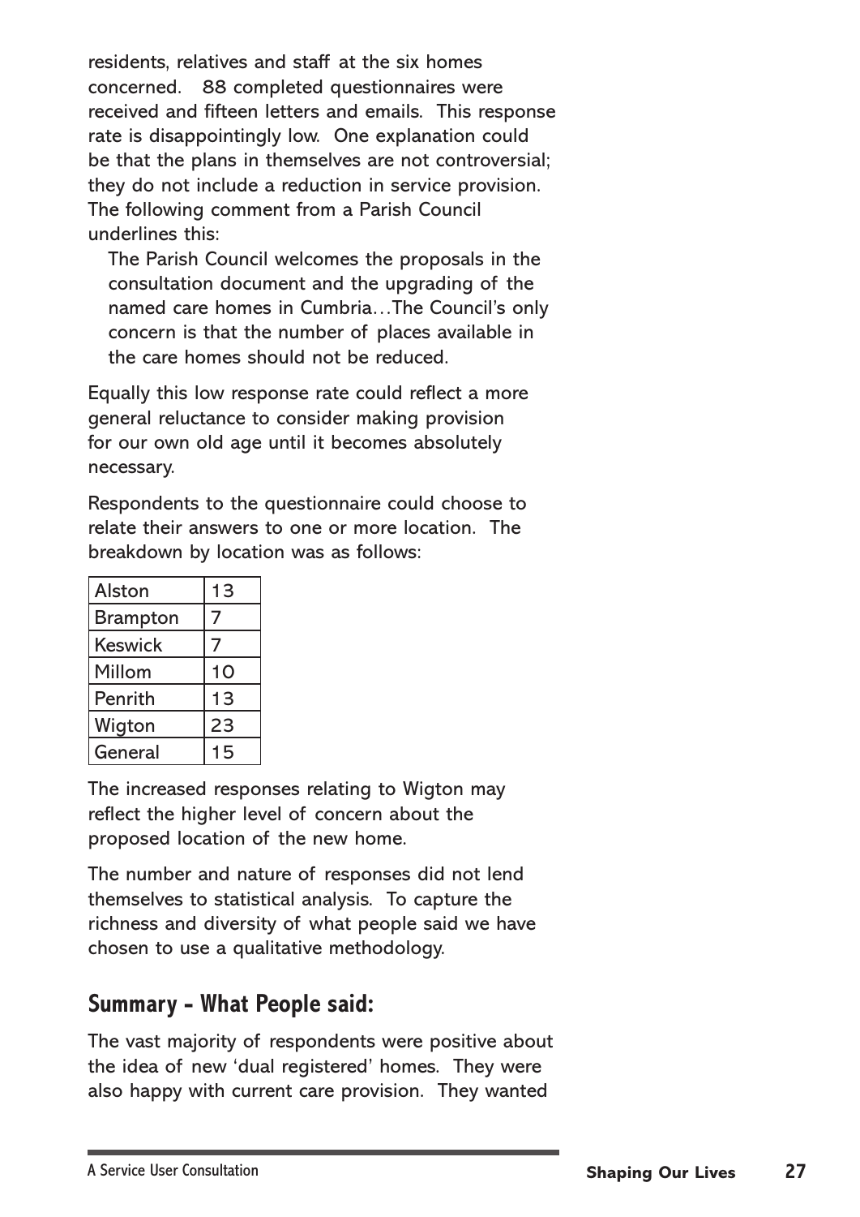residents, relatives and staff at the six homes concerned. 88 completed questionnaires were received and fifteen letters and emails. This response rate is disappointingly low. One explanation could be that the plans in themselves are not controversial; they do not include a reduction in service provision. The following comment from a Parish Council underlines this:

> The Parish Council welcomes the proposals in the consultation document and the upgrading of the named care homes in Cumbria…The Council's only concern is that the number of places available in the care homes should not be reduced.

Equally this low response rate could reflect a more general reluctance to consider making provision for our own old age until it becomes absolutely necessary.

Respondents to the questionnaire could choose to relate their answers to one or more location. The breakdown by location was as follows:

| Location | Responses |
|---|---|
| Alston | 13 |
| Brampton | 7 |
| Keswick | 7 |
| Millom | 10 |
| Penrith | 13 |
| Wigton | 23 |
| General | 15 |

The increased responses relating to Wigton may reflect the higher level of concern about the proposed location of the new home.

The number and nature of responses did not lend themselves to statistical analysis. To capture the richness and diversity of what people said we have chosen to use a qualitative methodology.

## Summary - What People said:

The vast majority of respondents were positive about the idea of new 'dual registered' homes. They were also happy with current care provision. They wanted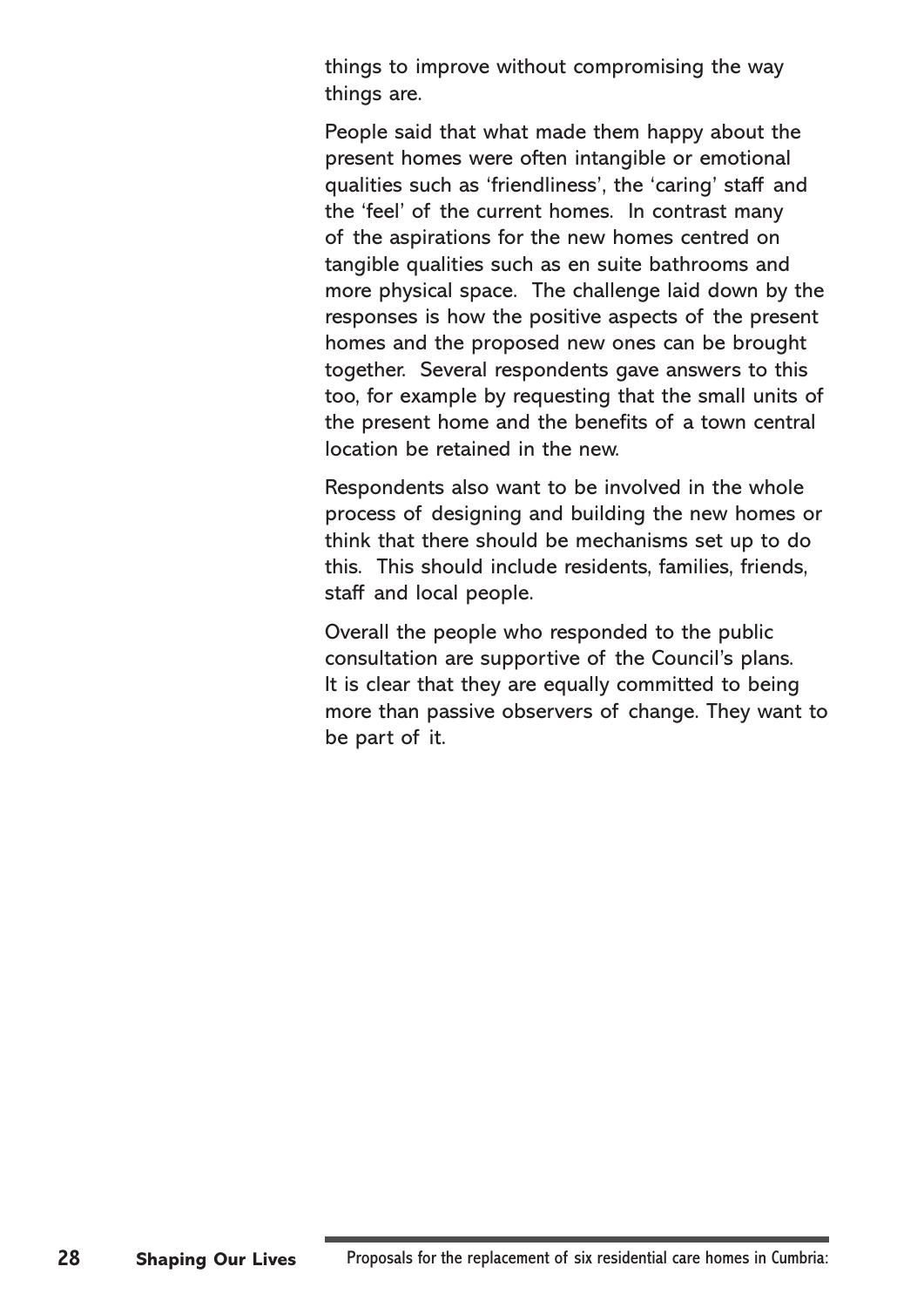things to improve without compromising the way things are.

People said that what made them happy about the present homes were often intangible or emotional qualities such as 'friendliness', the 'caring' staff and the 'feel' of the current homes. In contrast many of the aspirations for the new homes centred on tangible qualities such as en suite bathrooms and more physical space. The challenge laid down by the responses is how the positive aspects of the present homes and the proposed new ones can be brought together. Several respondents gave answers to this too, for example by requesting that the small units of the present home and the benefits of a town central location be retained in the new.

Respondents also want to be involved in the whole process of designing and building the new homes or think that there should be mechanisms set up to do this. This should include residents, families, friends, staff and local people.

Overall the people who responded to the public consultation are supportive of the Council's plans. It is clear that they are equally committed to being more than passive observers of change. They want to be part of it.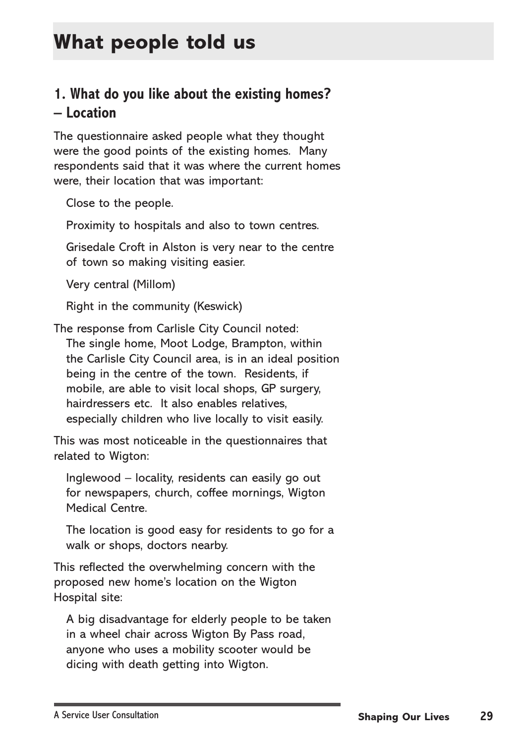# What people told us

## 1. What do you like about the existing homes? – Location

The questionnaire asked people what they thought were the good points of the existing homes. Many respondents said that it was where the current homes were, their location that was important:

> Close to the people.
>
> Proximity to hospitals and also to town centres.
>
> Grisedale Croft in Alston is very near to the centre of town so making visiting easier.
>
> Very central (Millom)
>
> Right in the community (Keswick)

The response from Carlisle City Council noted:

> The single home, Moot Lodge, Brampton, within the Carlisle City Council area, is in an ideal position being in the centre of the town. Residents, if mobile, are able to visit local shops, GP surgery, hairdressers etc. It also enables relatives, especially children who live locally to visit easily.

This was most noticeable in the questionnaires that related to Wigton:

> Inglewood – locality, residents can easily go out for newspapers, church, coffee mornings, Wigton Medical Centre.
>
> The location is good easy for residents to go for a walk or shops, doctors nearby.

This reflected the overwhelming concern with the proposed new home's location on the Wigton Hospital site:

> A big disadvantage for elderly people to be taken in a wheel chair across Wigton By Pass road, anyone who uses a mobility scooter would be dicing with death getting into Wigton.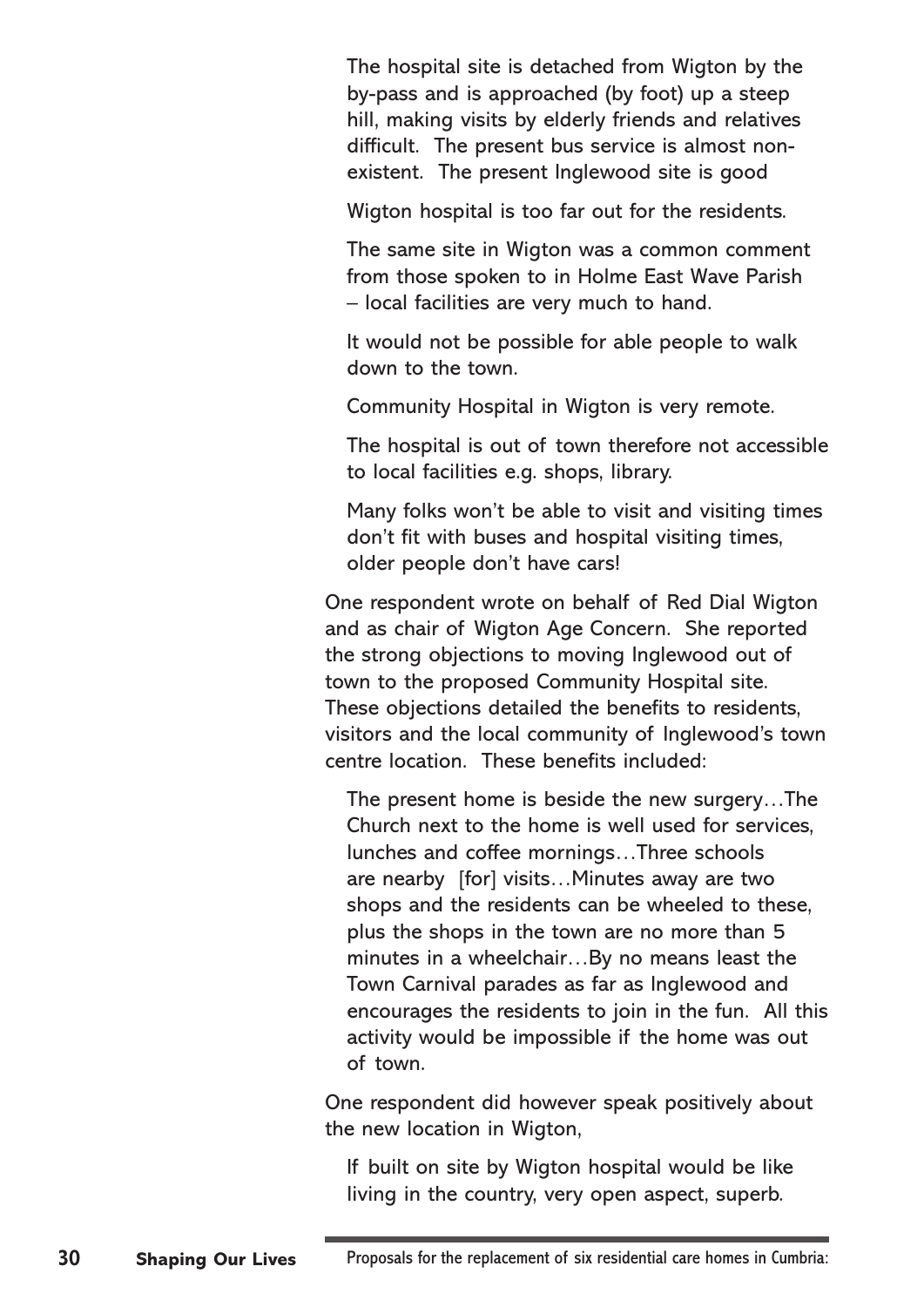> The hospital site is detached from Wigton by the by-pass and is approached (by foot) up a steep hill, making visits by elderly friends and relatives difficult. The present bus service is almost non-existent. The present Inglewood site is good

> Wigton hospital is too far out for the residents.

> The same site in Wigton was a common comment from those spoken to in Holme East Wave Parish – local facilities are very much to hand.

> It would not be possible for able people to walk down to the town.

> Community Hospital in Wigton is very remote.

> The hospital is out of town therefore not accessible to local facilities e.g. shops, library.

> Many folks won't be able to visit and visiting times don't fit with buses and hospital visiting times, older people don't have cars!

One respondent wrote on behalf of Red Dial Wigton and as chair of Wigton Age Concern. She reported the strong objections to moving Inglewood out of town to the proposed Community Hospital site. These objections detailed the benefits to residents, visitors and the local community of Inglewood's town centre location. These benefits included:

> The present home is beside the new surgery…The Church next to the home is well used for services, lunches and coffee mornings…Three schools are nearby [for] visits…Minutes away are two shops and the residents can be wheeled to these, plus the shops in the town are no more than 5 minutes in a wheelchair…By no means least the Town Carnival parades as far as Inglewood and encourages the residents to join in the fun. All this activity would be impossible if the home was out of town.

One respondent did however speak positively about the new location in Wigton,

> If built on site by Wigton hospital would be like living in the country, very open aspect, superb.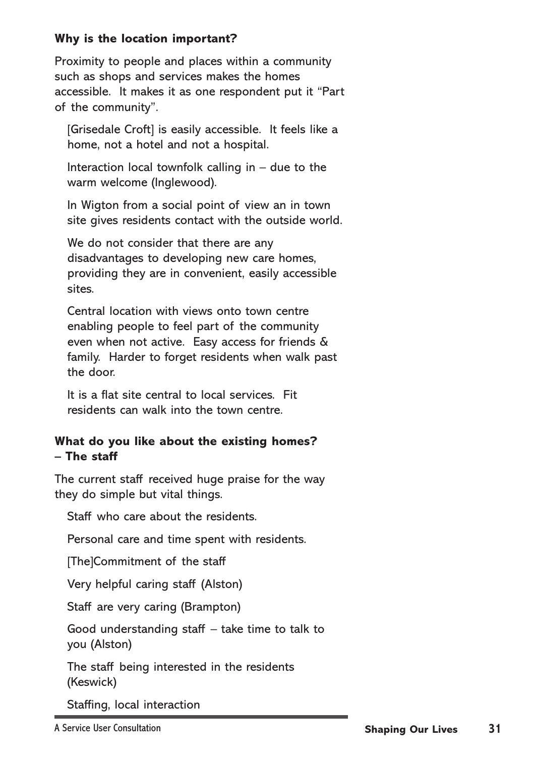**Why is the location important?**

Proximity to people and places within a community such as shops and services makes the homes accessible. It makes it as one respondent put it "Part of the community".

> [Grisedale Croft] is easily accessible. It feels like a home, not a hotel and not a hospital.
>
> Interaction local townfolk calling in – due to the warm welcome (Inglewood).
>
> In Wigton from a social point of view an in town site gives residents contact with the outside world.
>
> We do not consider that there are any disadvantages to developing new care homes, providing they are in convenient, easily accessible sites.
>
> Central location with views onto town centre enabling people to feel part of the community even when not active. Easy access for friends & family. Harder to forget residents when walk past the door.
>
> It is a flat site central to local services. Fit residents can walk into the town centre.

**What do you like about the existing homes? – The staff**

The current staff received huge praise for the way they do simple but vital things.

> Staff who care about the residents.
>
> Personal care and time spent with residents.
>
> [The]Commitment of the staff
>
> Very helpful caring staff (Alston)
>
> Staff are very caring (Brampton)
>
> Good understanding staff – take time to talk to you (Alston)
>
> The staff being interested in the residents (Keswick)
>
> Staffing, local interaction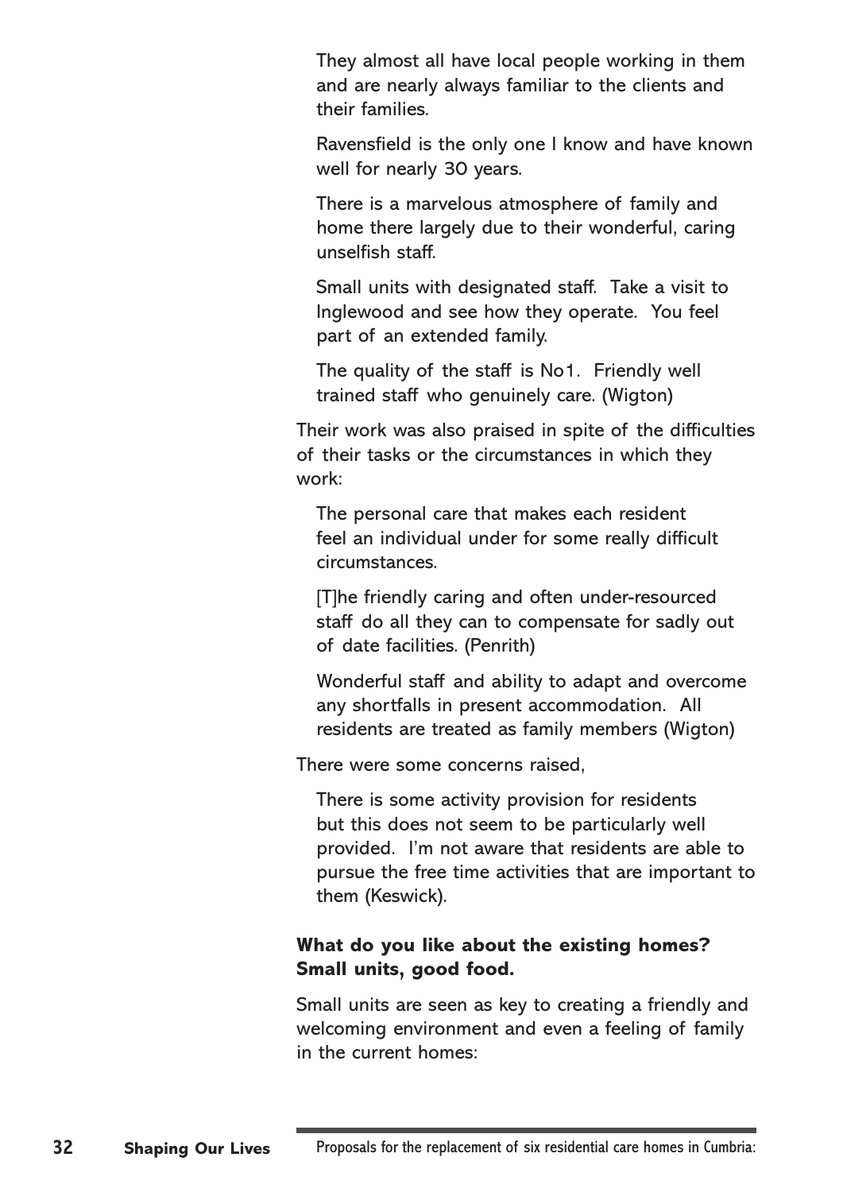> They almost all have local people working in them and are nearly always familiar to the clients and their families.
>
> Ravensfield is the only one I know and have known well for nearly 30 years.
>
> There is a marvelous atmosphere of family and home there largely due to their wonderful, caring unselfish staff.
>
> Small units with designated staff. Take a visit to Inglewood and see how they operate. You feel part of an extended family.
>
> The quality of the staff is No1. Friendly well trained staff who genuinely care. (Wigton)

Their work was also praised in spite of the difficulties of their tasks or the circumstances in which they work:

> The personal care that makes each resident feel an individual under for some really difficult circumstances.
>
> [T]he friendly caring and often under-resourced staff do all they can to compensate for sadly out of date facilities. (Penrith)
>
> Wonderful staff and ability to adapt and overcome any shortfalls in present accommodation. All residents are treated as family members (Wigton)

There were some concerns raised,

> There is some activity provision for residents but this does not seem to be particularly well provided. I'm not aware that residents are able to pursue the free time activities that are important to them (Keswick).

**What do you like about the existing homes? Small units, good food.**

Small units are seen as key to creating a friendly and welcoming environment and even a feeling of family in the current homes: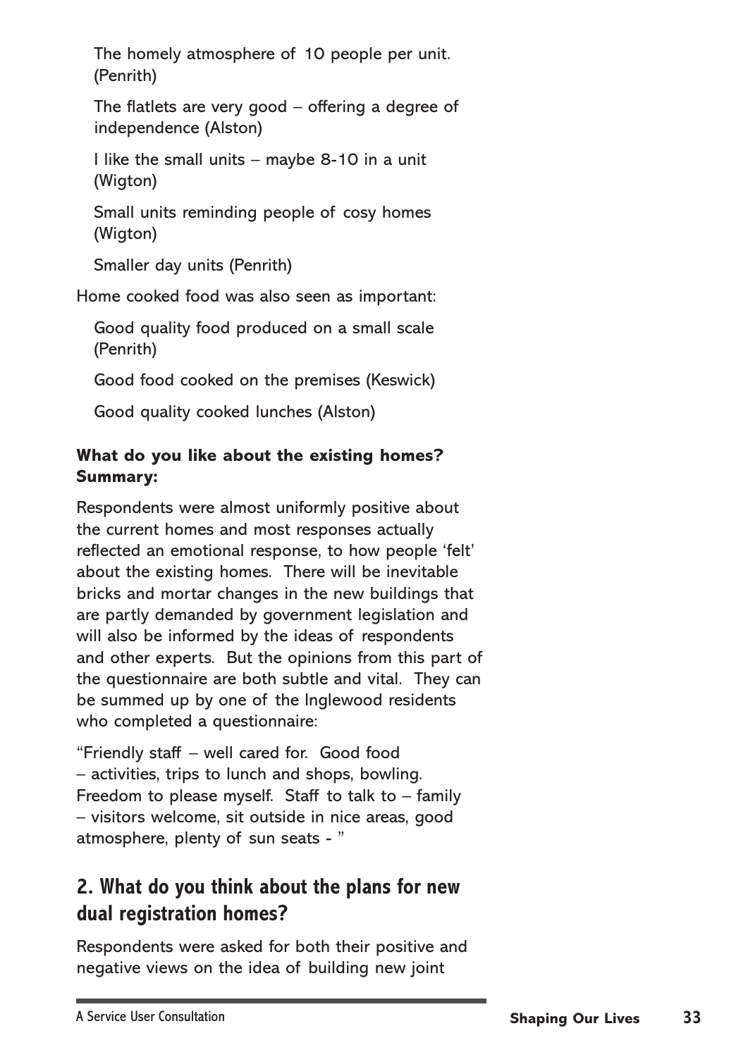The homely atmosphere of 10 people per unit. (Penrith)

The flatlets are very good – offering a degree of independence (Alston)

I like the small units – maybe 8-10 in a unit (Wigton)

Small units reminding people of cosy homes (Wigton)

Smaller day units (Penrith)

Home cooked food was also seen as important:

Good quality food produced on a small scale (Penrith)

Good food cooked on the premises (Keswick)

Good quality cooked lunches (Alston)

**What do you like about the existing homes? Summary:**

Respondents were almost uniformly positive about the current homes and most responses actually reflected an emotional response, to how people 'felt' about the existing homes. There will be inevitable bricks and mortar changes in the new buildings that are partly demanded by government legislation and will also be informed by the ideas of respondents and other experts. But the opinions from this part of the questionnaire are both subtle and vital. They can be summed up by one of the Inglewood residents who completed a questionnaire:

"Friendly staff – well cared for. Good food – activities, trips to lunch and shops, bowling. Freedom to please myself. Staff to talk to – family – visitors welcome, sit outside in nice areas, good atmosphere, plenty of sun seats - "

## 2. What do you think about the plans for new dual registration homes?

Respondents were asked for both their positive and negative views on the idea of building new joint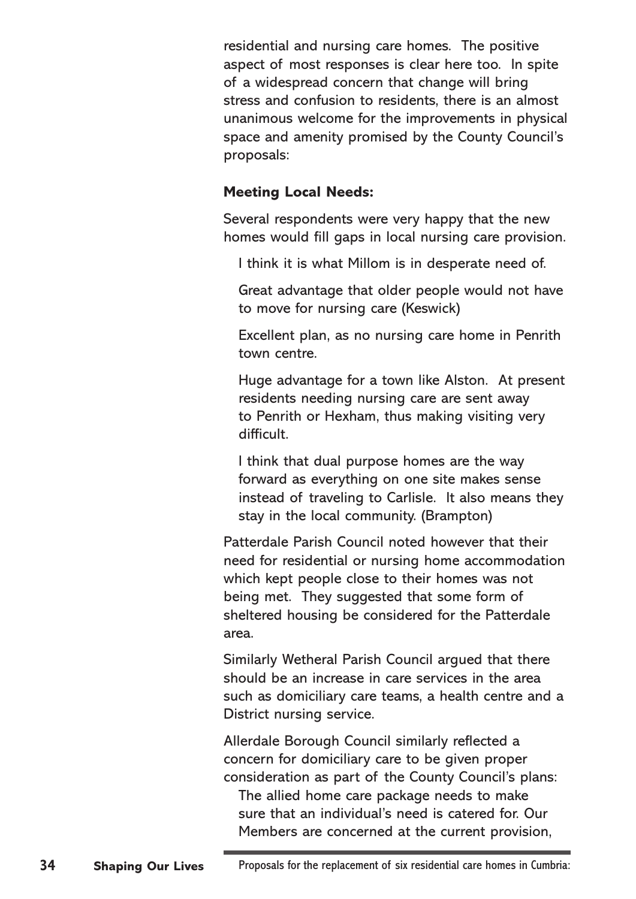residential and nursing care homes. The positive aspect of most responses is clear here too. In spite of a widespread concern that change will bring stress and confusion to residents, there is an almost unanimous welcome for the improvements in physical space and amenity promised by the County Council's proposals:

**Meeting Local Needs:**

Several respondents were very happy that the new homes would fill gaps in local nursing care provision.

> I think it is what Millom is in desperate need of.
>
> Great advantage that older people would not have to move for nursing care (Keswick)
>
> Excellent plan, as no nursing care home in Penrith town centre.
>
> Huge advantage for a town like Alston. At present residents needing nursing care are sent away to Penrith or Hexham, thus making visiting very difficult.
>
> I think that dual purpose homes are the way forward as everything on one site makes sense instead of traveling to Carlisle. It also means they stay in the local community. (Brampton)

Patterdale Parish Council noted however that their need for residential or nursing home accommodation which kept people close to their homes was not being met. They suggested that some form of sheltered housing be considered for the Patterdale area.

Similarly Wetheral Parish Council argued that there should be an increase in care services in the area such as domiciliary care teams, a health centre and a District nursing service.

Allerdale Borough Council similarly reflected a concern for domiciliary care to be given proper consideration as part of the County Council's plans:

> The allied home care package needs to make sure that an individual's need is catered for. Our Members are concerned at the current provision,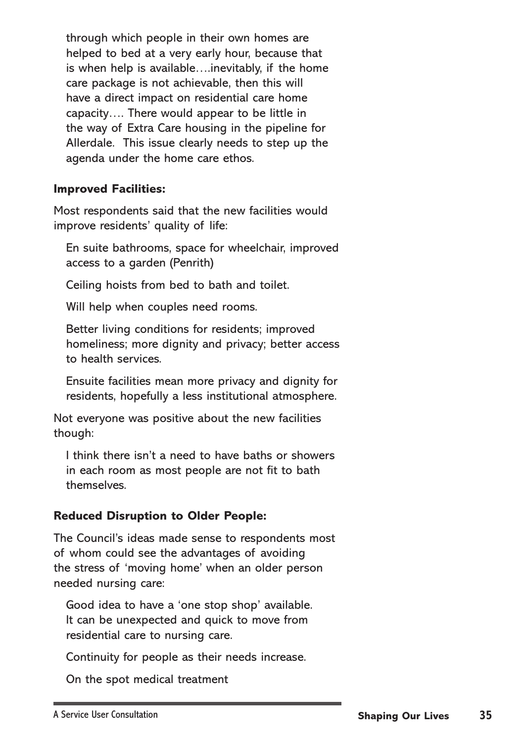through which people in their own homes are helped to bed at a very early hour, because that is when help is available….inevitably, if the home care package is not achievable, then this will have a direct impact on residential care home capacity…. There would appear to be little in the way of Extra Care housing in the pipeline for Allerdale. This issue clearly needs to step up the agenda under the home care ethos.

**Improved Facilities:**

Most respondents said that the new facilities would improve residents' quality of life:

> En suite bathrooms, space for wheelchair, improved access to a garden (Penrith)
>
> Ceiling hoists from bed to bath and toilet.
>
> Will help when couples need rooms.
>
> Better living conditions for residents; improved homeliness; more dignity and privacy; better access to health services.
>
> Ensuite facilities mean more privacy and dignity for residents, hopefully a less institutional atmosphere.

Not everyone was positive about the new facilities though:

> I think there isn't a need to have baths or showers in each room as most people are not fit to bath themselves.

**Reduced Disruption to Older People:**

The Council's ideas made sense to respondents most of whom could see the advantages of avoiding the stress of 'moving home' when an older person needed nursing care:

> Good idea to have a 'one stop shop' available. It can be unexpected and quick to move from residential care to nursing care.
>
> Continuity for people as their needs increase.
>
> On the spot medical treatment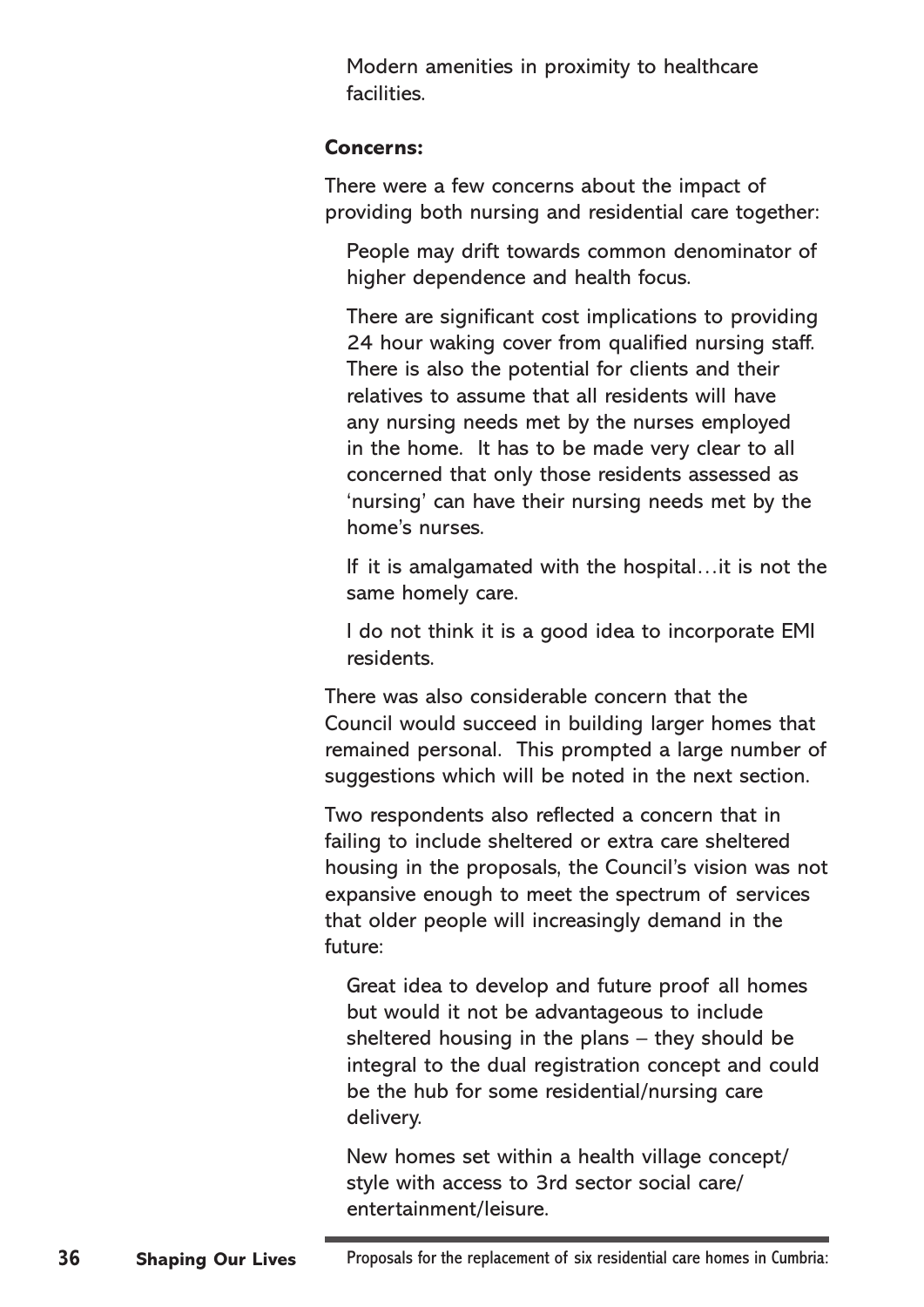Modern amenities in proximity to healthcare facilities.

**Concerns:**

There were a few concerns about the impact of providing both nursing and residential care together:

> People may drift towards common denominator of higher dependence and health focus.
>
> There are significant cost implications to providing 24 hour waking cover from qualified nursing staff. There is also the potential for clients and their relatives to assume that all residents will have any nursing needs met by the nurses employed in the home. It has to be made very clear to all concerned that only those residents assessed as 'nursing' can have their nursing needs met by the home's nurses.
>
> If it is amalgamated with the hospital…it is not the same homely care.
>
> I do not think it is a good idea to incorporate EMI residents.

There was also considerable concern that the Council would succeed in building larger homes that remained personal. This prompted a large number of suggestions which will be noted in the next section.

Two respondents also reflected a concern that in failing to include sheltered or extra care sheltered housing in the proposals, the Council's vision was not expansive enough to meet the spectrum of services that older people will increasingly demand in the future:

> Great idea to develop and future proof all homes but would it not be advantageous to include sheltered housing in the plans – they should be integral to the dual registration concept and could be the hub for some residential/nursing care delivery.
>
> New homes set within a health village concept/ style with access to 3rd sector social care/ entertainment/leisure.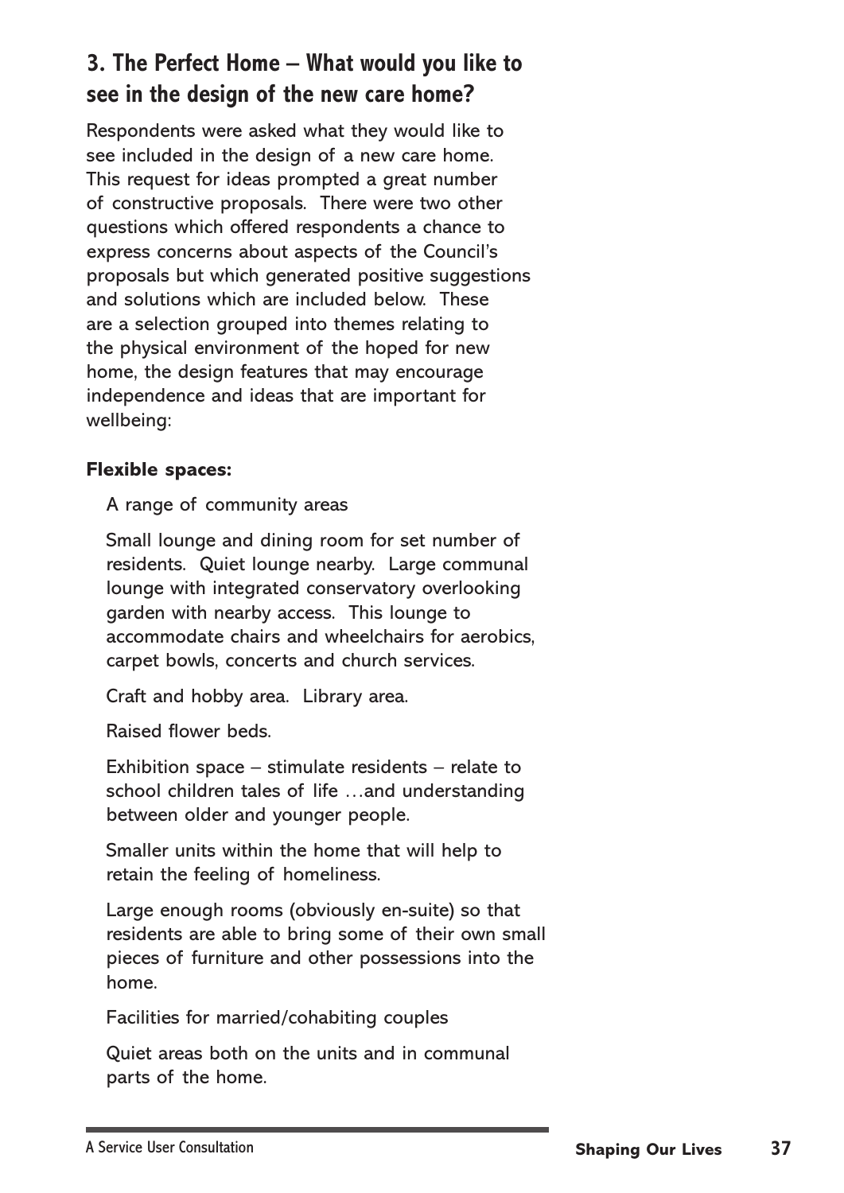## 3. The Perfect Home – What would you like to see in the design of the new care home?

Respondents were asked what they would like to see included in the design of a new care home. This request for ideas prompted a great number of constructive proposals. There were two other questions which offered respondents a chance to express concerns about aspects of the Council's proposals but which generated positive suggestions and solutions which are included below. These are a selection grouped into themes relating to the physical environment of the hoped for new home, the design features that may encourage independence and ideas that are important for wellbeing:

**Flexible spaces:**

A range of community areas

Small lounge and dining room for set number of residents. Quiet lounge nearby. Large communal lounge with integrated conservatory overlooking garden with nearby access. This lounge to accommodate chairs and wheelchairs for aerobics, carpet bowls, concerts and church services.

Craft and hobby area. Library area.

Raised flower beds.

Exhibition space – stimulate residents – relate to school children tales of life …and understanding between older and younger people.

Smaller units within the home that will help to retain the feeling of homeliness.

Large enough rooms (obviously en-suite) so that residents are able to bring some of their own small pieces of furniture and other possessions into the home.

Facilities for married/cohabiting couples

Quiet areas both on the units and in communal parts of the home.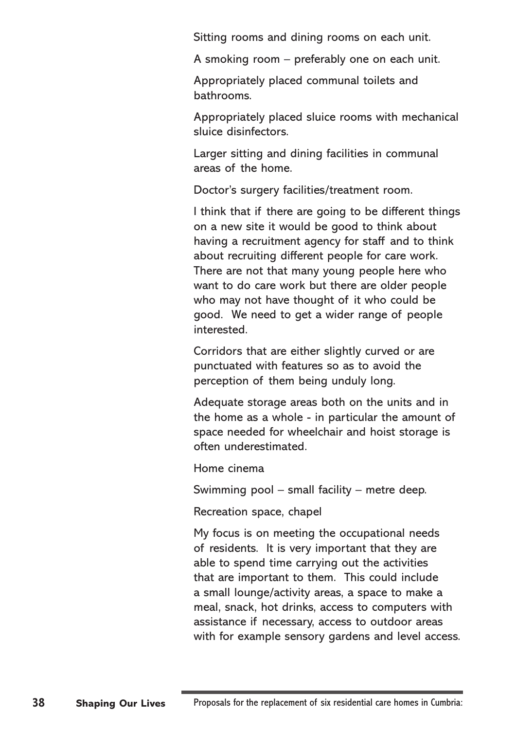Sitting rooms and dining rooms on each unit.

A smoking room – preferably one on each unit.

Appropriately placed communal toilets and bathrooms.

Appropriately placed sluice rooms with mechanical sluice disinfectors.

Larger sitting and dining facilities in communal areas of the home.

Doctor's surgery facilities/treatment room.

I think that if there are going to be different things on a new site it would be good to think about having a recruitment agency for staff and to think about recruiting different people for care work. There are not that many young people here who want to do care work but there are older people who may not have thought of it who could be good. We need to get a wider range of people interested.

Corridors that are either slightly curved or are punctuated with features so as to avoid the perception of them being unduly long.

Adequate storage areas both on the units and in the home as a whole - in particular the amount of space needed for wheelchair and hoist storage is often underestimated.

Home cinema

Swimming pool – small facility – metre deep.

Recreation space, chapel

My focus is on meeting the occupational needs of residents. It is very important that they are able to spend time carrying out the activities that are important to them. This could include a small lounge/activity areas, a space to make a meal, snack, hot drinks, access to computers with assistance if necessary, access to outdoor areas with for example sensory gardens and level access.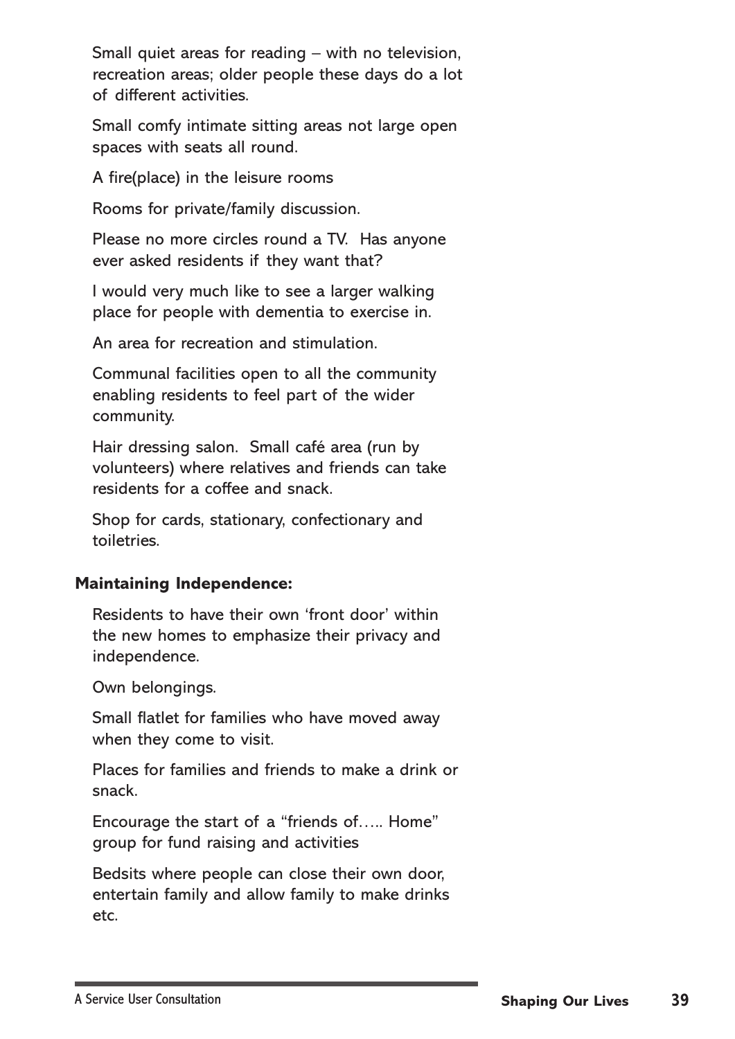Small quiet areas for reading – with no television, recreation areas; older people these days do a lot of different activities.

Small comfy intimate sitting areas not large open spaces with seats all round.

A fire(place) in the leisure rooms

Rooms for private/family discussion.

Please no more circles round a TV. Has anyone ever asked residents if they want that?

I would very much like to see a larger walking place for people with dementia to exercise in.

An area for recreation and stimulation.

Communal facilities open to all the community enabling residents to feel part of the wider community.

Hair dressing salon. Small café area (run by volunteers) where relatives and friends can take residents for a coffee and snack.

Shop for cards, stationary, confectionary and toiletries.

**Maintaining Independence:**

Residents to have their own 'front door' within the new homes to emphasize their privacy and independence.

Own belongings.

Small flatlet for families who have moved away when they come to visit.

Places for families and friends to make a drink or snack.

Encourage the start of a "friends of….. Home" group for fund raising and activities

Bedsits where people can close their own door, entertain family and allow family to make drinks etc.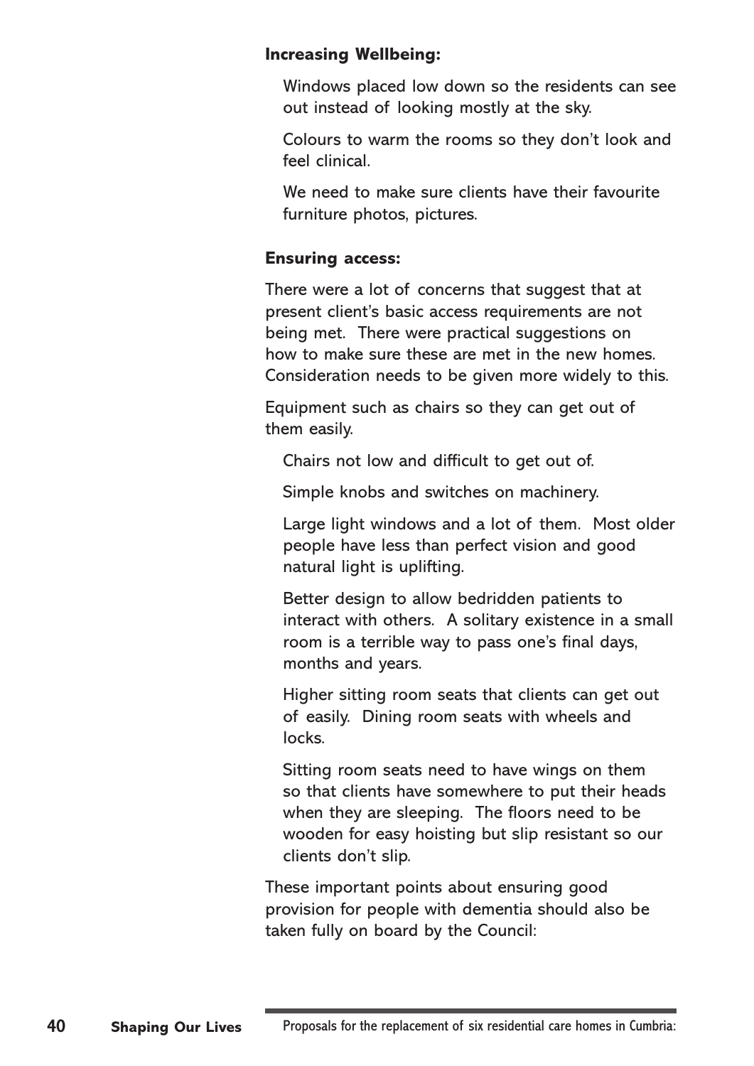**Increasing Wellbeing:**

Windows placed low down so the residents can see out instead of looking mostly at the sky.

Colours to warm the rooms so they don't look and feel clinical.

We need to make sure clients have their favourite furniture photos, pictures.

**Ensuring access:**

There were a lot of concerns that suggest that at present client's basic access requirements are not being met. There were practical suggestions on how to make sure these are met in the new homes. Consideration needs to be given more widely to this.

Equipment such as chairs so they can get out of them easily.

Chairs not low and difficult to get out of.

Simple knobs and switches on machinery.

Large light windows and a lot of them. Most older people have less than perfect vision and good natural light is uplifting.

Better design to allow bedridden patients to interact with others. A solitary existence in a small room is a terrible way to pass one's final days, months and years.

Higher sitting room seats that clients can get out of easily. Dining room seats with wheels and locks.

Sitting room seats need to have wings on them so that clients have somewhere to put their heads when they are sleeping. The floors need to be wooden for easy hoisting but slip resistant so our clients don't slip.

These important points about ensuring good provision for people with dementia should also be taken fully on board by the Council: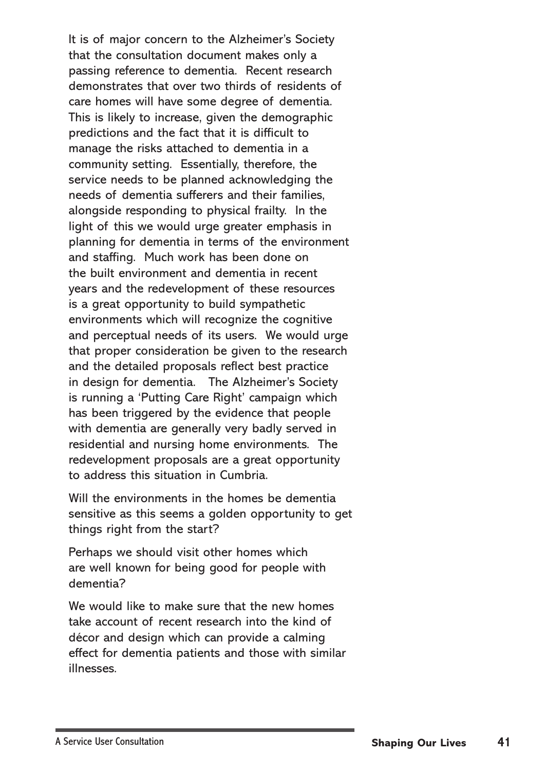It is of major concern to the Alzheimer's Society that the consultation document makes only a passing reference to dementia. Recent research demonstrates that over two thirds of residents of care homes will have some degree of dementia. This is likely to increase, given the demographic predictions and the fact that it is difficult to manage the risks attached to dementia in a community setting. Essentially, therefore, the service needs to be planned acknowledging the needs of dementia sufferers and their families, alongside responding to physical frailty. In the light of this we would urge greater emphasis in planning for dementia in terms of the environment and staffing. Much work has been done on the built environment and dementia in recent years and the redevelopment of these resources is a great opportunity to build sympathetic environments which will recognize the cognitive and perceptual needs of its users. We would urge that proper consideration be given to the research and the detailed proposals reflect best practice in design for dementia. The Alzheimer's Society is running a 'Putting Care Right' campaign which has been triggered by the evidence that people with dementia are generally very badly served in residential and nursing home environments. The redevelopment proposals are a great opportunity to address this situation in Cumbria.

Will the environments in the homes be dementia sensitive as this seems a golden opportunity to get things right from the start?

Perhaps we should visit other homes which are well known for being good for people with dementia?

We would like to make sure that the new homes take account of recent research into the kind of décor and design which can provide a calming effect for dementia patients and those with similar illnesses.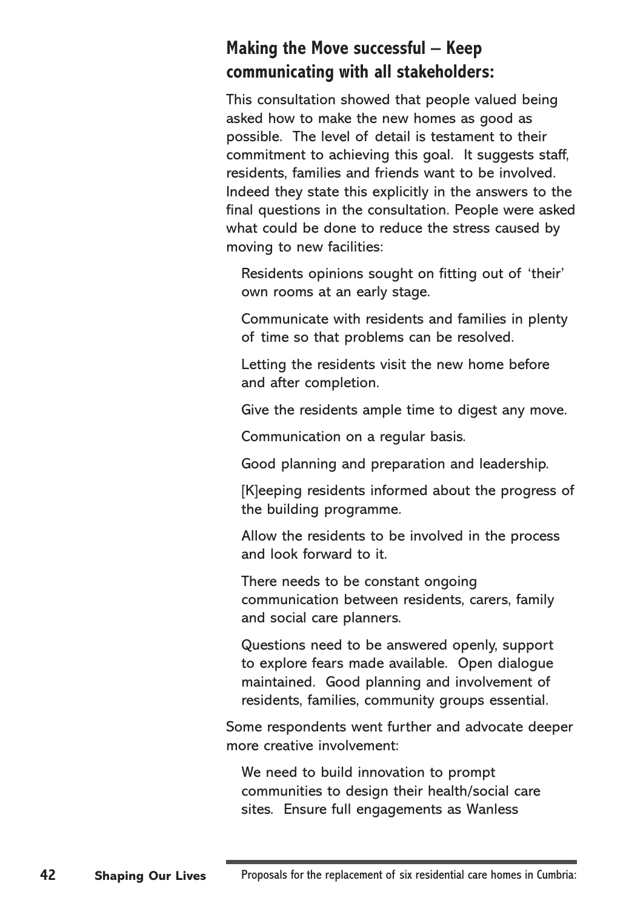## Making the Move successful – Keep communicating with all stakeholders:

This consultation showed that people valued being asked how to make the new homes as good as possible. The level of detail is testament to their commitment to achieving this goal. It suggests staff, residents, families and friends want to be involved. Indeed they state this explicitly in the answers to the final questions in the consultation. People were asked what could be done to reduce the stress caused by moving to new facilities:

> Residents opinions sought on fitting out of 'their' own rooms at an early stage.
>
> Communicate with residents and families in plenty of time so that problems can be resolved.
>
> Letting the residents visit the new home before and after completion.
>
> Give the residents ample time to digest any move.
>
> Communication on a regular basis.
>
> Good planning and preparation and leadership.
>
> [K]eeping residents informed about the progress of the building programme.
>
> Allow the residents to be involved in the process and look forward to it.
>
> There needs to be constant ongoing communication between residents, carers, family and social care planners.
>
> Questions need to be answered openly, support to explore fears made available. Open dialogue maintained. Good planning and involvement of residents, families, community groups essential.

Some respondents went further and advocate deeper more creative involvement:

> We need to build innovation to prompt communities to design their health/social care sites. Ensure full engagements as Wanless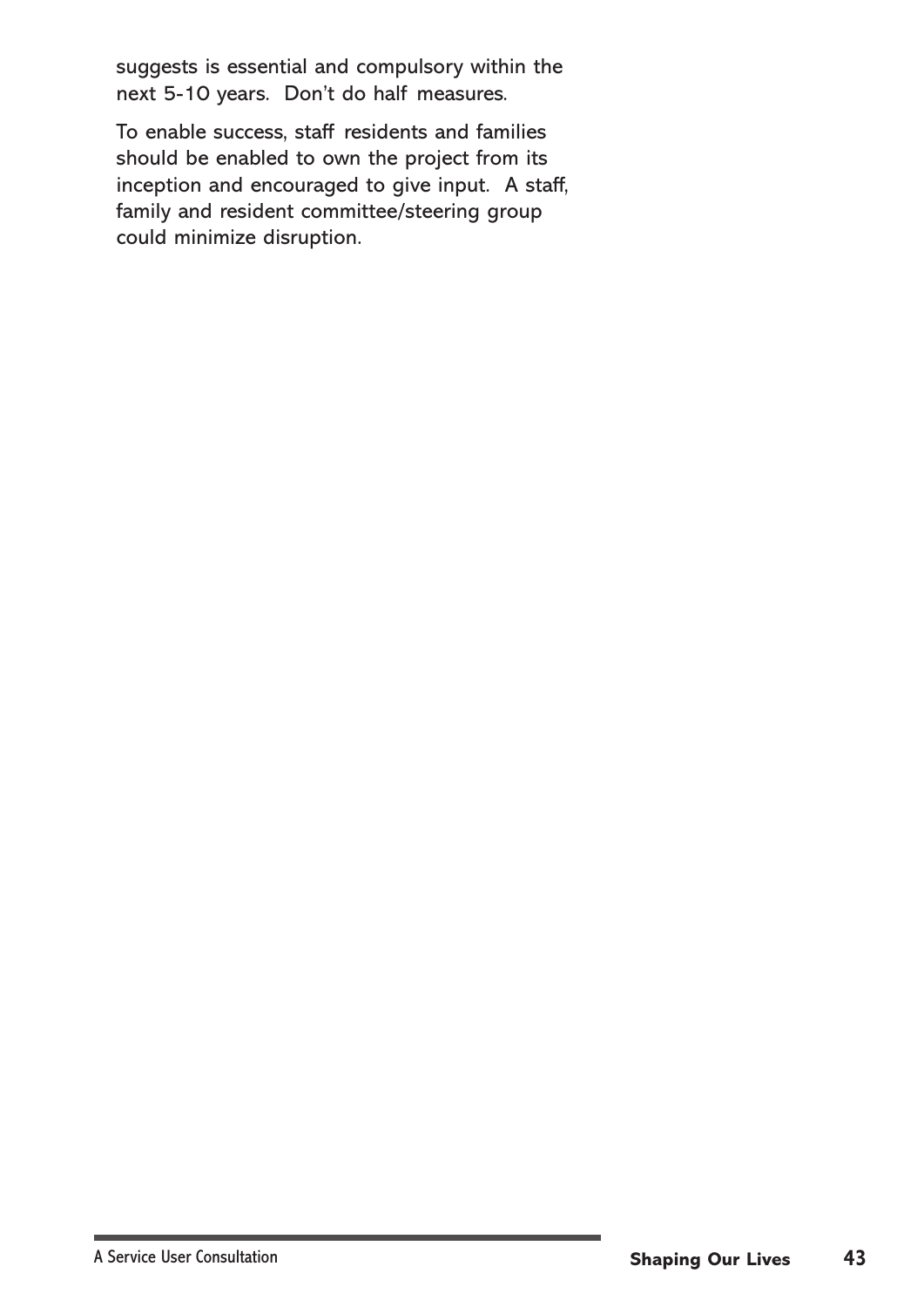suggests is essential and compulsory within the next 5-10 years. Don't do half measures.

To enable success, staff residents and families should be enabled to own the project from its inception and encouraged to give input. A staff, family and resident committee/steering group could minimize disruption.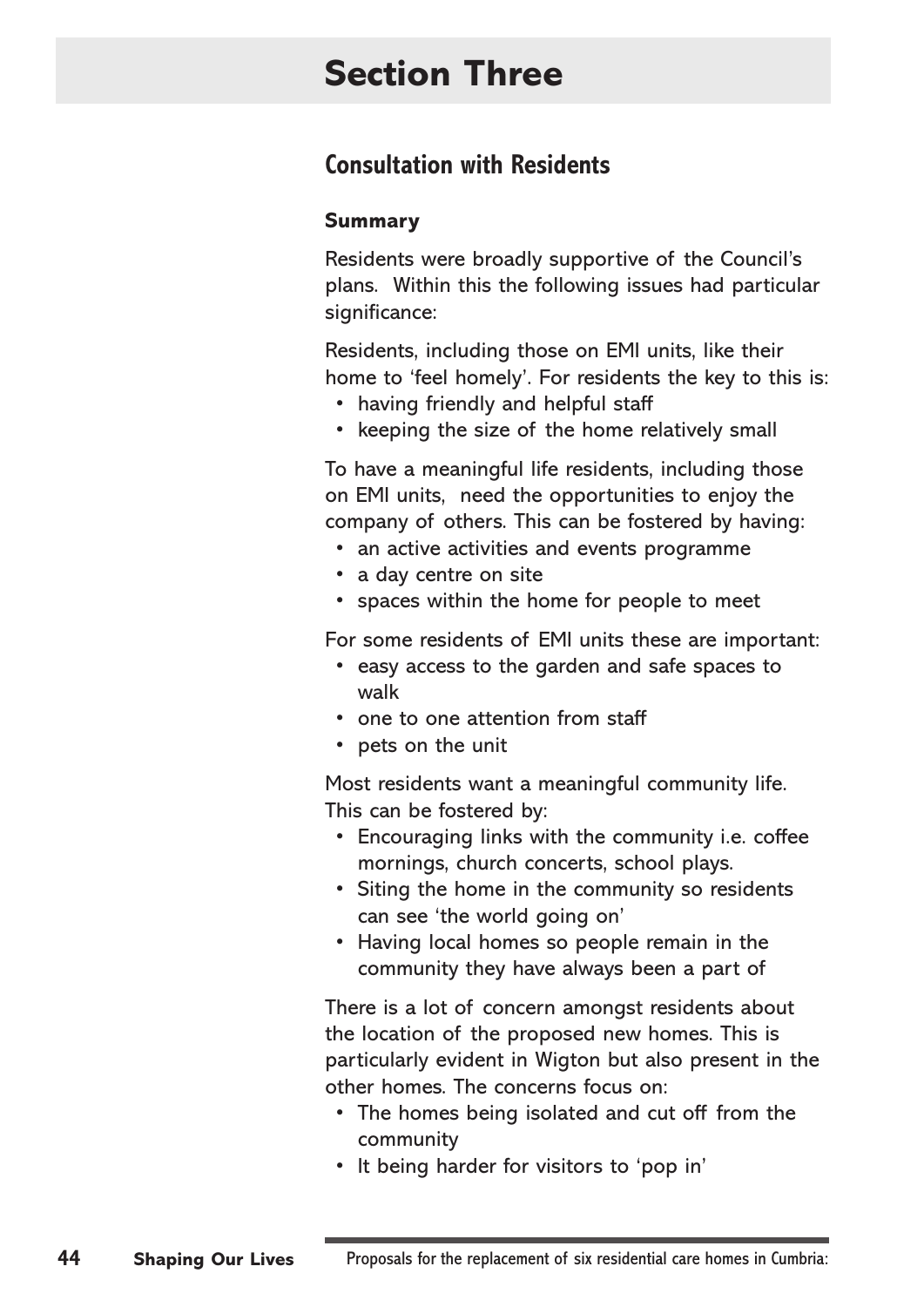# Section Three

## Consultation with Residents

### Summary

Residents were broadly supportive of the Council's plans. Within this the following issues had particular significance:

Residents, including those on EMI units, like their home to 'feel homely'. For residents the key to this is:

- having friendly and helpful staff
- keeping the size of the home relatively small

To have a meaningful life residents, including those on EMI units, need the opportunities to enjoy the company of others. This can be fostered by having:

- an active activities and events programme
- a day centre on site
- spaces within the home for people to meet

For some residents of EMI units these are important:

- easy access to the garden and safe spaces to walk
- one to one attention from staff
- pets on the unit

Most residents want a meaningful community life. This can be fostered by:

- Encouraging links with the community i.e. coffee mornings, church concerts, school plays.
- Siting the home in the community so residents can see 'the world going on'
- Having local homes so people remain in the community they have always been a part of

There is a lot of concern amongst residents about the location of the proposed new homes. This is particularly evident in Wigton but also present in the other homes. The concerns focus on:

- The homes being isolated and cut off from the community
- It being harder for visitors to 'pop in'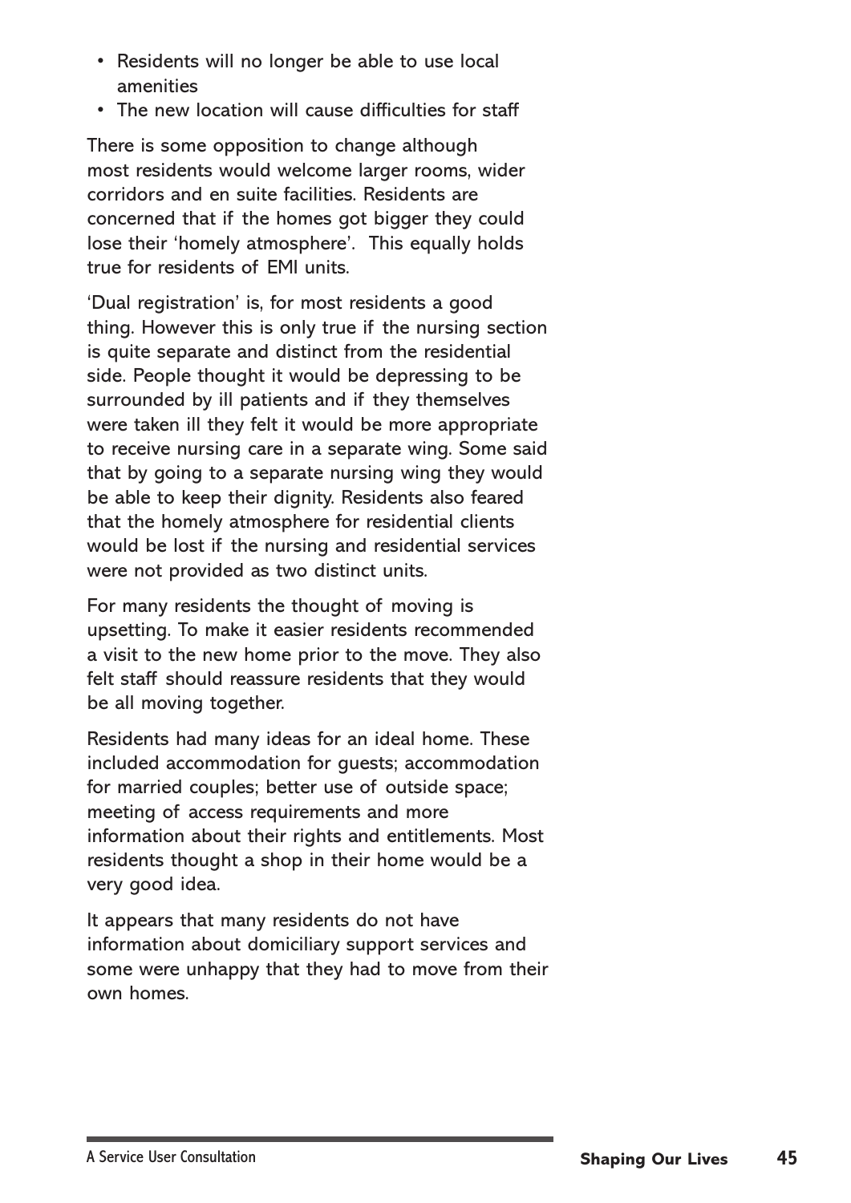- Residents will no longer be able to use local amenities
- The new location will cause difficulties for staff

There is some opposition to change although most residents would welcome larger rooms, wider corridors and en suite facilities. Residents are concerned that if the homes got bigger they could lose their 'homely atmosphere'. This equally holds true for residents of EMI units.

'Dual registration' is, for most residents a good thing. However this is only true if the nursing section is quite separate and distinct from the residential side. People thought it would be depressing to be surrounded by ill patients and if they themselves were taken ill they felt it would be more appropriate to receive nursing care in a separate wing. Some said that by going to a separate nursing wing they would be able to keep their dignity. Residents also feared that the homely atmosphere for residential clients would be lost if the nursing and residential services were not provided as two distinct units.

For many residents the thought of moving is upsetting. To make it easier residents recommended a visit to the new home prior to the move. They also felt staff should reassure residents that they would be all moving together.

Residents had many ideas for an ideal home. These included accommodation for guests; accommodation for married couples; better use of outside space; meeting of access requirements and more information about their rights and entitlements. Most residents thought a shop in their home would be a very good idea.

It appears that many residents do not have information about domiciliary support services and some were unhappy that they had to move from their own homes.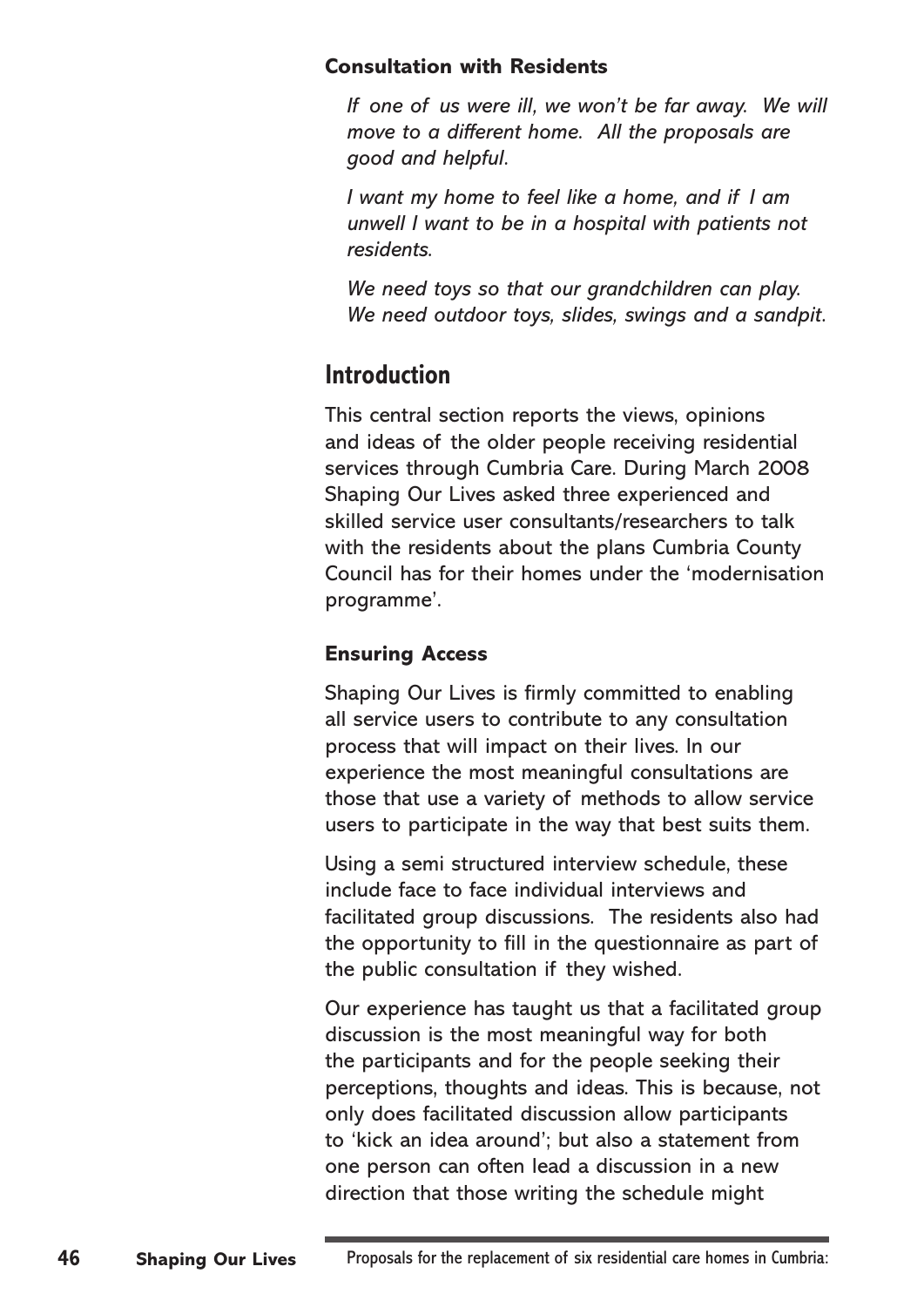### Consultation with Residents

*If one of us were ill, we won't be far away. We will move to a different home. All the proposals are good and helpful.*

*I want my home to feel like a home, and if I am unwell I want to be in a hospital with patients not residents.*

*We need toys so that our grandchildren can play. We need outdoor toys, slides, swings and a sandpit.*

## Introduction

This central section reports the views, opinions and ideas of the older people receiving residential services through Cumbria Care. During March 2008 Shaping Our Lives asked three experienced and skilled service user consultants/researchers to talk with the residents about the plans Cumbria County Council has for their homes under the 'modernisation programme'.

### Ensuring Access

Shaping Our Lives is firmly committed to enabling all service users to contribute to any consultation process that will impact on their lives. In our experience the most meaningful consultations are those that use a variety of methods to allow service users to participate in the way that best suits them.

Using a semi structured interview schedule, these include face to face individual interviews and facilitated group discussions. The residents also had the opportunity to fill in the questionnaire as part of the public consultation if they wished.

Our experience has taught us that a facilitated group discussion is the most meaningful way for both the participants and for the people seeking their perceptions, thoughts and ideas. This is because, not only does facilitated discussion allow participants to 'kick an idea around'; but also a statement from one person can often lead a discussion in a new direction that those writing the schedule might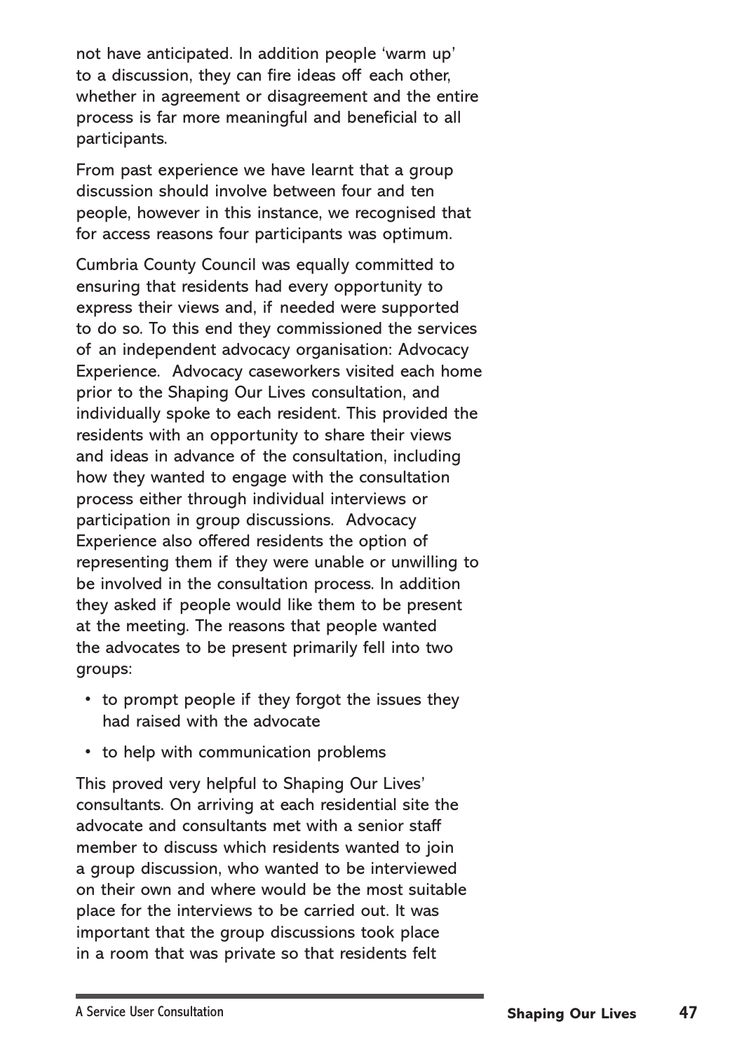not have anticipated. In addition people 'warm up' to a discussion, they can fire ideas off each other, whether in agreement or disagreement and the entire process is far more meaningful and beneficial to all participants.

From past experience we have learnt that a group discussion should involve between four and ten people, however in this instance, we recognised that for access reasons four participants was optimum.

Cumbria County Council was equally committed to ensuring that residents had every opportunity to express their views and, if needed were supported to do so. To this end they commissioned the services of an independent advocacy organisation: Advocacy Experience. Advocacy caseworkers visited each home prior to the Shaping Our Lives consultation, and individually spoke to each resident. This provided the residents with an opportunity to share their views and ideas in advance of the consultation, including how they wanted to engage with the consultation process either through individual interviews or participation in group discussions. Advocacy Experience also offered residents the option of representing them if they were unable or unwilling to be involved in the consultation process. In addition they asked if people would like them to be present at the meeting. The reasons that people wanted the advocates to be present primarily fell into two groups:

- to prompt people if they forgot the issues they had raised with the advocate
- to help with communication problems

This proved very helpful to Shaping Our Lives' consultants. On arriving at each residential site the advocate and consultants met with a senior staff member to discuss which residents wanted to join a group discussion, who wanted to be interviewed on their own and where would be the most suitable place for the interviews to be carried out. It was important that the group discussions took place in a room that was private so that residents felt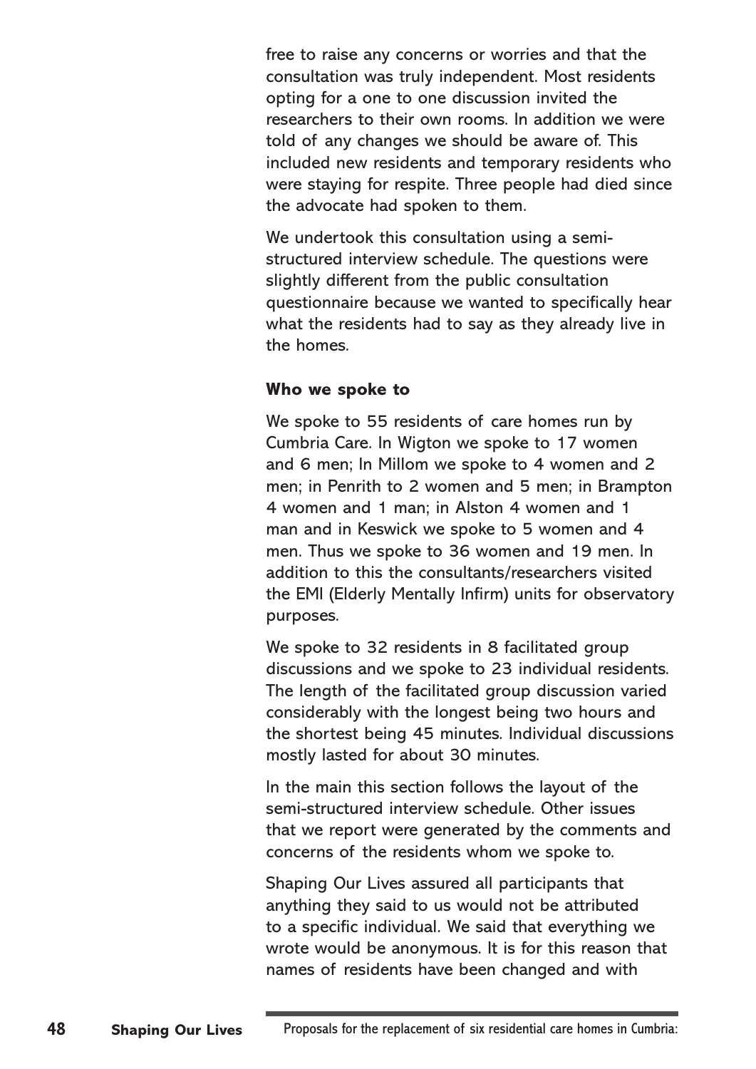free to raise any concerns or worries and that the consultation was truly independent. Most residents opting for a one to one discussion invited the researchers to their own rooms. In addition we were told of any changes we should be aware of. This included new residents and temporary residents who were staying for respite. Three people had died since the advocate had spoken to them.

We undertook this consultation using a semi-structured interview schedule. The questions were slightly different from the public consultation questionnaire because we wanted to specifically hear what the residents had to say as they already live in the homes.

### Who we spoke to

We spoke to 55 residents of care homes run by Cumbria Care. In Wigton we spoke to 17 women and 6 men; In Millom we spoke to 4 women and 2 men; in Penrith to 2 women and 5 men; in Brampton 4 women and 1 man; in Alston 4 women and 1 man and in Keswick we spoke to 5 women and 4 men. Thus we spoke to 36 women and 19 men. In addition to this the consultants/researchers visited the EMI (Elderly Mentally Infirm) units for observatory purposes.

We spoke to 32 residents in 8 facilitated group discussions and we spoke to 23 individual residents. The length of the facilitated group discussion varied considerably with the longest being two hours and the shortest being 45 minutes. Individual discussions mostly lasted for about 30 minutes.

In the main this section follows the layout of the semi-structured interview schedule. Other issues that we report were generated by the comments and concerns of the residents whom we spoke to.

Shaping Our Lives assured all participants that anything they said to us would not be attributed to a specific individual. We said that everything we wrote would be anonymous. It is for this reason that names of residents have been changed and with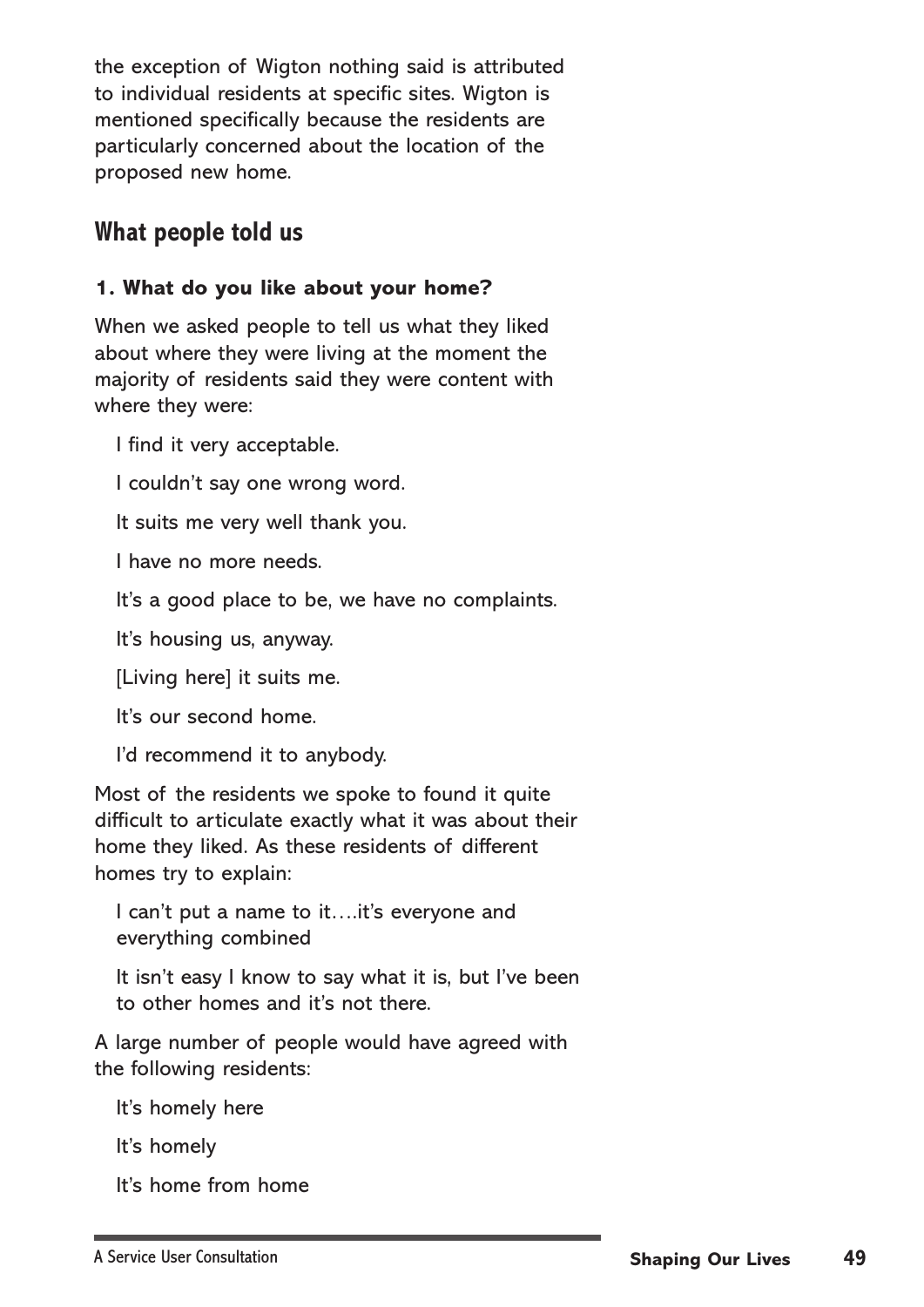the exception of Wigton nothing said is attributed to individual residents at specific sites. Wigton is mentioned specifically because the residents are particularly concerned about the location of the proposed new home.

## What people told us

### 1. What do you like about your home?

When we asked people to tell us what they liked about where they were living at the moment the majority of residents said they were content with where they were:

> I find it very acceptable.
>
> I couldn't say one wrong word.
>
> It suits me very well thank you.
>
> I have no more needs.
>
> It's a good place to be, we have no complaints.
>
> It's housing us, anyway.
>
> [Living here] it suits me.
>
> It's our second home.
>
> I'd recommend it to anybody.

Most of the residents we spoke to found it quite difficult to articulate exactly what it was about their home they liked. As these residents of different homes try to explain:

> I can't put a name to it….it's everyone and everything combined
>
> It isn't easy I know to say what it is, but I've been to other homes and it's not there.

A large number of people would have agreed with the following residents:

> It's homely here
>
> It's homely
>
> It's home from home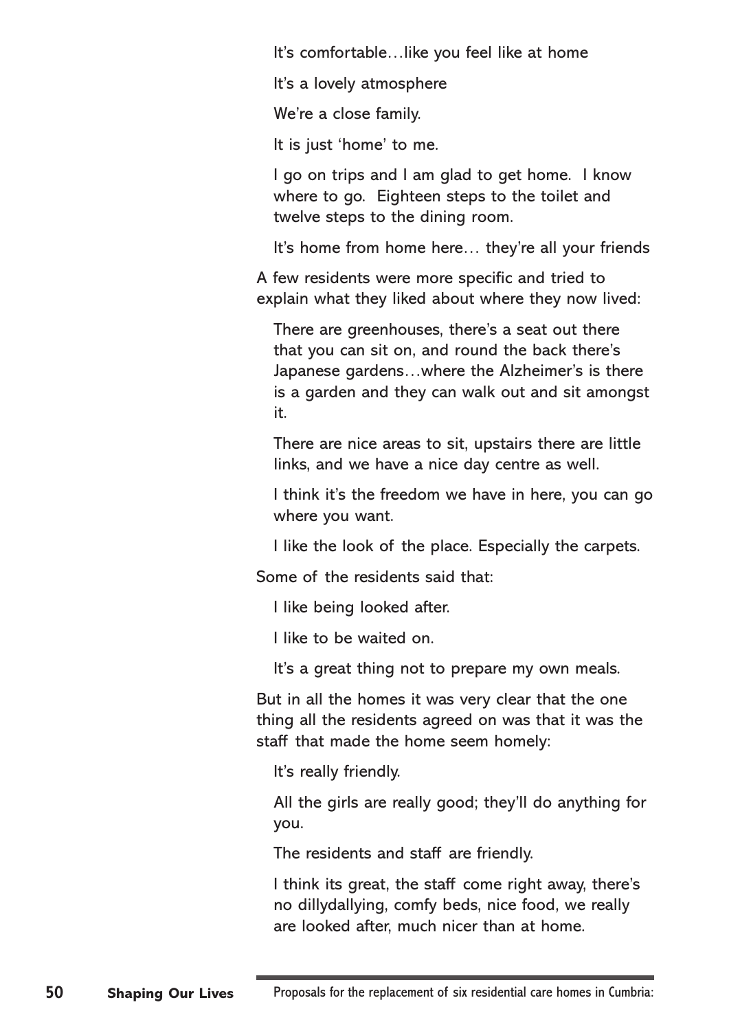> It's comfortable…like you feel like at home
>
> It's a lovely atmosphere
>
> We're a close family.
>
> It is just 'home' to me.
>
> I go on trips and I am glad to get home. I know where to go. Eighteen steps to the toilet and twelve steps to the dining room.
>
> It's home from home here… they're all your friends

A few residents were more specific and tried to explain what they liked about where they now lived:

> There are greenhouses, there's a seat out there that you can sit on, and round the back there's Japanese gardens…where the Alzheimer's is there is a garden and they can walk out and sit amongst it.
>
> There are nice areas to sit, upstairs there are little links, and we have a nice day centre as well.
>
> I think it's the freedom we have in here, you can go where you want.
>
> I like the look of the place. Especially the carpets.

Some of the residents said that:

> I like being looked after.
>
> I like to be waited on.
>
> It's a great thing not to prepare my own meals.

But in all the homes it was very clear that the one thing all the residents agreed on was that it was the staff that made the home seem homely:

> It's really friendly.
>
> All the girls are really good; they'll do anything for you.
>
> The residents and staff are friendly.
>
> I think its great, the staff come right away, there's no dillydallying, comfy beds, nice food, we really are looked after, much nicer than at home.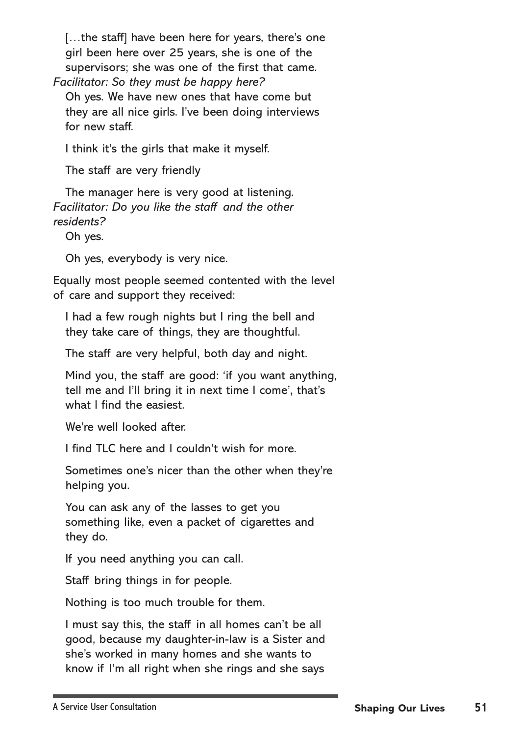[…the staff] have been here for years, there's one girl been here over 25 years, she is one of the supervisors; she was one of the first that came.

*Facilitator: So they must be happy here?*

Oh yes. We have new ones that have come but they are all nice girls. I've been doing interviews for new staff.

I think it's the girls that make it myself.

The staff are very friendly

The manager here is very good at listening.

*Facilitator: Do you like the staff and the other residents?*

Oh yes.

Oh yes, everybody is very nice.

Equally most people seemed contented with the level of care and support they received:

I had a few rough nights but I ring the bell and they take care of things, they are thoughtful.

The staff are very helpful, both day and night.

Mind you, the staff are good: 'if you want anything, tell me and I'll bring it in next time I come', that's what I find the easiest.

We're well looked after.

I find TLC here and I couldn't wish for more.

Sometimes one's nicer than the other when they're helping you.

You can ask any of the lasses to get you something like, even a packet of cigarettes and they do.

If you need anything you can call.

Staff bring things in for people.

Nothing is too much trouble for them.

I must say this, the staff in all homes can't be all good, because my daughter-in-law is a Sister and she's worked in many homes and she wants to know if I'm all right when she rings and she says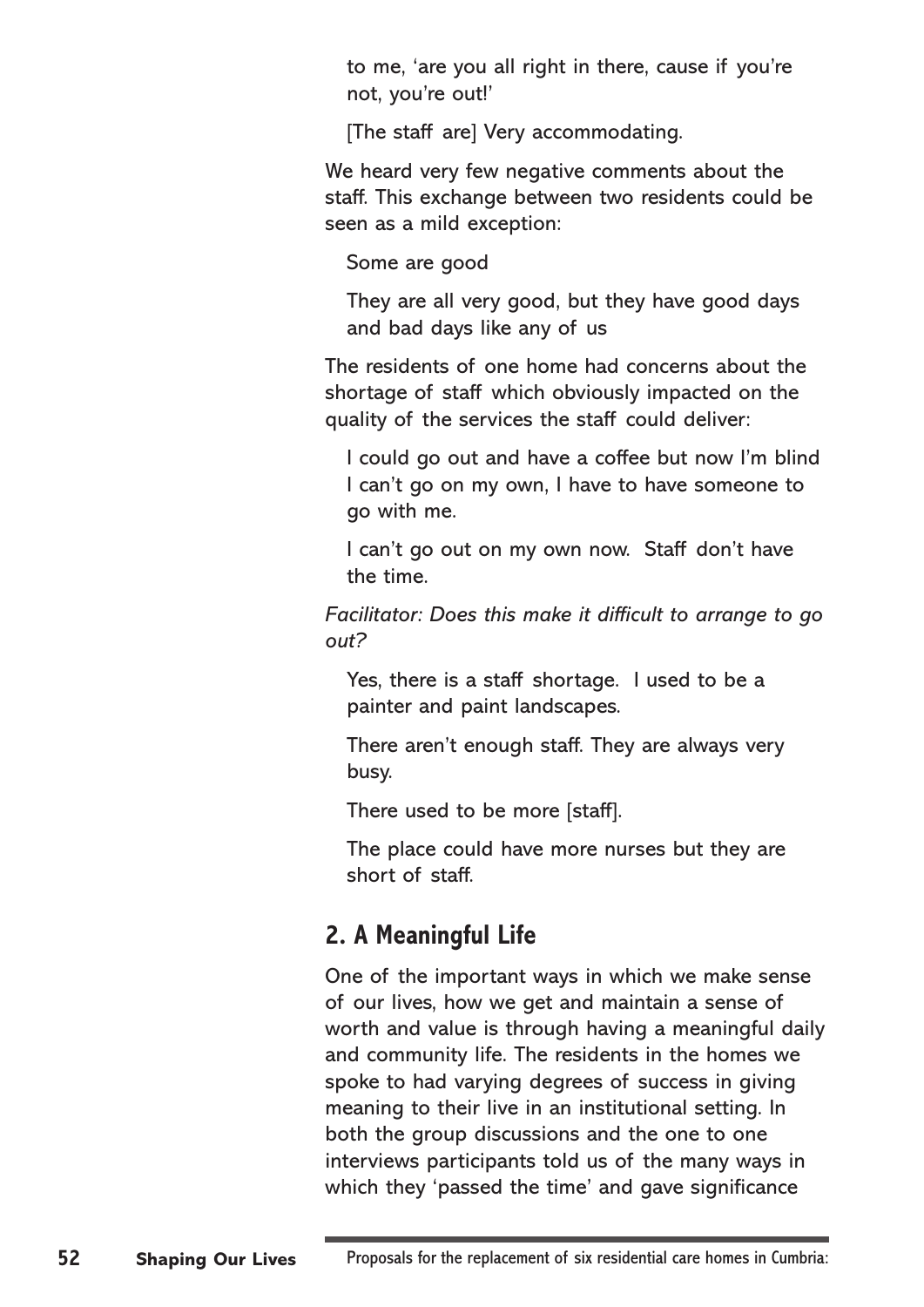to me, 'are you all right in there, cause if you're not, you're out!'

[The staff are] Very accommodating.

We heard very few negative comments about the staff. This exchange between two residents could be seen as a mild exception:

Some are good

They are all very good, but they have good days and bad days like any of us

The residents of one home had concerns about the shortage of staff which obviously impacted on the quality of the services the staff could deliver:

I could go out and have a coffee but now I'm blind I can't go on my own, I have to have someone to go with me.

I can't go out on my own now. Staff don't have the time.

*Facilitator: Does this make it difficult to arrange to go out?*

Yes, there is a staff shortage. I used to be a painter and paint landscapes.

There aren't enough staff. They are always very busy.

There used to be more [staff].

The place could have more nurses but they are short of staff.

## 2. A Meaningful Life

One of the important ways in which we make sense of our lives, how we get and maintain a sense of worth and value is through having a meaningful daily and community life. The residents in the homes we spoke to had varying degrees of success in giving meaning to their live in an institutional setting. In both the group discussions and the one to one interviews participants told us of the many ways in which they 'passed the time' and gave significance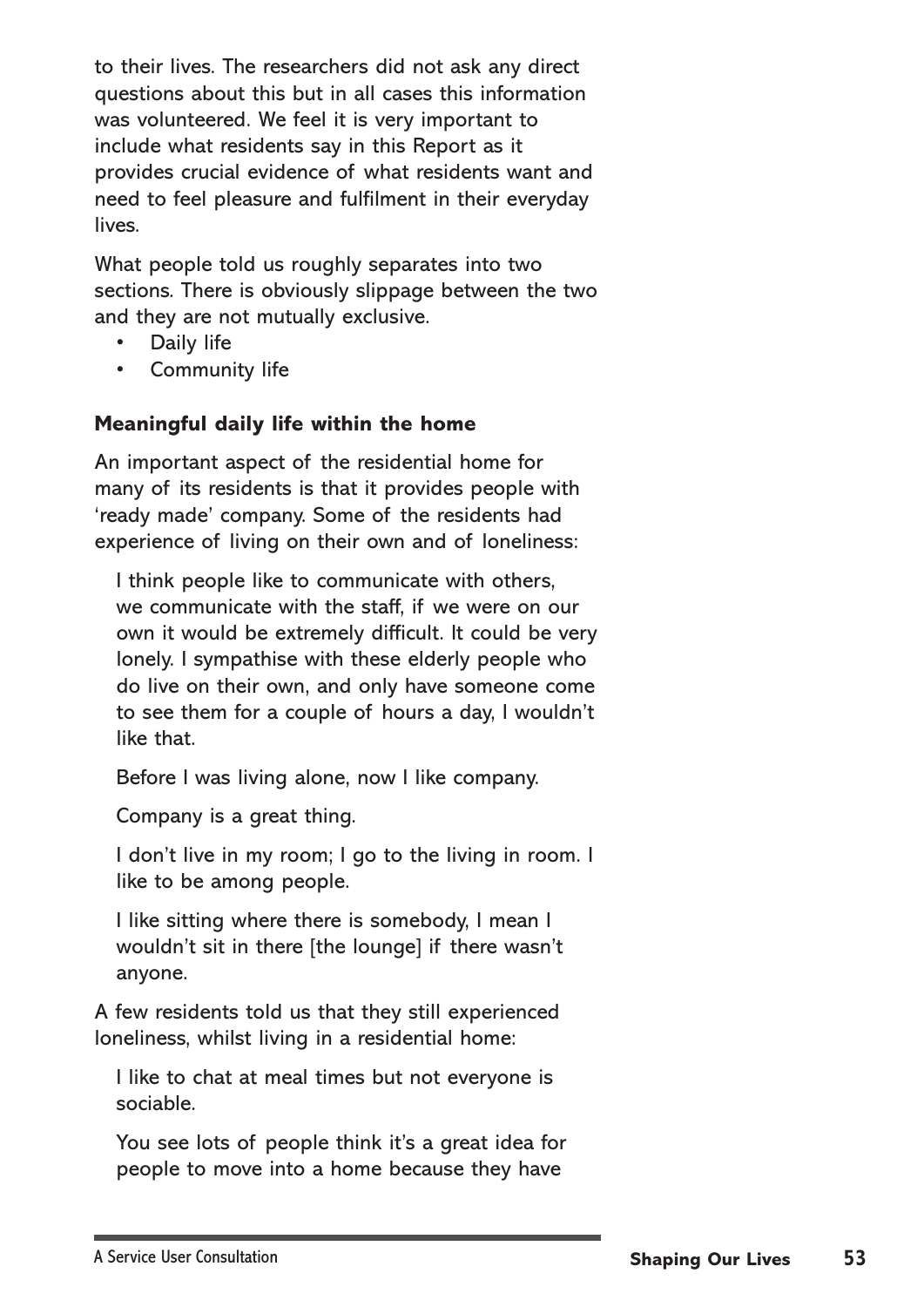to their lives. The researchers did not ask any direct questions about this but in all cases this information was volunteered. We feel it is very important to include what residents say in this Report as it provides crucial evidence of what residents want and need to feel pleasure and fulfilment in their everyday lives.

What people told us roughly separates into two sections. There is obviously slippage between the two and they are not mutually exclusive.

- Daily life
- Community life

**Meaningful daily life within the home**

An important aspect of the residential home for many of its residents is that it provides people with 'ready made' company. Some of the residents had experience of living on their own and of loneliness:

> I think people like to communicate with others, we communicate with the staff, if we were on our own it would be extremely difficult. It could be very lonely. I sympathise with these elderly people who do live on their own, and only have someone come to see them for a couple of hours a day, I wouldn't like that.
>
> Before I was living alone, now I like company.
>
> Company is a great thing.
>
> I don't live in my room; I go to the living in room. I like to be among people.
>
> I like sitting where there is somebody, I mean I wouldn't sit in there [the lounge] if there wasn't anyone.

A few residents told us that they still experienced loneliness, whilst living in a residential home:

> I like to chat at meal times but not everyone is sociable.
>
> You see lots of people think it's a great idea for people to move into a home because they have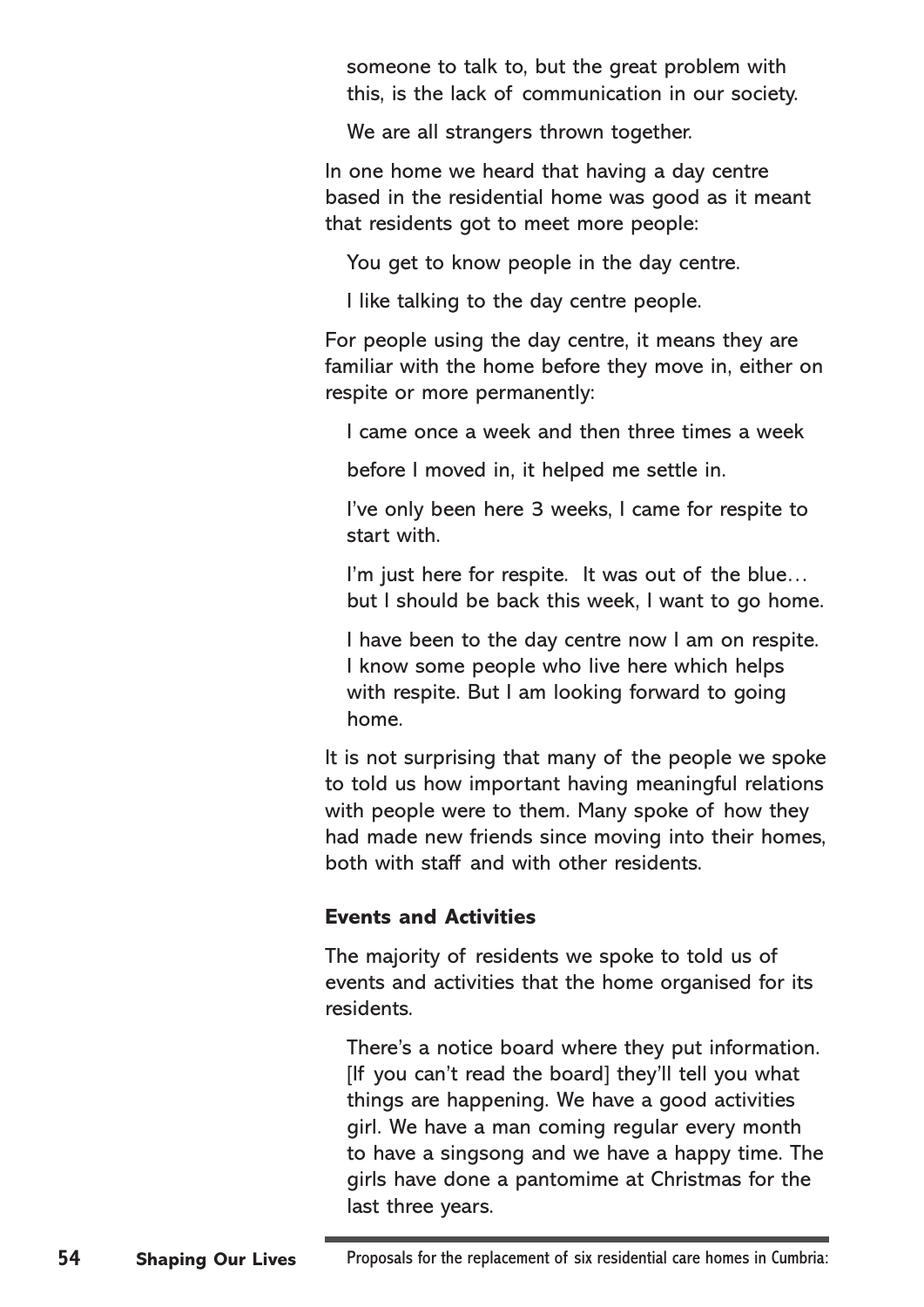someone to talk to, but the great problem with this, is the lack of communication in our society.

We are all strangers thrown together.

In one home we heard that having a day centre based in the residential home was good as it meant that residents got to meet more people:

You get to know people in the day centre.

I like talking to the day centre people.

For people using the day centre, it means they are familiar with the home before they move in, either on respite or more permanently:

I came once a week and then three times a week

before I moved in, it helped me settle in.

I've only been here 3 weeks, I came for respite to start with.

I'm just here for respite. It was out of the blue… but I should be back this week, I want to go home.

I have been to the day centre now I am on respite. I know some people who live here which helps with respite. But I am looking forward to going home.

It is not surprising that many of the people we spoke to told us how important having meaningful relations with people were to them. Many spoke of how they had made new friends since moving into their homes, both with staff and with other residents.

### Events and Activities

The majority of residents we spoke to told us of events and activities that the home organised for its residents.

There's a notice board where they put information. [If you can't read the board] they'll tell you what things are happening. We have a good activities girl. We have a man coming regular every month to have a singsong and we have a happy time. The girls have done a pantomime at Christmas for the last three years.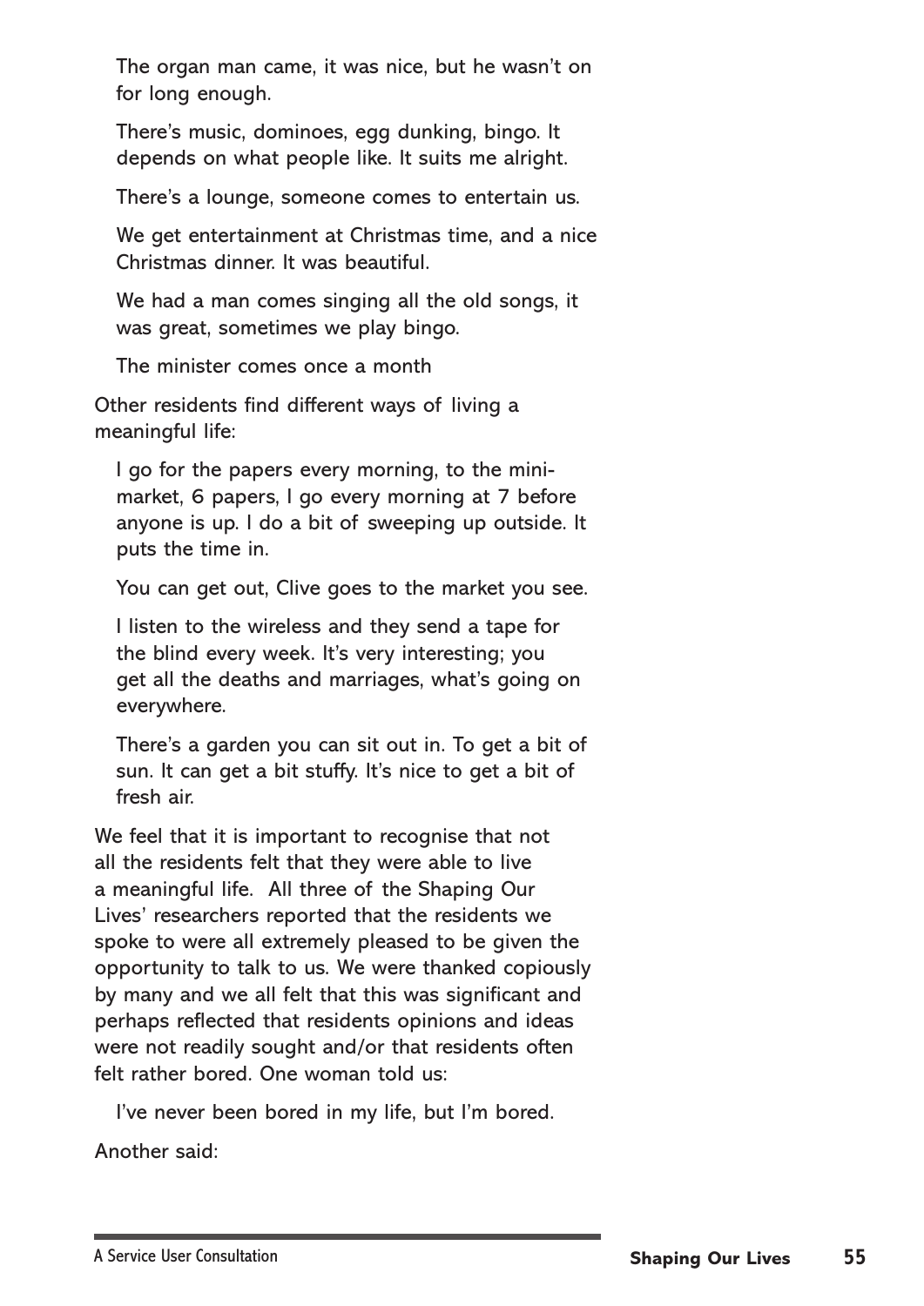> The organ man came, it was nice, but he wasn't on for long enough.

> There's music, dominoes, egg dunking, bingo. It depends on what people like. It suits me alright.

> There's a lounge, someone comes to entertain us.

> We get entertainment at Christmas time, and a nice Christmas dinner. It was beautiful.

> We had a man comes singing all the old songs, it was great, sometimes we play bingo.

> The minister comes once a month

Other residents find different ways of living a meaningful life:

> I go for the papers every morning, to the mini-market, 6 papers, I go every morning at 7 before anyone is up. I do a bit of sweeping up outside. It puts the time in.

> You can get out, Clive goes to the market you see.

> I listen to the wireless and they send a tape for the blind every week. It's very interesting; you get all the deaths and marriages, what's going on everywhere.

> There's a garden you can sit out in. To get a bit of sun. It can get a bit stuffy. It's nice to get a bit of fresh air.

We feel that it is important to recognise that not all the residents felt that they were able to live a meaningful life. All three of the Shaping Our Lives' researchers reported that the residents we spoke to were all extremely pleased to be given the opportunity to talk to us. We were thanked copiously by many and we all felt that this was significant and perhaps reflected that residents opinions and ideas were not readily sought and/or that residents often felt rather bored. One woman told us:

> I've never been bored in my life, but I'm bored.

Another said: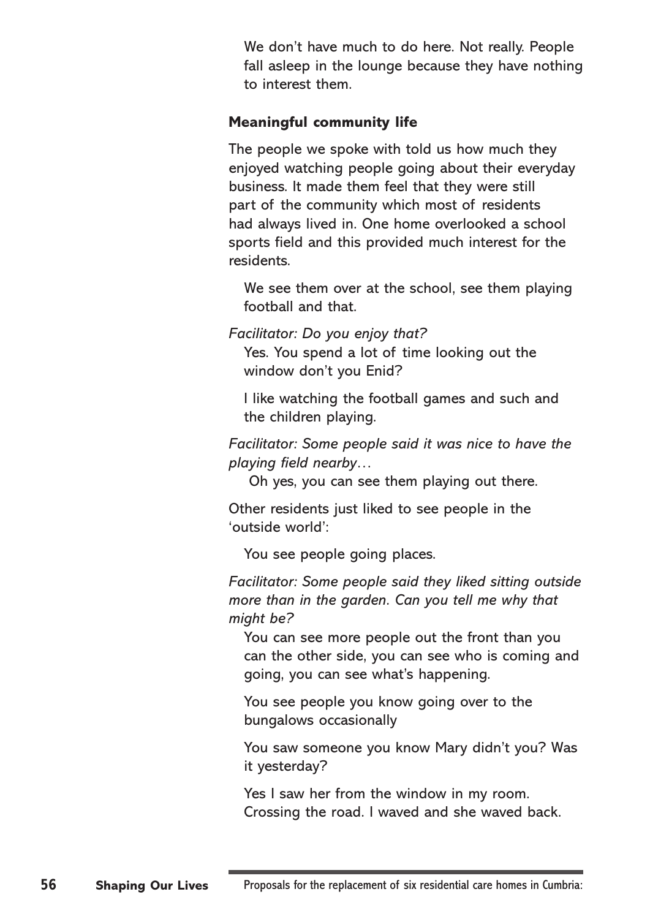We don't have much to do here. Not really. People fall asleep in the lounge because they have nothing to interest them.

### Meaningful community life

The people we spoke with told us how much they enjoyed watching people going about their everyday business. It made them feel that they were still part of the community which most of residents had always lived in. One home overlooked a school sports field and this provided much interest for the residents.

> We see them over at the school, see them playing football and that.

*Facilitator: Do you enjoy that?*

> Yes. You spend a lot of time looking out the window don't you Enid?
>
> I like watching the football games and such and the children playing.

*Facilitator: Some people said it was nice to have the playing field nearby…*

> Oh yes, you can see them playing out there.

Other residents just liked to see people in the 'outside world':

> You see people going places.

*Facilitator: Some people said they liked sitting outside more than in the garden. Can you tell me why that might be?*

> You can see more people out the front than you can the other side, you can see who is coming and going, you can see what's happening.
>
> You see people you know going over to the bungalows occasionally
>
> You saw someone you know Mary didn't you? Was it yesterday?
>
> Yes I saw her from the window in my room. Crossing the road. I waved and she waved back.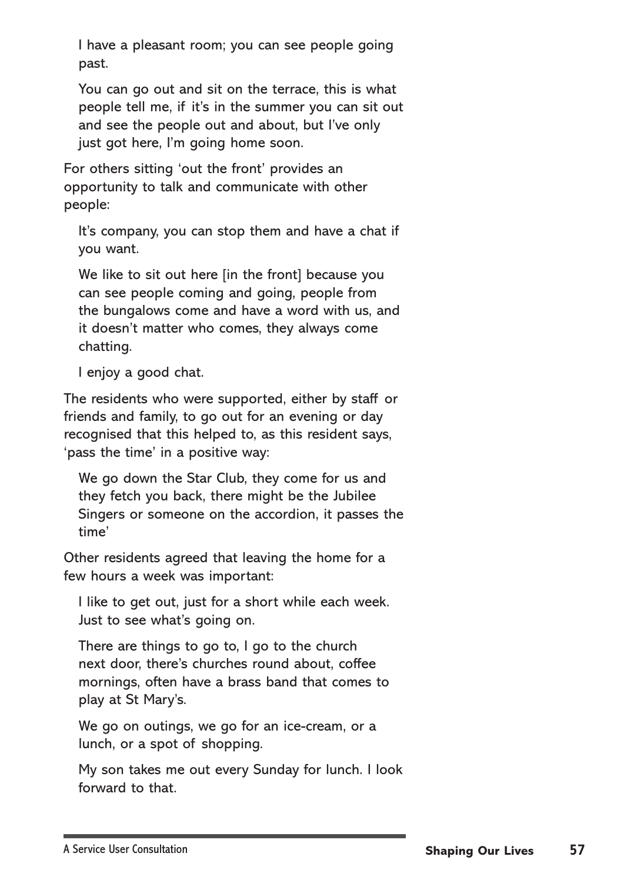> I have a pleasant room; you can see people going past.

> You can go out and sit on the terrace, this is what people tell me, if it's in the summer you can sit out and see the people out and about, but I've only just got here, I'm going home soon.

For others sitting 'out the front' provides an opportunity to talk and communicate with other people:

> It's company, you can stop them and have a chat if you want.

> We like to sit out here [in the front] because you can see people coming and going, people from the bungalows come and have a word with us, and it doesn't matter who comes, they always come chatting.

> I enjoy a good chat.

The residents who were supported, either by staff or friends and family, to go out for an evening or day recognised that this helped to, as this resident says, 'pass the time' in a positive way:

> We go down the Star Club, they come for us and they fetch you back, there might be the Jubilee Singers or someone on the accordion, it passes the time'

Other residents agreed that leaving the home for a few hours a week was important:

> I like to get out, just for a short while each week. Just to see what's going on.

> There are things to go to, I go to the church next door, there's churches round about, coffee mornings, often have a brass band that comes to play at St Mary's.

> We go on outings, we go for an ice-cream, or a lunch, or a spot of shopping.

> My son takes me out every Sunday for lunch. I look forward to that.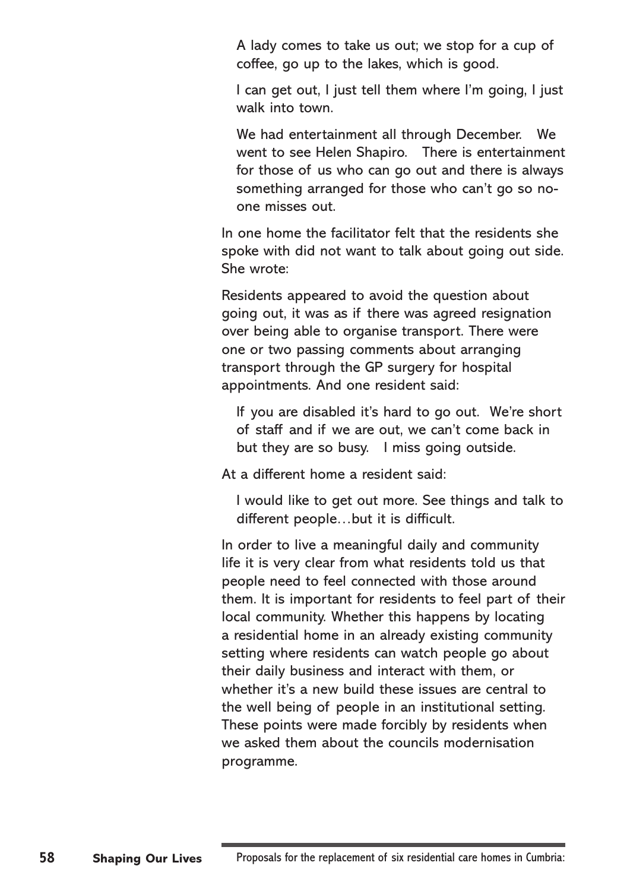> A lady comes to take us out; we stop for a cup of coffee, go up to the lakes, which is good.

> I can get out, I just tell them where I'm going, I just walk into town.

> We had entertainment all through December. We went to see Helen Shapiro. There is entertainment for those of us who can go out and there is always something arranged for those who can't go so no-one misses out.

In one home the facilitator felt that the residents she spoke with did not want to talk about going out side. She wrote:

Residents appeared to avoid the question about going out, it was as if there was agreed resignation over being able to organise transport. There were one or two passing comments about arranging transport through the GP surgery for hospital appointments. And one resident said:

> If you are disabled it's hard to go out. We're short of staff and if we are out, we can't come back in but they are so busy. I miss going outside.

At a different home a resident said:

> I would like to get out more. See things and talk to different people…but it is difficult.

In order to live a meaningful daily and community life it is very clear from what residents told us that people need to feel connected with those around them. It is important for residents to feel part of their local community. Whether this happens by locating a residential home in an already existing community setting where residents can watch people go about their daily business and interact with them, or whether it's a new build these issues are central to the well being of people in an institutional setting. These points were made forcibly by residents when we asked them about the councils modernisation programme.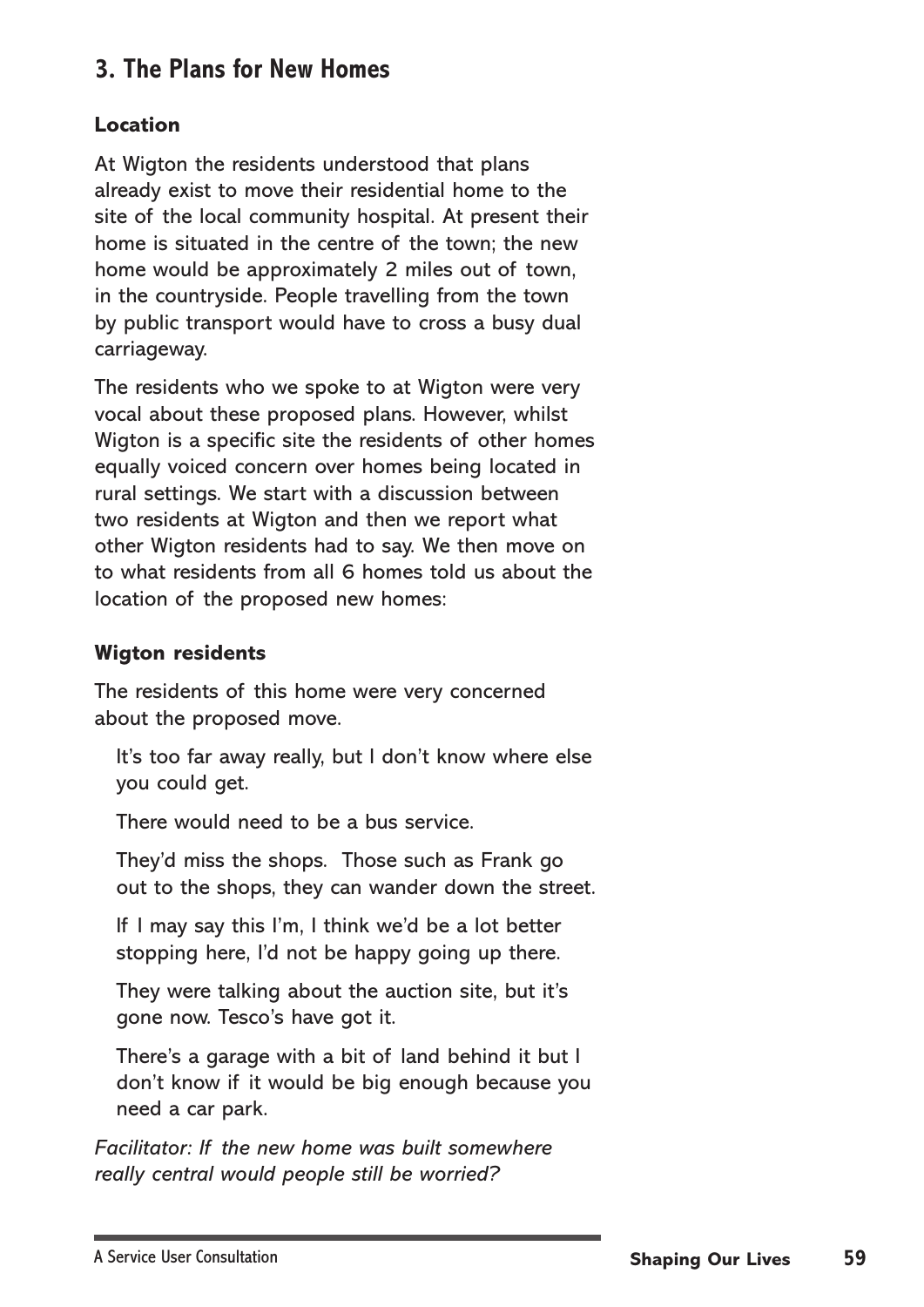## 3. The Plans for New Homes

### Location

At Wigton the residents understood that plans already exist to move their residential home to the site of the local community hospital. At present their home is situated in the centre of the town; the new home would be approximately 2 miles out of town, in the countryside. People travelling from the town by public transport would have to cross a busy dual carriageway.

The residents who we spoke to at Wigton were very vocal about these proposed plans. However, whilst Wigton is a specific site the residents of other homes equally voiced concern over homes being located in rural settings. We start with a discussion between two residents at Wigton and then we report what other Wigton residents had to say. We then move on to what residents from all 6 homes told us about the location of the proposed new homes:

### Wigton residents

The residents of this home were very concerned about the proposed move.

> It's too far away really, but I don't know where else you could get.
>
> There would need to be a bus service.
>
> They'd miss the shops. Those such as Frank go out to the shops, they can wander down the street.
>
> If I may say this I'm, I think we'd be a lot better stopping here, I'd not be happy going up there.
>
> They were talking about the auction site, but it's gone now. Tesco's have got it.
>
> There's a garage with a bit of land behind it but I don't know if it would be big enough because you need a car park.

*Facilitator: If the new home was built somewhere really central would people still be worried?*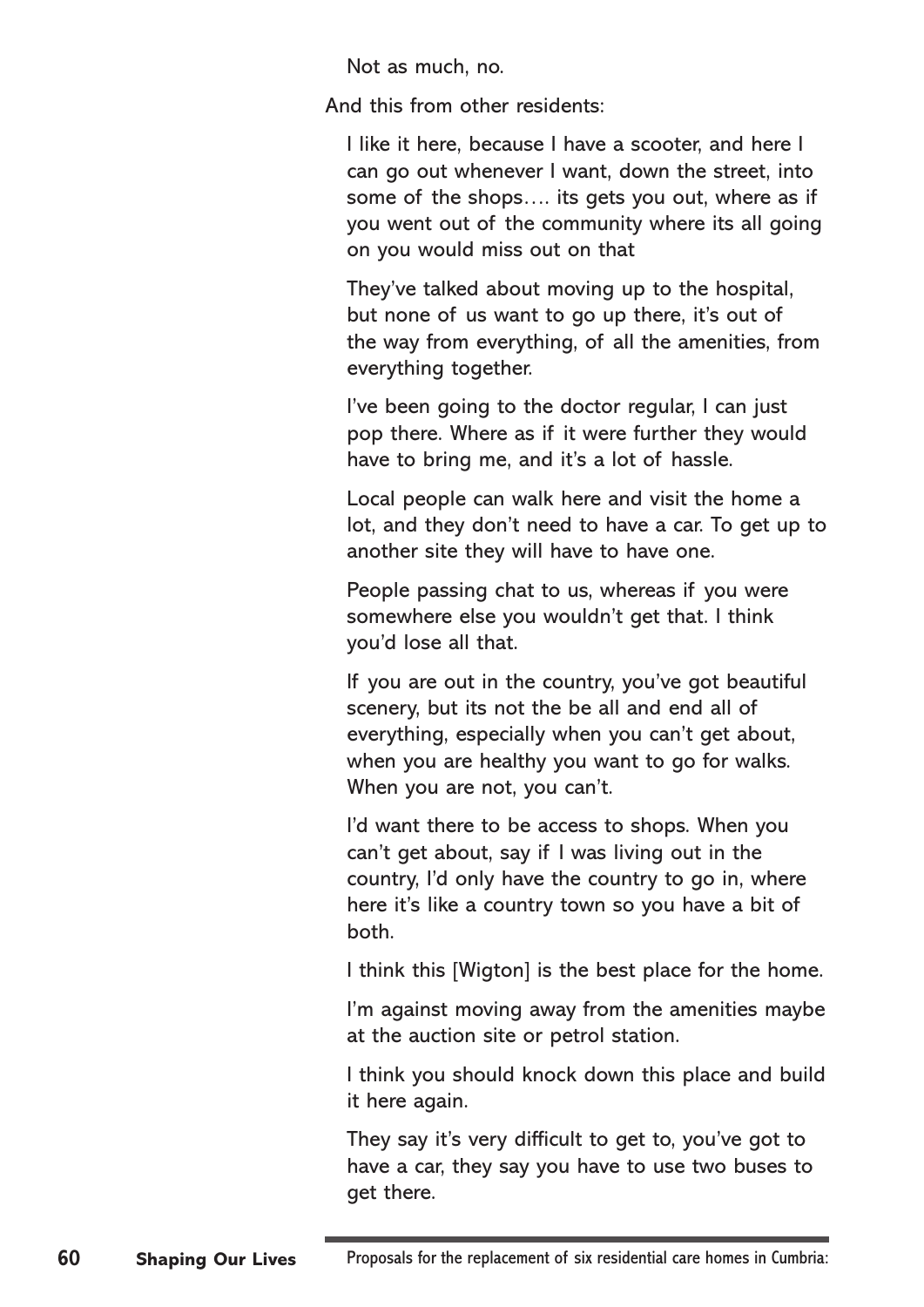Not as much, no.

And this from other residents:

> I like it here, because I have a scooter, and here I can go out whenever I want, down the street, into some of the shops…. its gets you out, where as if you went out of the community where its all going on you would miss out on that

> They've talked about moving up to the hospital, but none of us want to go up there, it's out of the way from everything, of all the amenities, from everything together.

> I've been going to the doctor regular, I can just pop there. Where as if it were further they would have to bring me, and it's a lot of hassle.

> Local people can walk here and visit the home a lot, and they don't need to have a car. To get up to another site they will have to have one.

> People passing chat to us, whereas if you were somewhere else you wouldn't get that. I think you'd lose all that.

> If you are out in the country, you've got beautiful scenery, but its not the be all and end all of everything, especially when you can't get about, when you are healthy you want to go for walks. When you are not, you can't.

> I'd want there to be access to shops. When you can't get about, say if I was living out in the country, I'd only have the country to go in, where here it's like a country town so you have a bit of both.

> I think this [Wigton] is the best place for the home.

> I'm against moving away from the amenities maybe at the auction site or petrol station.

> I think you should knock down this place and build it here again.

> They say it's very difficult to get to, you've got to have a car, they say you have to use two buses to get there.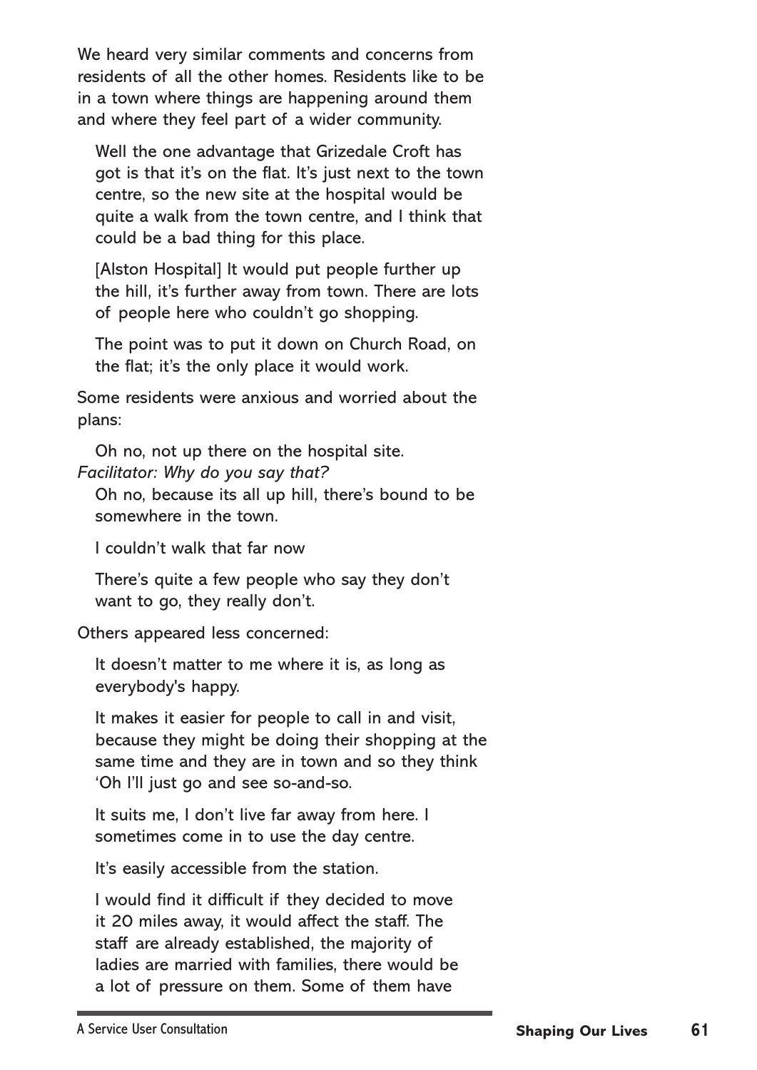We heard very similar comments and concerns from residents of all the other homes. Residents like to be in a town where things are happening around them and where they feel part of a wider community.

> Well the one advantage that Grizedale Croft has got is that it's on the flat. It's just next to the town centre, so the new site at the hospital would be quite a walk from the town centre, and I think that could be a bad thing for this place.

> [Alston Hospital] It would put people further up the hill, it's further away from town. There are lots of people here who couldn't go shopping.

> The point was to put it down on Church Road, on the flat; it's the only place it would work.

Some residents were anxious and worried about the plans:

> Oh no, not up there on the hospital site.
> *Facilitator: Why do you say that?*
> Oh no, because its all up hill, there's bound to be somewhere in the town.

> I couldn't walk that far now

> There's quite a few people who say they don't want to go, they really don't.

Others appeared less concerned:

> It doesn't matter to me where it is, as long as everybody's happy.

> It makes it easier for people to call in and visit, because they might be doing their shopping at the same time and they are in town and so they think 'Oh I'll just go and see so-and-so.

> It suits me, I don't live far away from here. I sometimes come in to use the day centre.

> It's easily accessible from the station.

> I would find it difficult if they decided to move it 20 miles away, it would affect the staff. The staff are already established, the majority of ladies are married with families, there would be a lot of pressure on them. Some of them have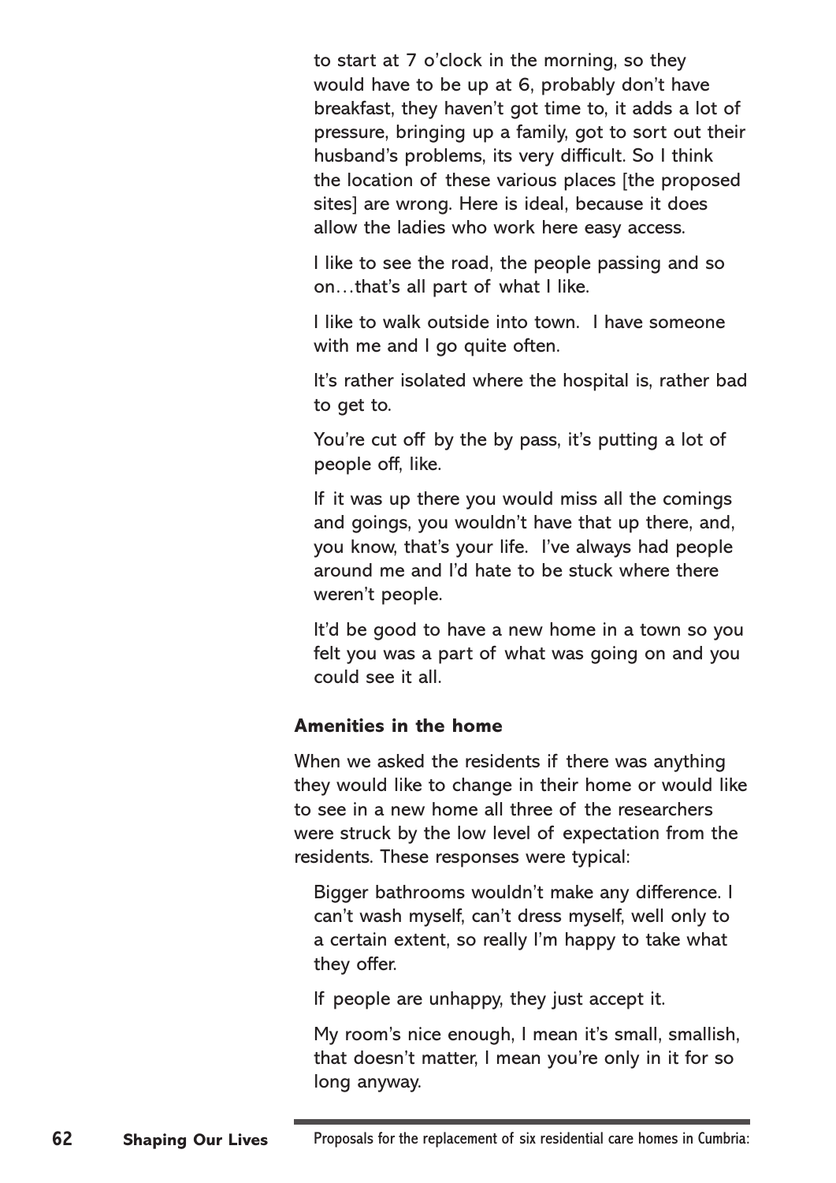to start at 7 o'clock in the morning, so they would have to be up at 6, probably don't have breakfast, they haven't got time to, it adds a lot of pressure, bringing up a family, got to sort out their husband's problems, its very difficult. So I think the location of these various places [the proposed sites] are wrong. Here is ideal, because it does allow the ladies who work here easy access.

I like to see the road, the people passing and so on…that's all part of what I like.

I like to walk outside into town. I have someone with me and I go quite often.

It's rather isolated where the hospital is, rather bad to get to.

You're cut off by the by pass, it's putting a lot of people off, like.

If it was up there you would miss all the comings and goings, you wouldn't have that up there, and, you know, that's your life. I've always had people around me and I'd hate to be stuck where there weren't people.

It'd be good to have a new home in a town so you felt you was a part of what was going on and you could see it all.

### Amenities in the home

When we asked the residents if there was anything they would like to change in their home or would like to see in a new home all three of the researchers were struck by the low level of expectation from the residents. These responses were typical:

Bigger bathrooms wouldn't make any difference. I can't wash myself, can't dress myself, well only to a certain extent, so really I'm happy to take what they offer.

If people are unhappy, they just accept it.

My room's nice enough, I mean it's small, smallish, that doesn't matter, I mean you're only in it for so long anyway.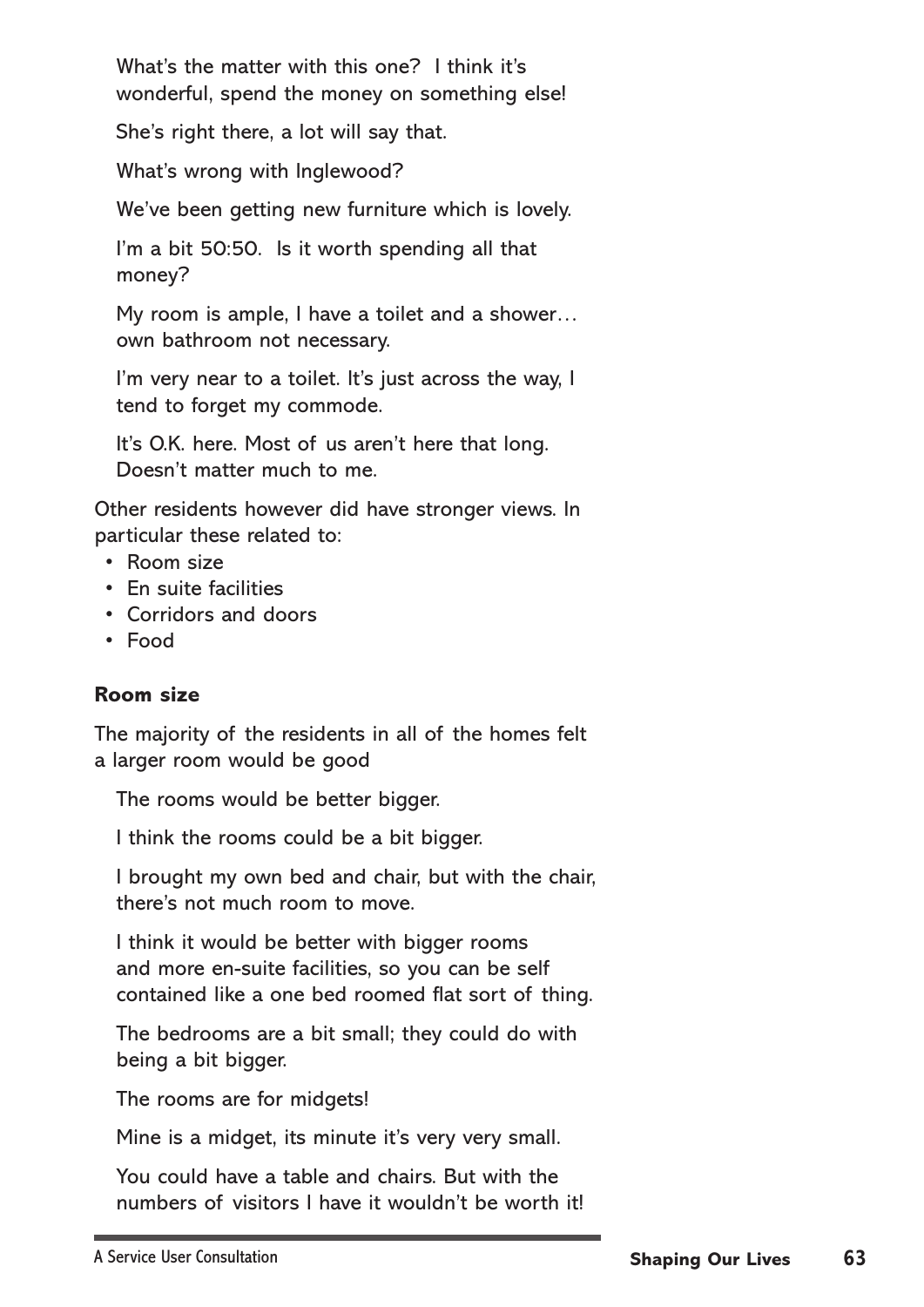What's the matter with this one? I think it's wonderful, spend the money on something else!

She's right there, a lot will say that.

What's wrong with Inglewood?

We've been getting new furniture which is lovely.

I'm a bit 50:50. Is it worth spending all that money?

My room is ample, I have a toilet and a shower… own bathroom not necessary.

I'm very near to a toilet. It's just across the way, I tend to forget my commode.

It's O.K. here. Most of us aren't here that long. Doesn't matter much to me.

Other residents however did have stronger views. In particular these related to:

- Room size
- En suite facilities
- Corridors and doors
- Food

**Room size**

The majority of the residents in all of the homes felt a larger room would be good

The rooms would be better bigger.

I think the rooms could be a bit bigger.

I brought my own bed and chair, but with the chair, there's not much room to move.

I think it would be better with bigger rooms and more en-suite facilities, so you can be self contained like a one bed roomed flat sort of thing.

The bedrooms are a bit small; they could do with being a bit bigger.

The rooms are for midgets!

Mine is a midget, its minute it's very very small.

You could have a table and chairs. But with the numbers of visitors I have it wouldn't be worth it!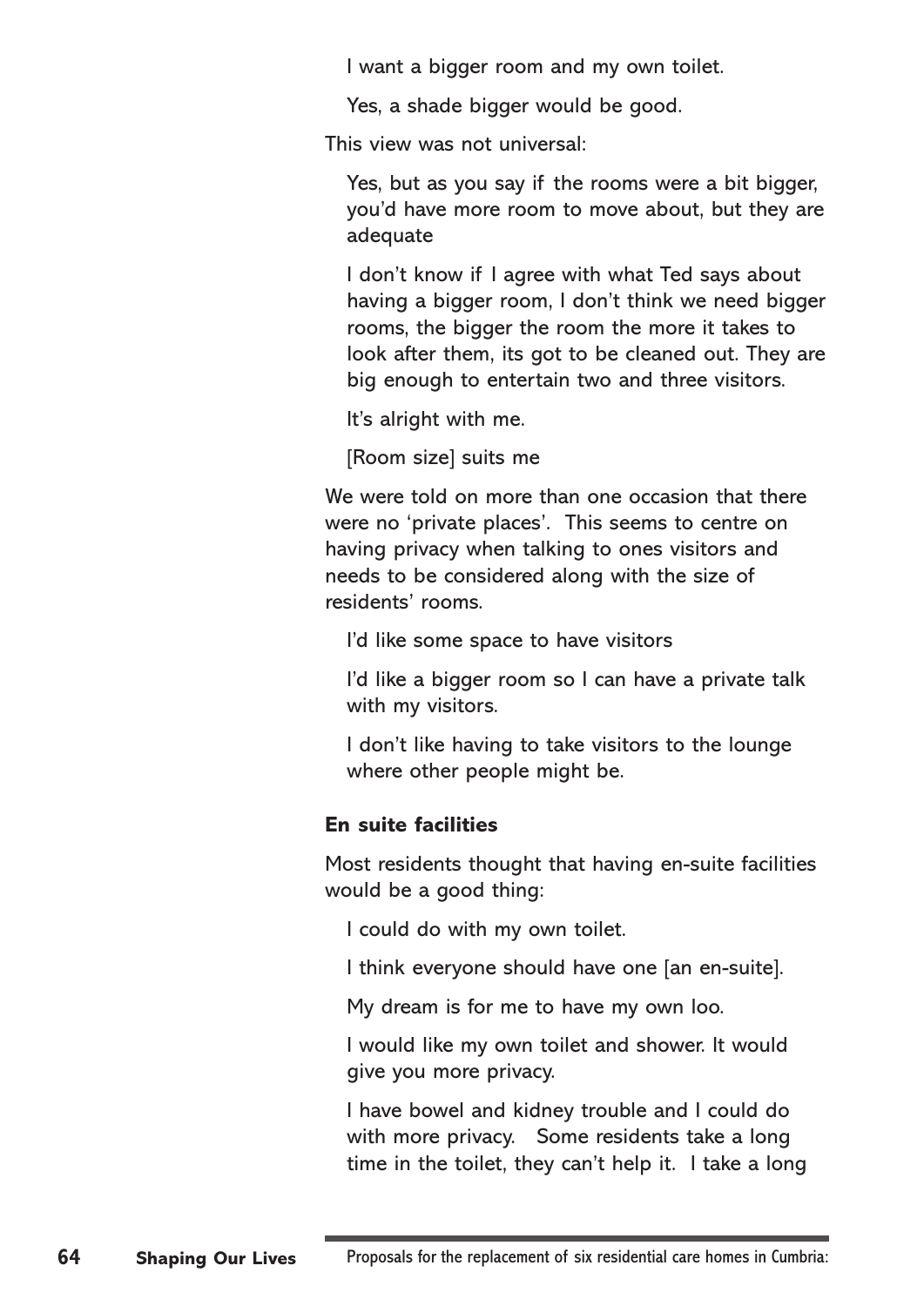I want a bigger room and my own toilet.

Yes, a shade bigger would be good.

This view was not universal:

Yes, but as you say if the rooms were a bit bigger, you'd have more room to move about, but they are adequate

I don't know if I agree with what Ted says about having a bigger room, I don't think we need bigger rooms, the bigger the room the more it takes to look after them, its got to be cleaned out. They are big enough to entertain two and three visitors.

It's alright with me.

[Room size] suits me

We were told on more than one occasion that there were no 'private places'. This seems to centre on having privacy when talking to ones visitors and needs to be considered along with the size of residents' rooms.

I'd like some space to have visitors

I'd like a bigger room so I can have a private talk with my visitors.

I don't like having to take visitors to the lounge where other people might be.

**En suite facilities**

Most residents thought that having en-suite facilities would be a good thing:

I could do with my own toilet.

I think everyone should have one [an en-suite].

My dream is for me to have my own loo.

I would like my own toilet and shower. It would give you more privacy.

I have bowel and kidney trouble and I could do with more privacy. Some residents take a long time in the toilet, they can't help it. I take a long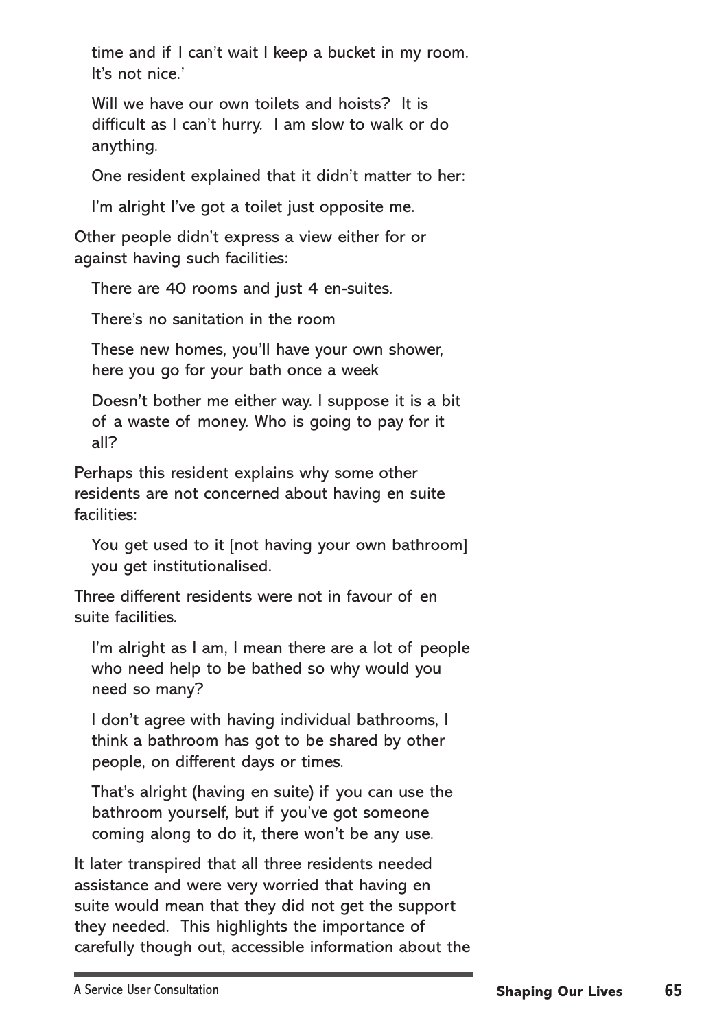> time and if I can't wait I keep a bucket in my room. It's not nice.'

> Will we have our own toilets and hoists? It is difficult as I can't hurry. I am slow to walk or do anything.

> One resident explained that it didn't matter to her:

> I'm alright I've got a toilet just opposite me.

Other people didn't express a view either for or against having such facilities:

> There are 40 rooms and just 4 en-suites.

> There's no sanitation in the room

> These new homes, you'll have your own shower, here you go for your bath once a week

> Doesn't bother me either way. I suppose it is a bit of a waste of money. Who is going to pay for it all?

Perhaps this resident explains why some other residents are not concerned about having en suite facilities:

> You get used to it [not having your own bathroom] you get institutionalised.

Three different residents were not in favour of en suite facilities.

> I'm alright as I am, I mean there are a lot of people who need help to be bathed so why would you need so many?

> I don't agree with having individual bathrooms, I think a bathroom has got to be shared by other people, on different days or times.

> That's alright (having en suite) if you can use the bathroom yourself, but if you've got someone coming along to do it, there won't be any use.

It later transpired that all three residents needed assistance and were very worried that having en suite would mean that they did not get the support they needed. This highlights the importance of carefully though out, accessible information about the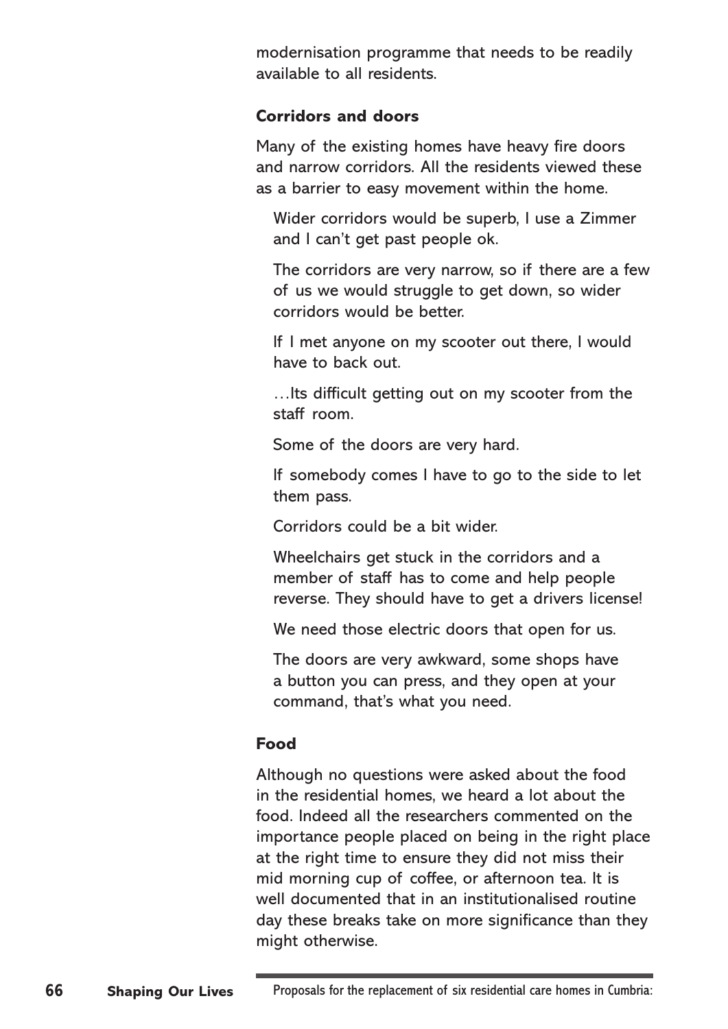modernisation programme that needs to be readily available to all residents.

### Corridors and doors

Many of the existing homes have heavy fire doors and narrow corridors. All the residents viewed these as a barrier to easy movement within the home.

> Wider corridors would be superb, I use a Zimmer and I can't get past people ok.
>
> The corridors are very narrow, so if there are a few of us we would struggle to get down, so wider corridors would be better.
>
> If I met anyone on my scooter out there, I would have to back out.
>
> …Its difficult getting out on my scooter from the staff room.
>
> Some of the doors are very hard.
>
> If somebody comes I have to go to the side to let them pass.
>
> Corridors could be a bit wider.
>
> Wheelchairs get stuck in the corridors and a member of staff has to come and help people reverse. They should have to get a drivers license!
>
> We need those electric doors that open for us.
>
> The doors are very awkward, some shops have a button you can press, and they open at your command, that's what you need.

### Food

Although no questions were asked about the food in the residential homes, we heard a lot about the food. Indeed all the researchers commented on the importance people placed on being in the right place at the right time to ensure they did not miss their mid morning cup of coffee, or afternoon tea. It is well documented that in an institutionalised routine day these breaks take on more significance than they might otherwise.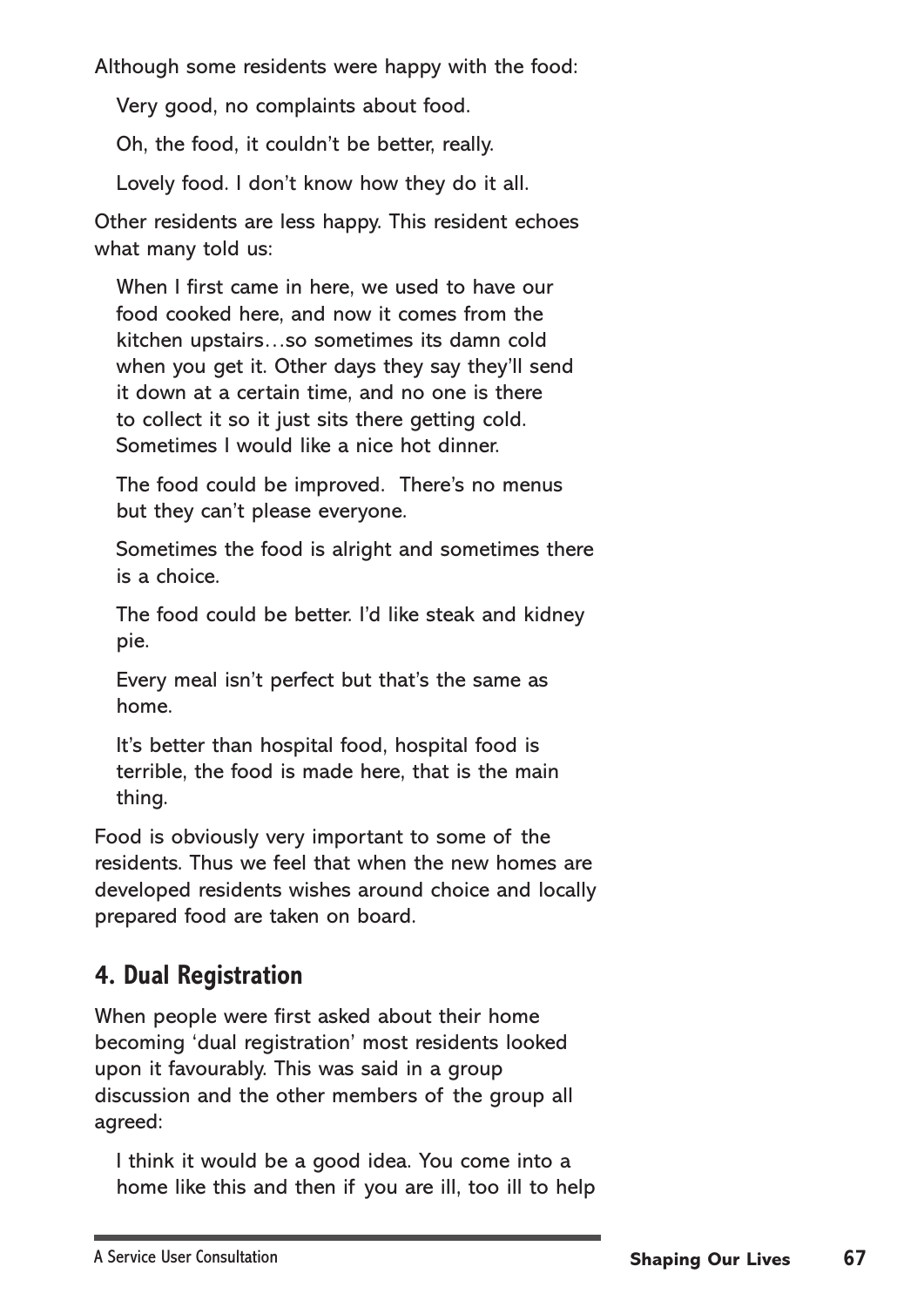Although some residents were happy with the food:

> Very good, no complaints about food.
>
> Oh, the food, it couldn't be better, really.
>
> Lovely food. I don't know how they do it all.

Other residents are less happy. This resident echoes what many told us:

> When I first came in here, we used to have our food cooked here, and now it comes from the kitchen upstairs…so sometimes its damn cold when you get it. Other days they say they'll send it down at a certain time, and no one is there to collect it so it just sits there getting cold. Sometimes I would like a nice hot dinner.
>
> The food could be improved. There's no menus but they can't please everyone.
>
> Sometimes the food is alright and sometimes there is a choice.
>
> The food could be better. I'd like steak and kidney pie.
>
> Every meal isn't perfect but that's the same as home.
>
> It's better than hospital food, hospital food is terrible, the food is made here, that is the main thing.

Food is obviously very important to some of the residents. Thus we feel that when the new homes are developed residents wishes around choice and locally prepared food are taken on board.

## 4. Dual Registration

When people were first asked about their home becoming 'dual registration' most residents looked upon it favourably. This was said in a group discussion and the other members of the group all agreed:

> I think it would be a good idea. You come into a home like this and then if you are ill, too ill to help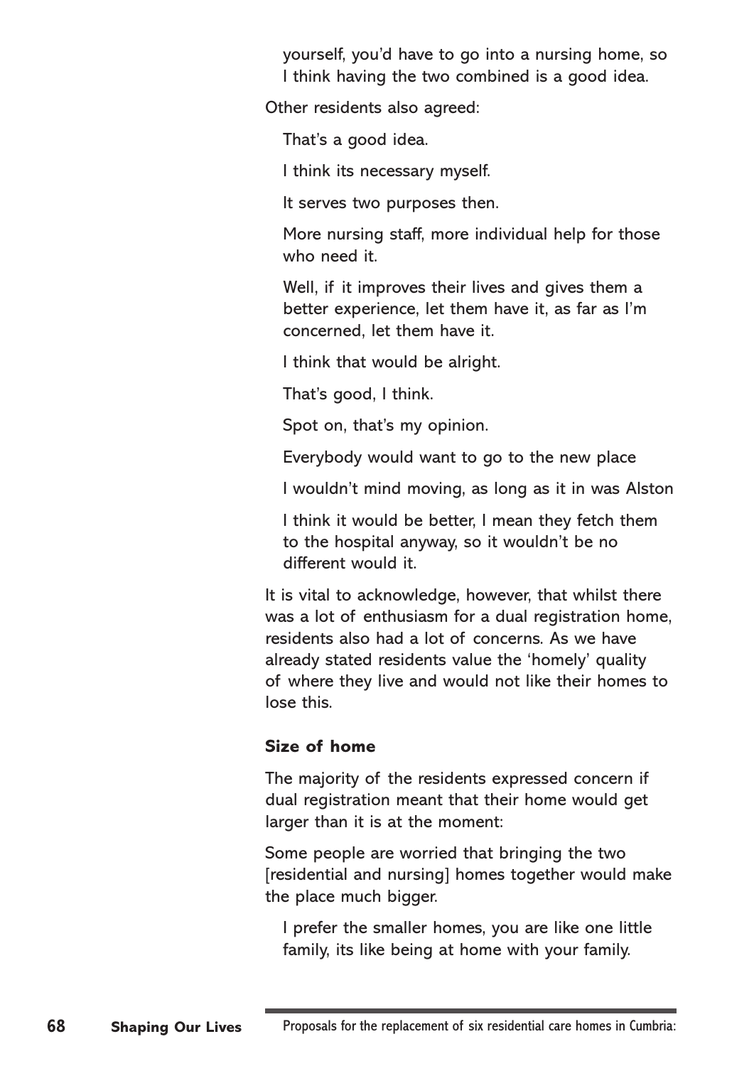yourself, you'd have to go into a nursing home, so I think having the two combined is a good idea.

Other residents also agreed:

> That's a good idea.
>
> I think its necessary myself.
>
> It serves two purposes then.
>
> More nursing staff, more individual help for those who need it.
>
> Well, if it improves their lives and gives them a better experience, let them have it, as far as I'm concerned, let them have it.
>
> I think that would be alright.
>
> That's good, I think.
>
> Spot on, that's my opinion.
>
> Everybody would want to go to the new place
>
> I wouldn't mind moving, as long as it in was Alston
>
> I think it would be better, I mean they fetch them to the hospital anyway, so it wouldn't be no different would it.

It is vital to acknowledge, however, that whilst there was a lot of enthusiasm for a dual registration home, residents also had a lot of concerns. As we have already stated residents value the 'homely' quality of where they live and would not like their homes to lose this.

### Size of home

The majority of the residents expressed concern if dual registration meant that their home would get larger than it is at the moment:

Some people are worried that bringing the two [residential and nursing] homes together would make the place much bigger.

> I prefer the smaller homes, you are like one little family, its like being at home with your family.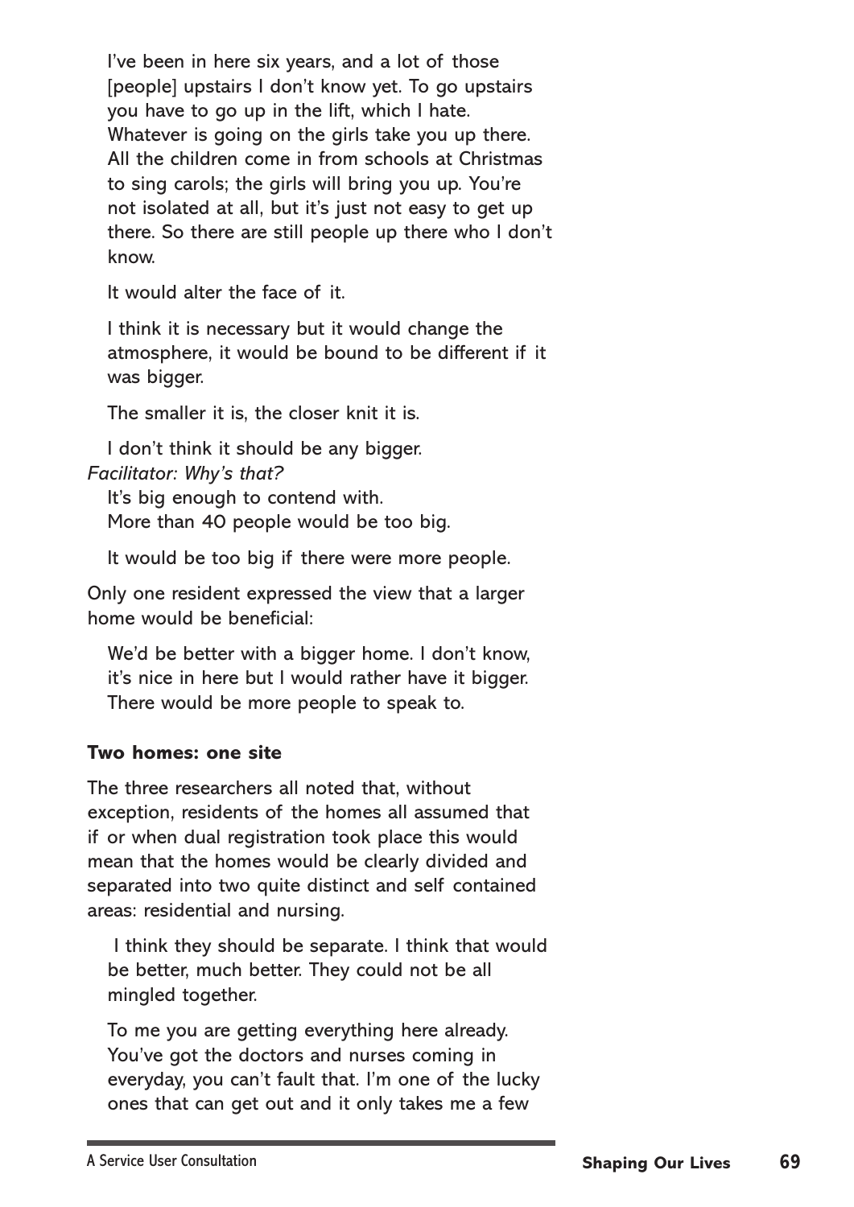> I've been in here six years, and a lot of those [people] upstairs I don't know yet. To go upstairs you have to go up in the lift, which I hate. Whatever is going on the girls take you up there. All the children come in from schools at Christmas to sing carols; the girls will bring you up. You're not isolated at all, but it's just not easy to get up there. So there are still people up there who I don't know.

> It would alter the face of it.

> I think it is necessary but it would change the atmosphere, it would be bound to be different if it was bigger.

> The smaller it is, the closer knit it is.

> I don't think it should be any bigger.
> *Facilitator: Why's that?*
> It's big enough to contend with.
> More than 40 people would be too big.

> It would be too big if there were more people.

Only one resident expressed the view that a larger home would be beneficial:

> We'd be better with a bigger home. I don't know, it's nice in here but I would rather have it bigger. There would be more people to speak to.

**Two homes: one site**

The three researchers all noted that, without exception, residents of the homes all assumed that if or when dual registration took place this would mean that the homes would be clearly divided and separated into two quite distinct and self contained areas: residential and nursing.

> I think they should be separate. I think that would be better, much better. They could not be all mingled together.

> To me you are getting everything here already. You've got the doctors and nurses coming in everyday, you can't fault that. I'm one of the lucky ones that can get out and it only takes me a few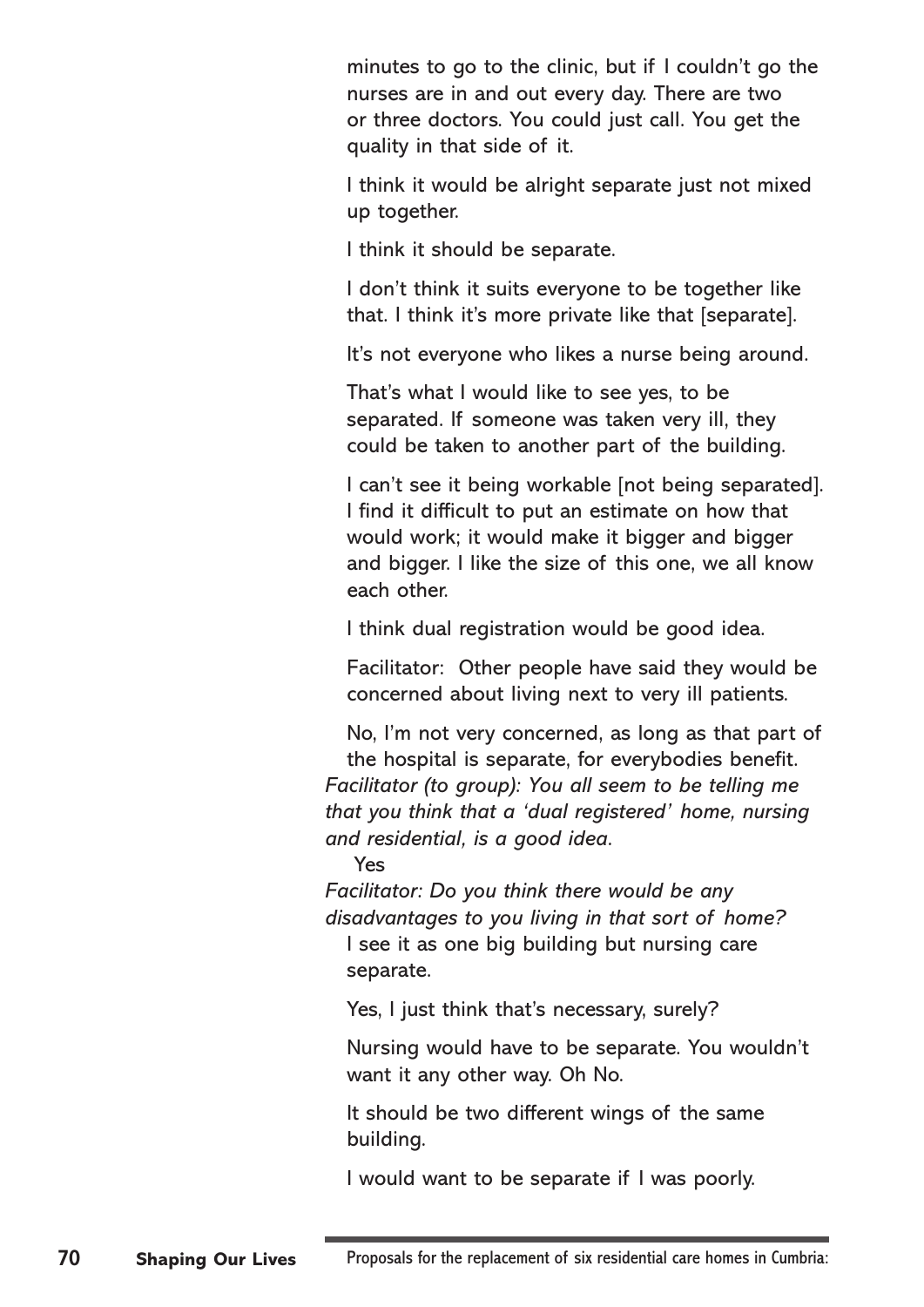minutes to go to the clinic, but if I couldn't go the nurses are in and out every day. There are two or three doctors. You could just call. You get the quality in that side of it.

I think it would be alright separate just not mixed up together.

I think it should be separate.

I don't think it suits everyone to be together like that. I think it's more private like that [separate].

It's not everyone who likes a nurse being around.

That's what I would like to see yes, to be separated. If someone was taken very ill, they could be taken to another part of the building.

I can't see it being workable [not being separated]. I find it difficult to put an estimate on how that would work; it would make it bigger and bigger and bigger. I like the size of this one, we all know each other.

I think dual registration would be good idea.

Facilitator: Other people have said they would be concerned about living next to very ill patients.

No, I'm not very concerned, as long as that part of the hospital is separate, for everybodies benefit.

*Facilitator (to group): You all seem to be telling me that you think that a 'dual registered' home, nursing and residential, is a good idea.*

Yes

*Facilitator: Do you think there would be any disadvantages to you living in that sort of home?*

I see it as one big building but nursing care separate.

Yes, I just think that's necessary, surely?

Nursing would have to be separate. You wouldn't want it any other way. Oh No.

It should be two different wings of the same building.

I would want to be separate if I was poorly.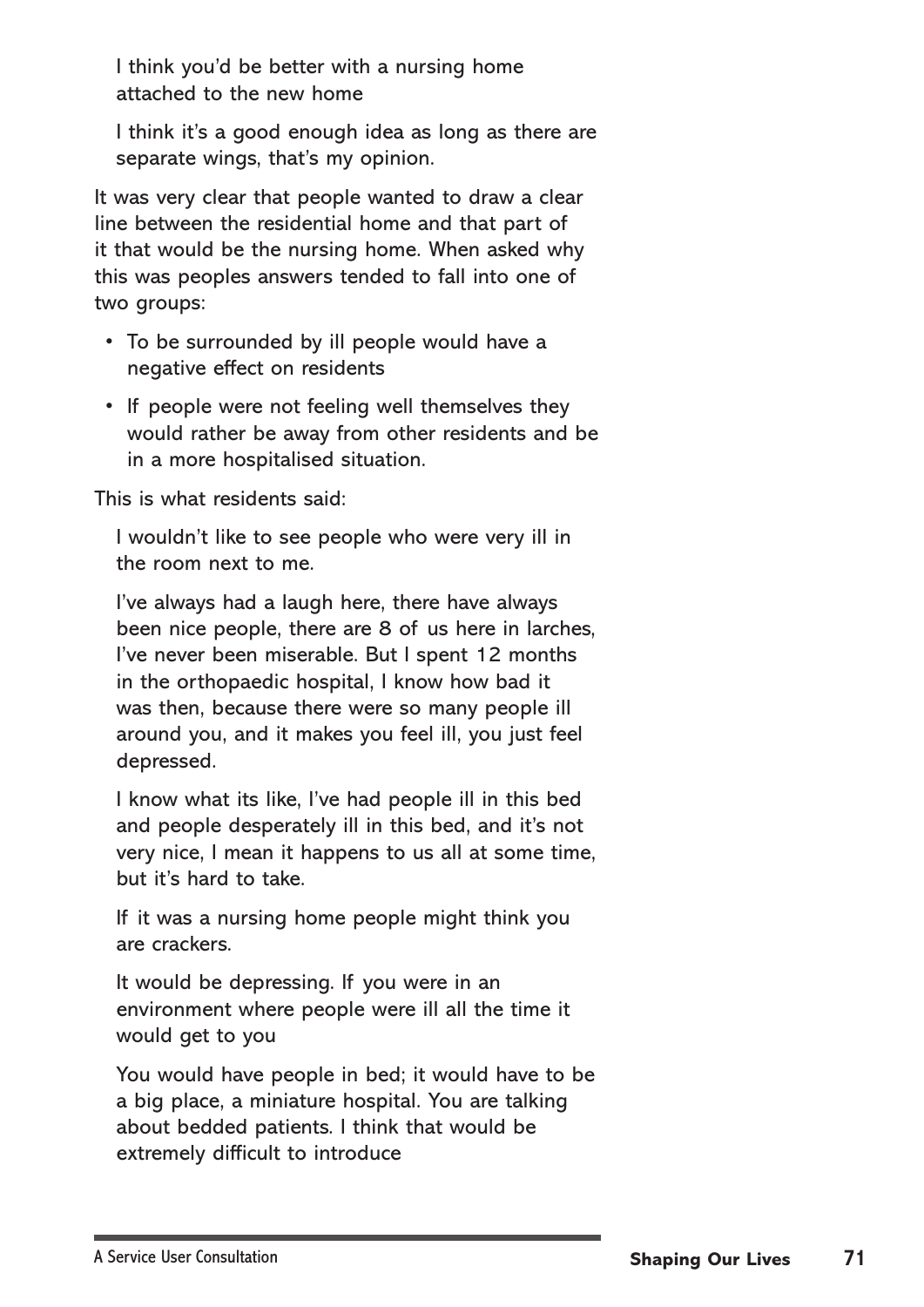> I think you'd be better with a nursing home attached to the new home

> I think it's a good enough idea as long as there are separate wings, that's my opinion.

It was very clear that people wanted to draw a clear line between the residential home and that part of it that would be the nursing home. When asked why this was peoples answers tended to fall into one of two groups:

- To be surrounded by ill people would have a negative effect on residents
- If people were not feeling well themselves they would rather be away from other residents and be in a more hospitalised situation.

This is what residents said:

> I wouldn't like to see people who were very ill in the room next to me.

> I've always had a laugh here, there have always been nice people, there are 8 of us here in larches, I've never been miserable. But I spent 12 months in the orthopaedic hospital, I know how bad it was then, because there were so many people ill around you, and it makes you feel ill, you just feel depressed.

> I know what its like, I've had people ill in this bed and people desperately ill in this bed, and it's not very nice, I mean it happens to us all at some time, but it's hard to take.

> If it was a nursing home people might think you are crackers.

> It would be depressing. If you were in an environment where people were ill all the time it would get to you

> You would have people in bed; it would have to be a big place, a miniature hospital. You are talking about bedded patients. I think that would be extremely difficult to introduce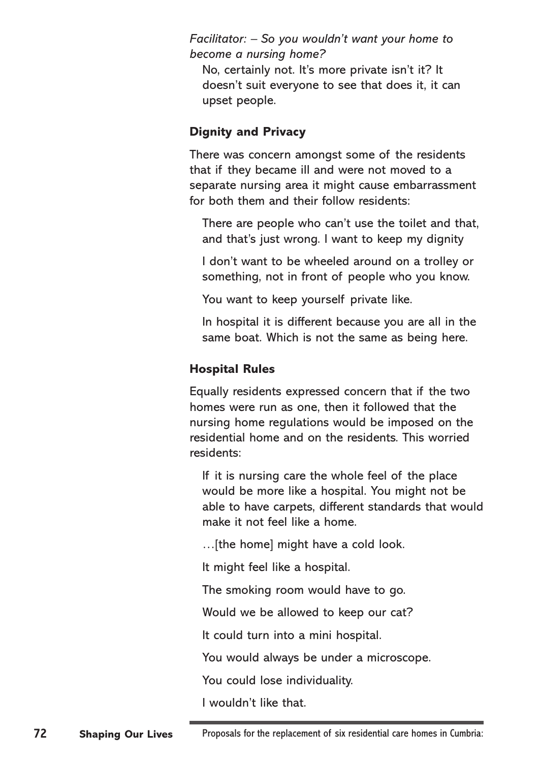*Facilitator: – So you wouldn't want your home to become a nursing home?*

No, certainly not. It's more private isn't it? It doesn't suit everyone to see that does it, it can upset people.

### Dignity and Privacy

There was concern amongst some of the residents that if they became ill and were not moved to a separate nursing area it might cause embarrassment for both them and their follow residents:

There are people who can't use the toilet and that, and that's just wrong. I want to keep my dignity

I don't want to be wheeled around on a trolley or something, not in front of people who you know.

You want to keep yourself private like.

In hospital it is different because you are all in the same boat. Which is not the same as being here.

### Hospital Rules

Equally residents expressed concern that if the two homes were run as one, then it followed that the nursing home regulations would be imposed on the residential home and on the residents. This worried residents:

If it is nursing care the whole feel of the place would be more like a hospital. You might not be able to have carpets, different standards that would make it not feel like a home.

…[the home] might have a cold look.

It might feel like a hospital.

The smoking room would have to go.

Would we be allowed to keep our cat?

It could turn into a mini hospital.

You would always be under a microscope.

You could lose individuality.

I wouldn't like that.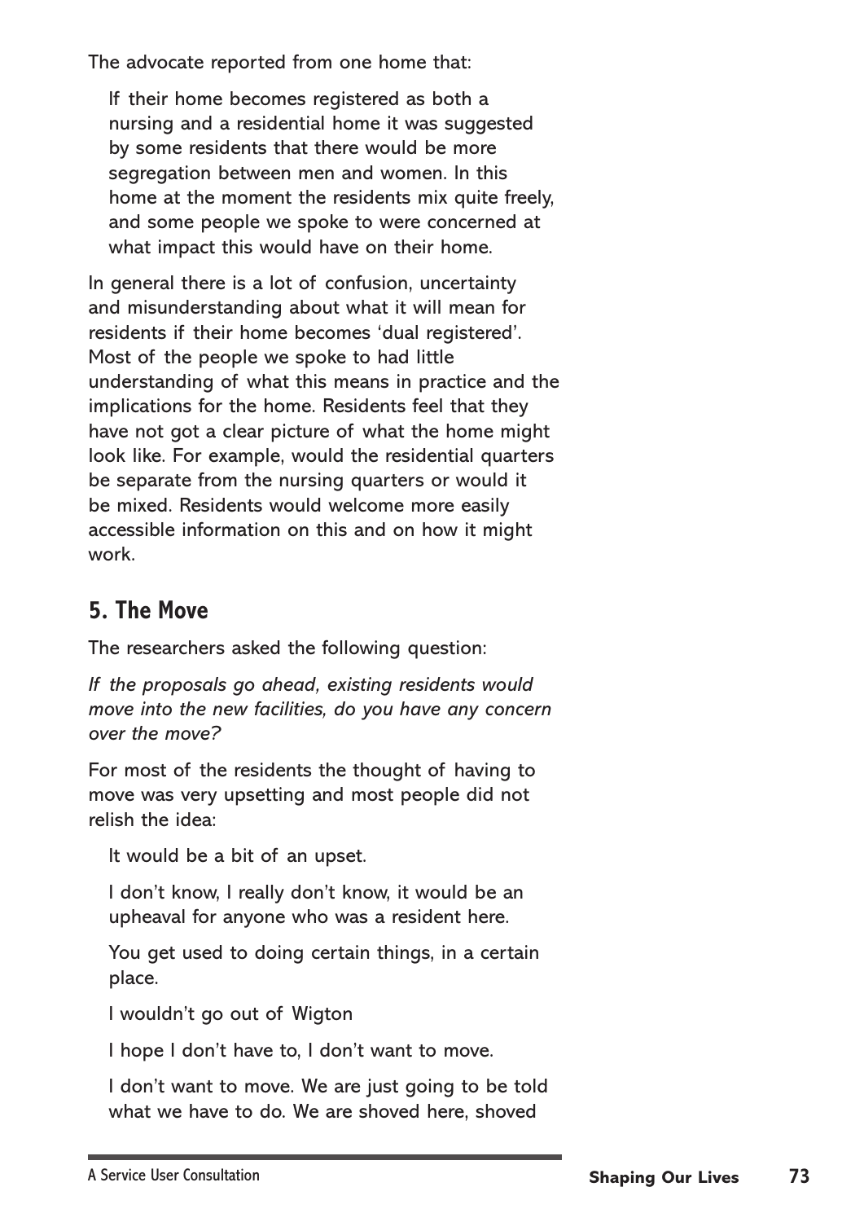The advocate reported from one home that:

> If their home becomes registered as both a nursing and a residential home it was suggested by some residents that there would be more segregation between men and women. In this home at the moment the residents mix quite freely, and some people we spoke to were concerned at what impact this would have on their home.

In general there is a lot of confusion, uncertainty and misunderstanding about what it will mean for residents if their home becomes 'dual registered'. Most of the people we spoke to had little understanding of what this means in practice and the implications for the home. Residents feel that they have not got a clear picture of what the home might look like. For example, would the residential quarters be separate from the nursing quarters or would it be mixed. Residents would welcome more easily accessible information on this and on how it might work.

## 5. The Move

The researchers asked the following question:

*If the proposals go ahead, existing residents would move into the new facilities, do you have any concern over the move?*

For most of the residents the thought of having to move was very upsetting and most people did not relish the idea:

> It would be a bit of an upset.
>
> I don't know, I really don't know, it would be an upheaval for anyone who was a resident here.
>
> You get used to doing certain things, in a certain place.
>
> I wouldn't go out of Wigton
>
> I hope I don't have to, I don't want to move.
>
> I don't want to move. We are just going to be told what we have to do. We are shoved here, shoved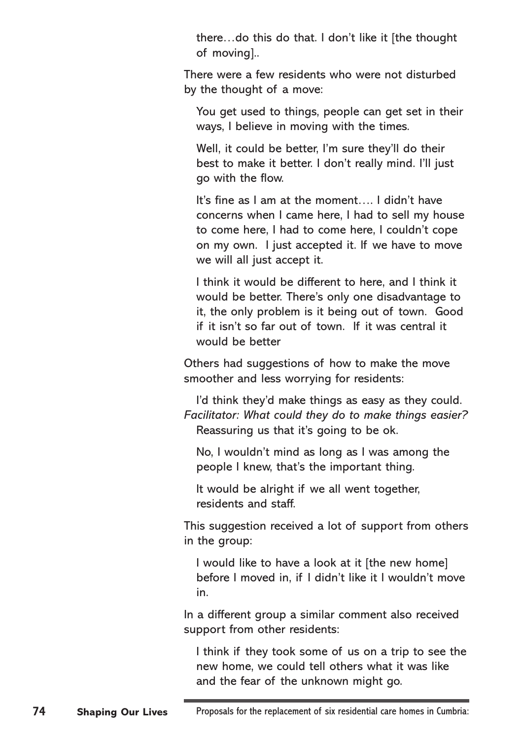> there…do this do that. I don't like it [the thought of moving]..

There were a few residents who were not disturbed by the thought of a move:

> You get used to things, people can get set in their ways, I believe in moving with the times.

> Well, it could be better, I'm sure they'll do their best to make it better. I don't really mind. I'll just go with the flow.

> It's fine as I am at the moment…. I didn't have concerns when I came here, I had to sell my house to come here, I had to come here, I couldn't cope on my own. I just accepted it. If we have to move we will all just accept it.

> I think it would be different to here, and I think it would be better. There's only one disadvantage to it, the only problem is it being out of town. Good if it isn't so far out of town. If it was central it would be better

Others had suggestions of how to make the move smoother and less worrying for residents:

> I'd think they'd make things as easy as they could.
> *Facilitator: What could they do to make things easier?*
> Reassuring us that it's going to be ok.

> No, I wouldn't mind as long as I was among the people I knew, that's the important thing.

> It would be alright if we all went together, residents and staff.

This suggestion received a lot of support from others in the group:

> I would like to have a look at it [the new home] before I moved in, if I didn't like it I wouldn't move in.

In a different group a similar comment also received support from other residents:

> I think if they took some of us on a trip to see the new home, we could tell others what it was like and the fear of the unknown might go.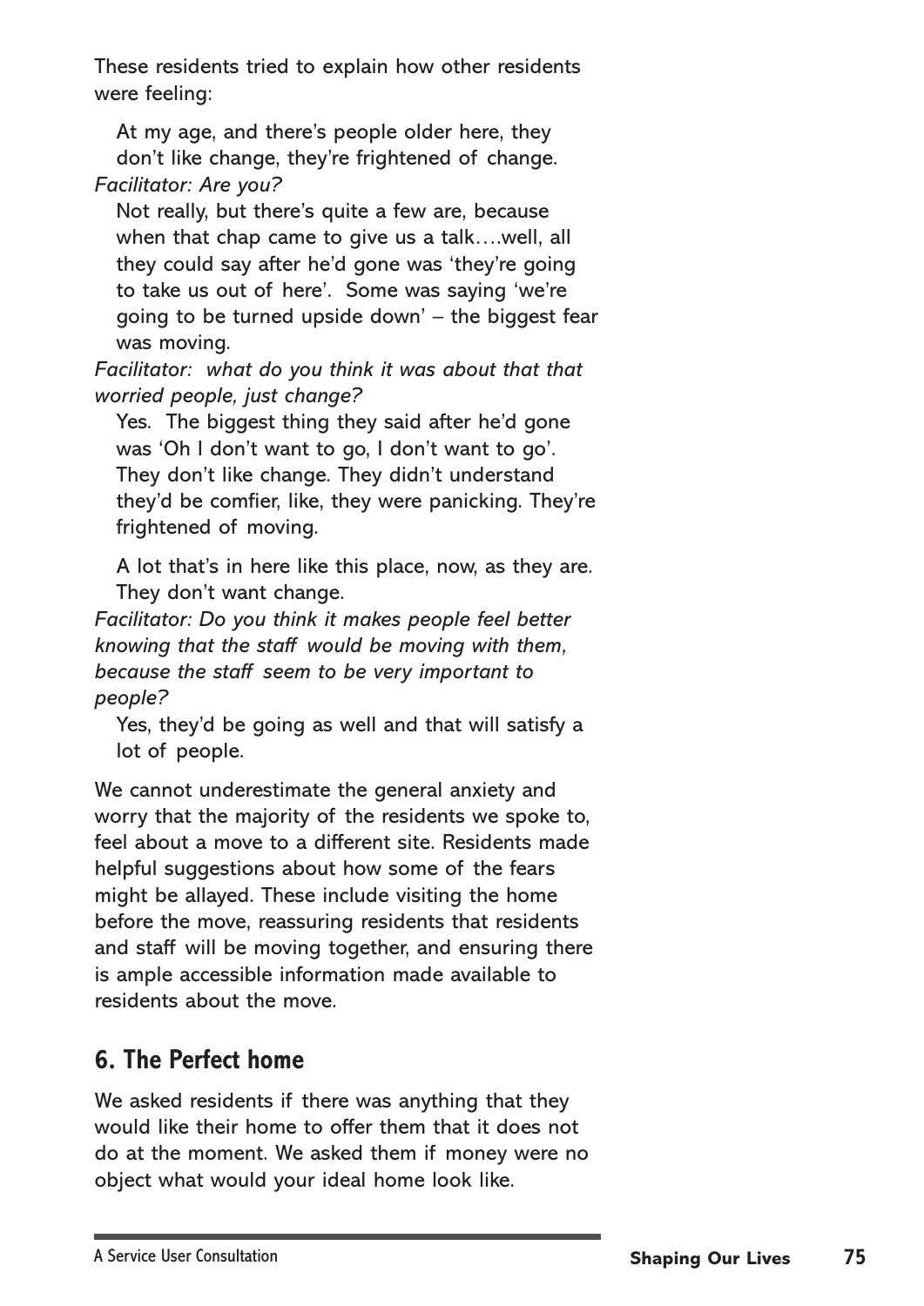These residents tried to explain how other residents were feeling:

> At my age, and there's people older here, they don't like change, they're frightened of change.
>
> *Facilitator: Are you?*
>
> Not really, but there's quite a few are, because when that chap came to give us a talk….well, all they could say after he'd gone was 'they're going to take us out of here'. Some was saying 'we're going to be turned upside down' – the biggest fear was moving.
>
> *Facilitator: what do you think it was about that that worried people, just change?*
>
> Yes. The biggest thing they said after he'd gone was 'Oh I don't want to go, I don't want to go'. They don't like change. They didn't understand they'd be comfier, like, they were panicking. They're frightened of moving.

> A lot that's in here like this place, now, as they are. They don't want change.
>
> *Facilitator: Do you think it makes people feel better knowing that the staff would be moving with them, because the staff seem to be very important to people?*
>
> Yes, they'd be going as well and that will satisfy a lot of people.

We cannot underestimate the general anxiety and worry that the majority of the residents we spoke to, feel about a move to a different site. Residents made helpful suggestions about how some of the fears might be allayed. These include visiting the home before the move, reassuring residents that residents and staff will be moving together, and ensuring there is ample accessible information made available to residents about the move.

## 6. The Perfect home

We asked residents if there was anything that they would like their home to offer them that it does not do at the moment. We asked them if money were no object what would your ideal home look like.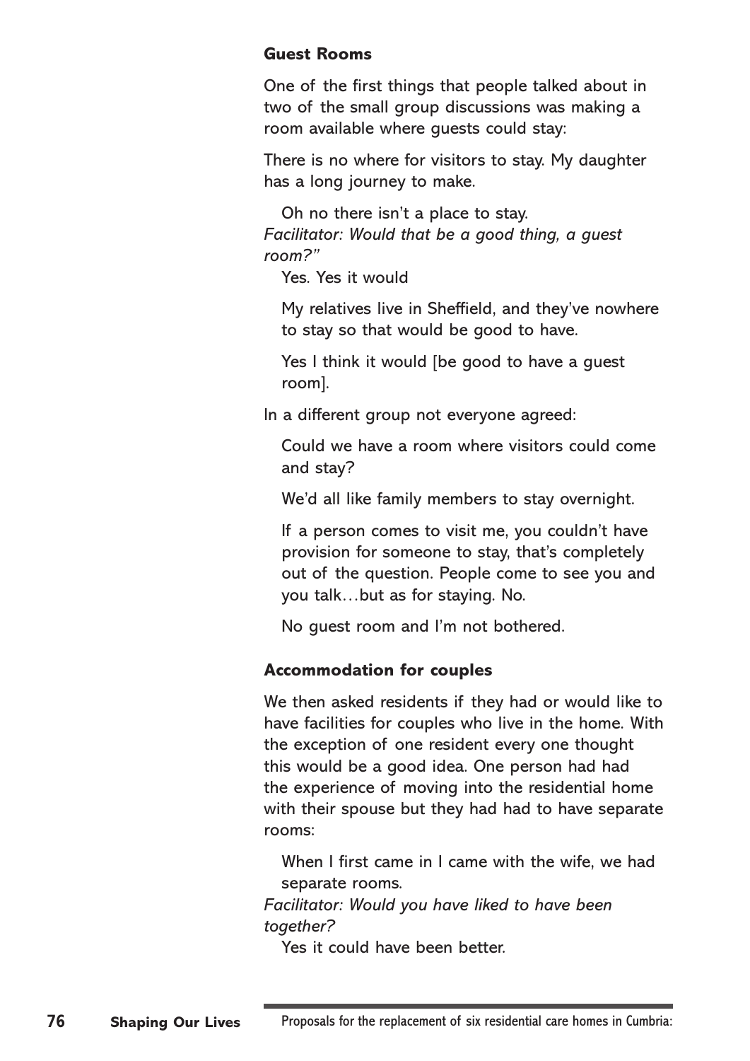### Guest Rooms

One of the first things that people talked about in two of the small group discussions was making a room available where guests could stay:

There is no where for visitors to stay. My daughter has a long journey to make.

> Oh no there isn't a place to stay.
>
> *Facilitator: Would that be a good thing, a guest room?"*
>
> Yes. Yes it would
>
> My relatives live in Sheffield, and they've nowhere to stay so that would be good to have.
>
> Yes I think it would [be good to have a guest room].

In a different group not everyone agreed:

> Could we have a room where visitors could come and stay?
>
> We'd all like family members to stay overnight.
>
> If a person comes to visit me, you couldn't have provision for someone to stay, that's completely out of the question. People come to see you and you talk…but as for staying. No.
>
> No guest room and I'm not bothered.

### Accommodation for couples

We then asked residents if they had or would like to have facilities for couples who live in the home. With the exception of one resident every one thought this would be a good idea. One person had had the experience of moving into the residential home with their spouse but they had had to have separate rooms:

> When I first came in I came with the wife, we had separate rooms.
>
> *Facilitator: Would you have liked to have been together?*
>
> Yes it could have been better.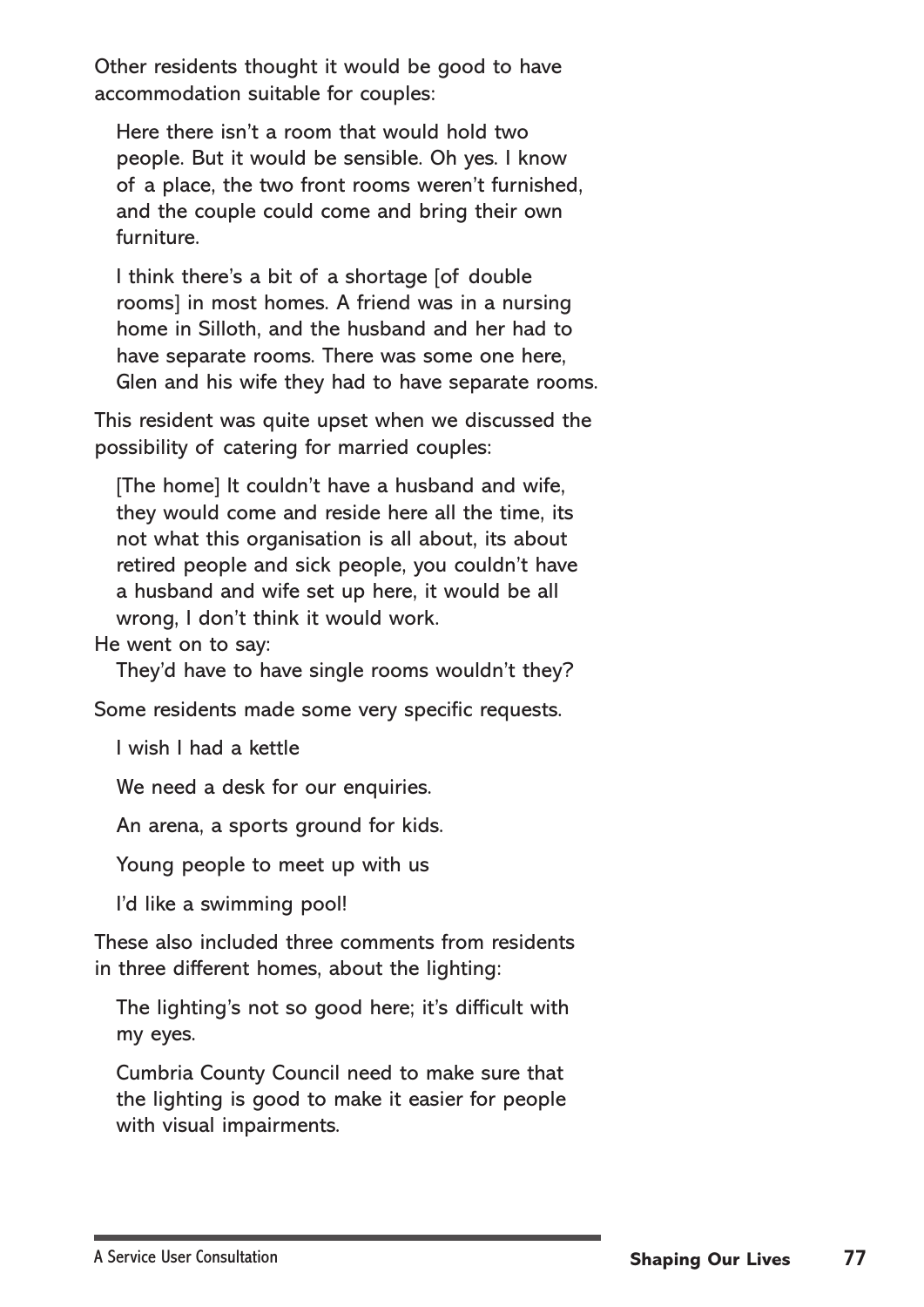Other residents thought it would be good to have accommodation suitable for couples:

> Here there isn't a room that would hold two people. But it would be sensible. Oh yes. I know of a place, the two front rooms weren't furnished, and the couple could come and bring their own furniture.
>
> I think there's a bit of a shortage [of double rooms] in most homes. A friend was in a nursing home in Silloth, and the husband and her had to have separate rooms. There was some one here, Glen and his wife they had to have separate rooms.

This resident was quite upset when we discussed the possibility of catering for married couples:

> [The home] It couldn't have a husband and wife, they would come and reside here all the time, its not what this organisation is all about, its about retired people and sick people, you couldn't have a husband and wife set up here, it would be all wrong, I don't think it would work.

He went on to say:

> They'd have to have single rooms wouldn't they?

Some residents made some very specific requests.

> I wish I had a kettle
>
> We need a desk for our enquiries.
>
> An arena, a sports ground for kids.
>
> Young people to meet up with us
>
> I'd like a swimming pool!

These also included three comments from residents in three different homes, about the lighting:

> The lighting's not so good here; it's difficult with my eyes.
>
> Cumbria County Council need to make sure that the lighting is good to make it easier for people with visual impairments.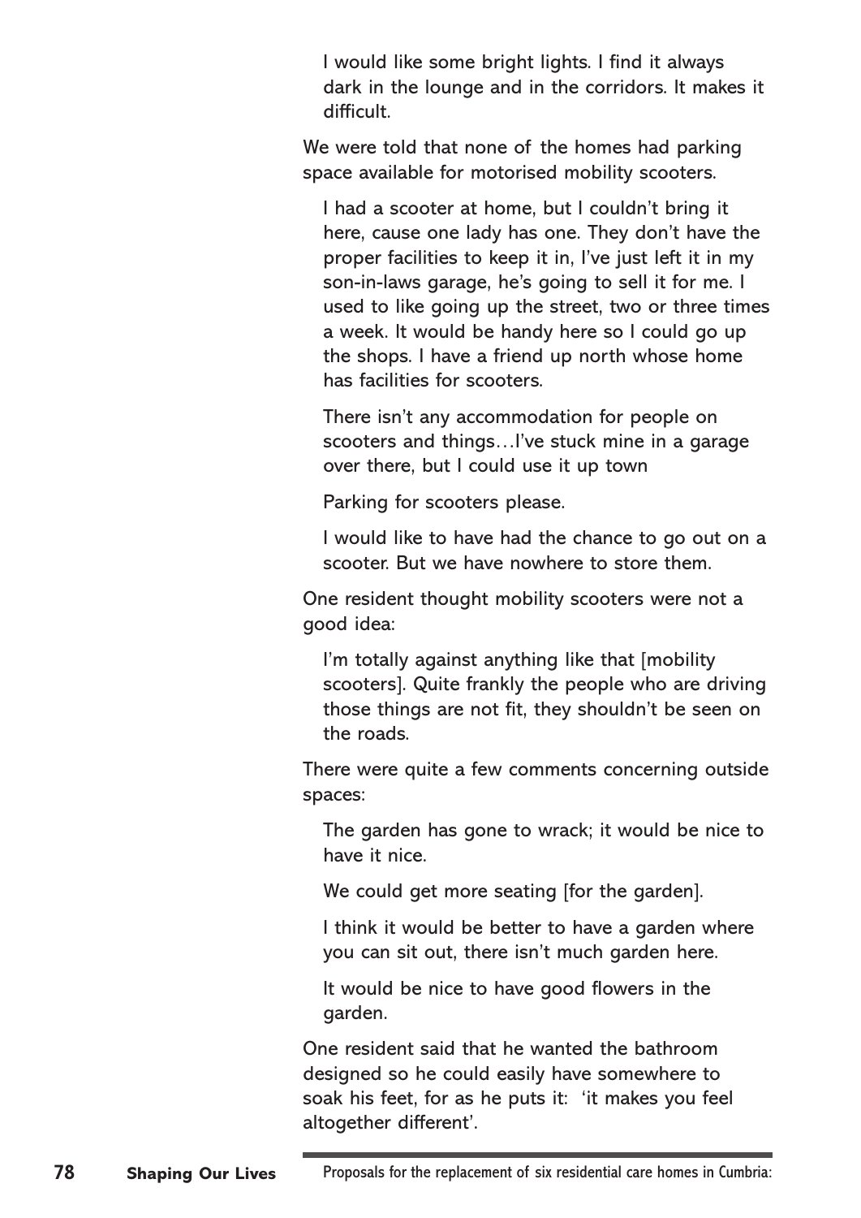> I would like some bright lights. I find it always dark in the lounge and in the corridors. It makes it difficult.

We were told that none of the homes had parking space available for motorised mobility scooters.

> I had a scooter at home, but I couldn't bring it here, cause one lady has one. They don't have the proper facilities to keep it in, I've just left it in my son-in-laws garage, he's going to sell it for me. I used to like going up the street, two or three times a week. It would be handy here so I could go up the shops. I have a friend up north whose home has facilities for scooters.

> There isn't any accommodation for people on scooters and things…I've stuck mine in a garage over there, but I could use it up town

> Parking for scooters please.

> I would like to have had the chance to go out on a scooter. But we have nowhere to store them.

One resident thought mobility scooters were not a good idea:

> I'm totally against anything like that [mobility scooters]. Quite frankly the people who are driving those things are not fit, they shouldn't be seen on the roads.

There were quite a few comments concerning outside spaces:

> The garden has gone to wrack; it would be nice to have it nice.

> We could get more seating [for the garden].

> I think it would be better to have a garden where you can sit out, there isn't much garden here.

> It would be nice to have good flowers in the garden.

One resident said that he wanted the bathroom designed so he could easily have somewhere to soak his feet, for as he puts it: 'it makes you feel altogether different'.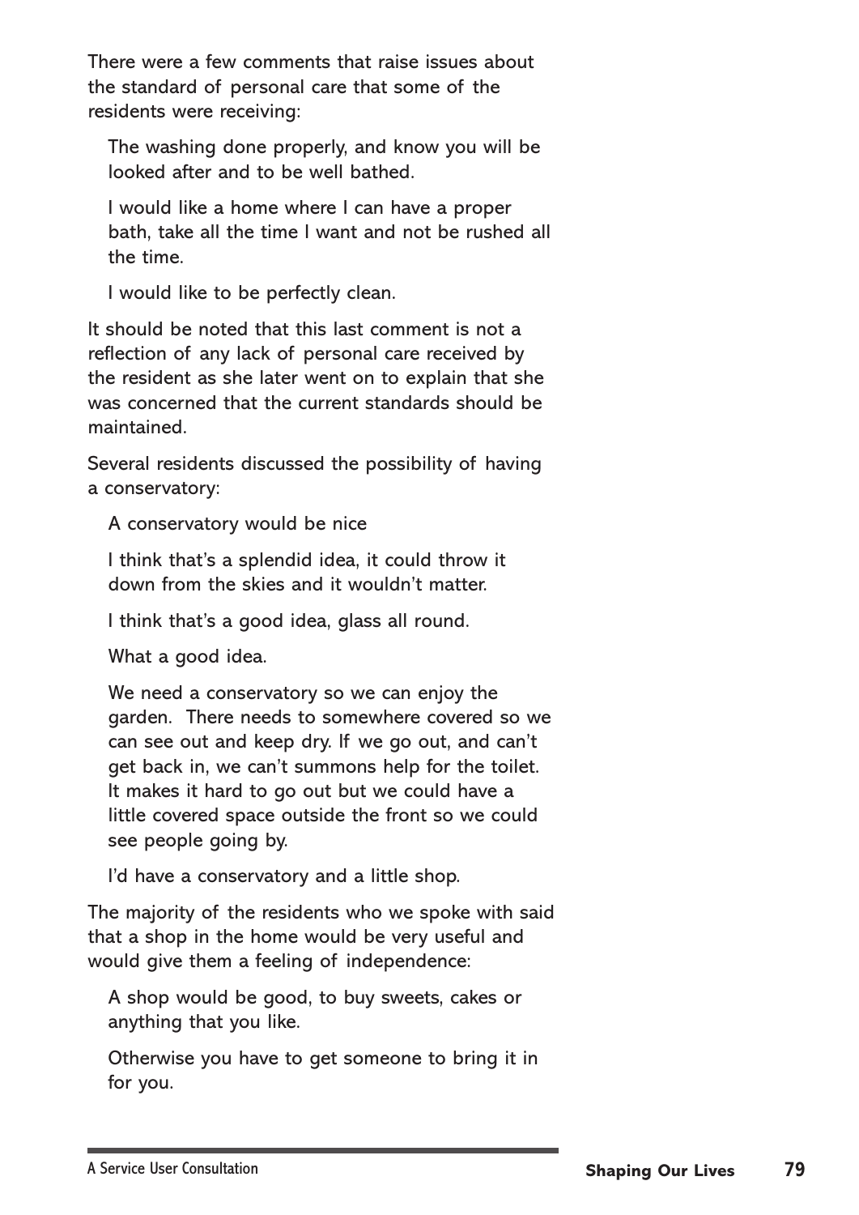There were a few comments that raise issues about the standard of personal care that some of the residents were receiving:

> The washing done properly, and know you will be looked after and to be well bathed.
>
> I would like a home where I can have a proper bath, take all the time I want and not be rushed all the time.
>
> I would like to be perfectly clean.

It should be noted that this last comment is not a reflection of any lack of personal care received by the resident as she later went on to explain that she was concerned that the current standards should be maintained.

Several residents discussed the possibility of having a conservatory:

> A conservatory would be nice
>
> I think that's a splendid idea, it could throw it down from the skies and it wouldn't matter.
>
> I think that's a good idea, glass all round.
>
> What a good idea.
>
> We need a conservatory so we can enjoy the garden. There needs to somewhere covered so we can see out and keep dry. If we go out, and can't get back in, we can't summons help for the toilet. It makes it hard to go out but we could have a little covered space outside the front so we could see people going by.
>
> I'd have a conservatory and a little shop.

The majority of the residents who we spoke with said that a shop in the home would be very useful and would give them a feeling of independence:

> A shop would be good, to buy sweets, cakes or anything that you like.
>
> Otherwise you have to get someone to bring it in for you.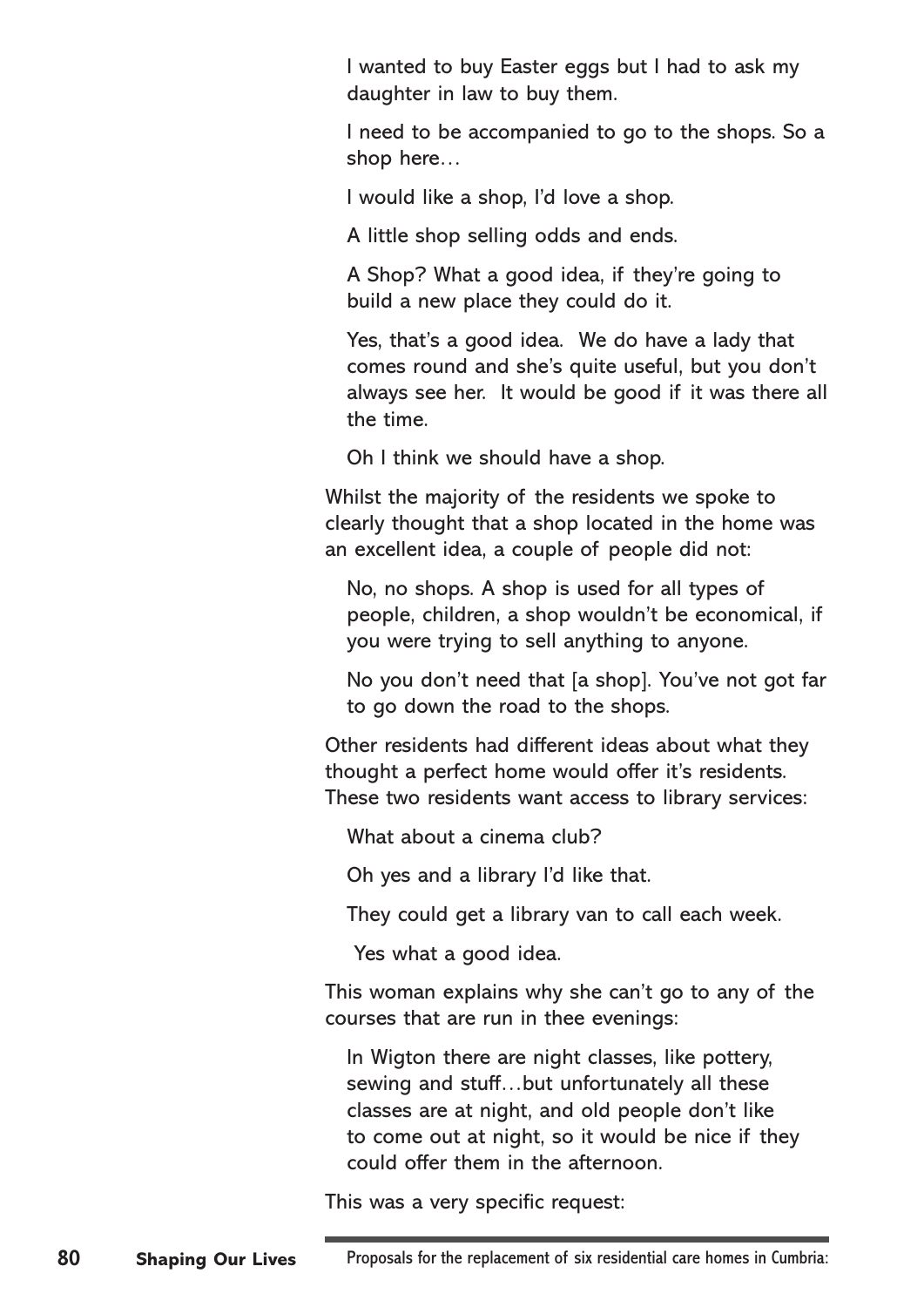> I wanted to buy Easter eggs but I had to ask my daughter in law to buy them.
>
> I need to be accompanied to go to the shops. So a shop here…
>
> I would like a shop, I'd love a shop.
>
> A little shop selling odds and ends.
>
> A Shop? What a good idea, if they're going to build a new place they could do it.
>
> Yes, that's a good idea. We do have a lady that comes round and she's quite useful, but you don't always see her. It would be good if it was there all the time.
>
> Oh I think we should have a shop.

Whilst the majority of the residents we spoke to clearly thought that a shop located in the home was an excellent idea, a couple of people did not:

> No, no shops. A shop is used for all types of people, children, a shop wouldn't be economical, if you were trying to sell anything to anyone.
>
> No you don't need that [a shop]. You've not got far to go down the road to the shops.

Other residents had different ideas about what they thought a perfect home would offer it's residents. These two residents want access to library services:

> What about a cinema club?
>
> Oh yes and a library I'd like that.
>
> They could get a library van to call each week.
>
> Yes what a good idea.

This woman explains why she can't go to any of the courses that are run in thee evenings:

> In Wigton there are night classes, like pottery, sewing and stuff…but unfortunately all these classes are at night, and old people don't like to come out at night, so it would be nice if they could offer them in the afternoon.

This was a very specific request: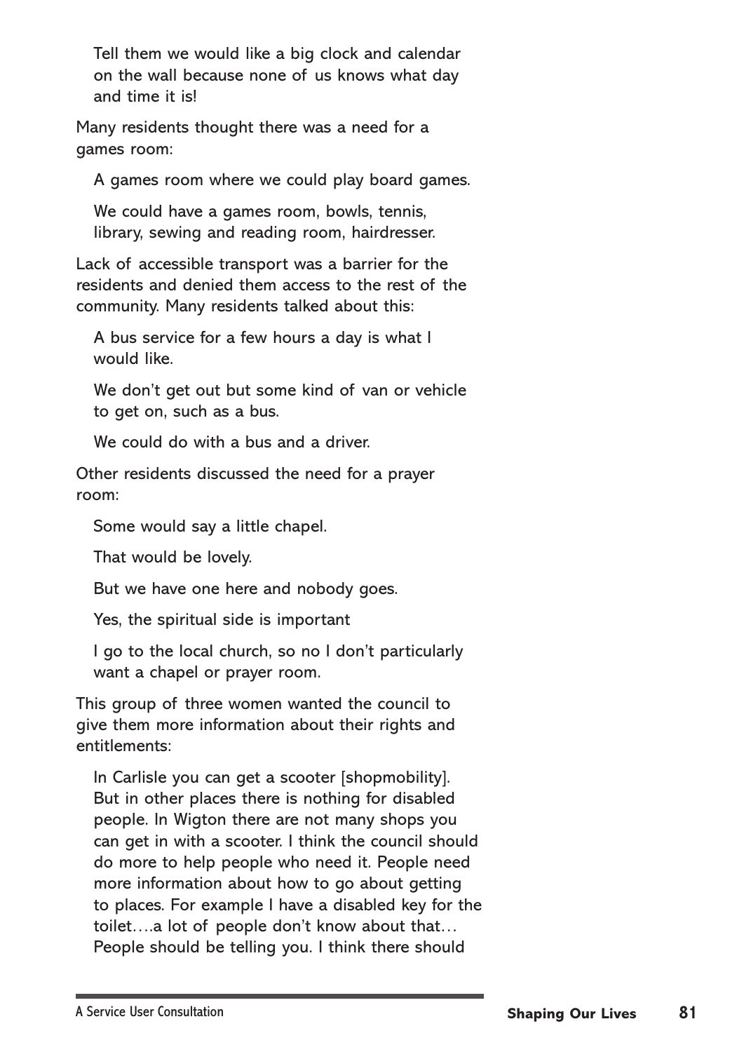> Tell them we would like a big clock and calendar on the wall because none of us knows what day and time it is!

Many residents thought there was a need for a games room:

> A games room where we could play board games.
>
> We could have a games room, bowls, tennis, library, sewing and reading room, hairdresser.

Lack of accessible transport was a barrier for the residents and denied them access to the rest of the community. Many residents talked about this:

> A bus service for a few hours a day is what I would like.
>
> We don't get out but some kind of van or vehicle to get on, such as a bus.
>
> We could do with a bus and a driver.

Other residents discussed the need for a prayer room:

> Some would say a little chapel.
>
> That would be lovely.
>
> But we have one here and nobody goes.
>
> Yes, the spiritual side is important
>
> I go to the local church, so no I don't particularly want a chapel or prayer room.

This group of three women wanted the council to give them more information about their rights and entitlements:

> In Carlisle you can get a scooter [shopmobility]. But in other places there is nothing for disabled people. In Wigton there are not many shops you can get in with a scooter. I think the council should do more to help people who need it. People need more information about how to go about getting to places. For example I have a disabled key for the toilet….a lot of people don't know about that… People should be telling you. I think there should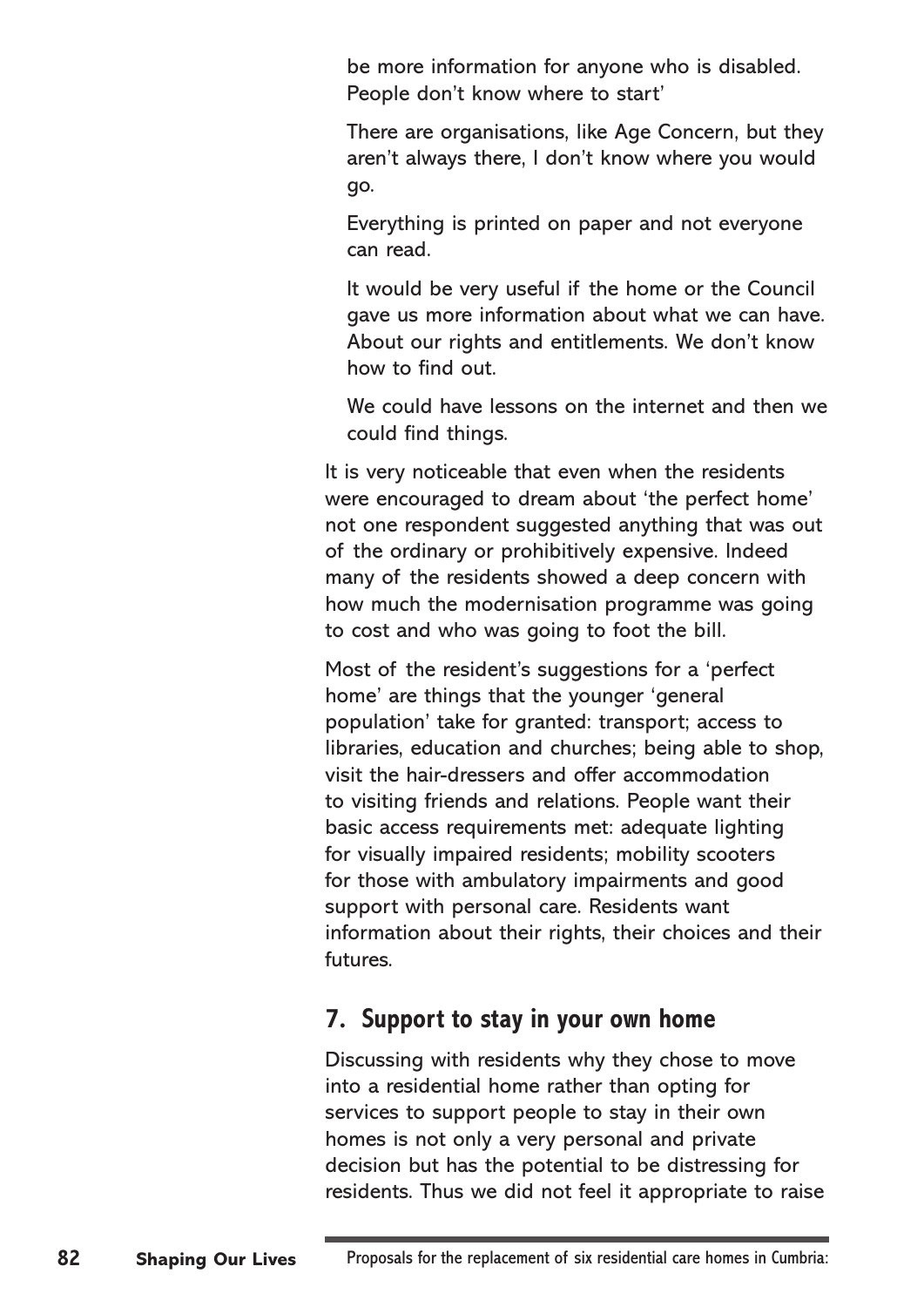be more information for anyone who is disabled. People don't know where to start'

There are organisations, like Age Concern, but they aren't always there, I don't know where you would go.

Everything is printed on paper and not everyone can read.

It would be very useful if the home or the Council gave us more information about what we can have. About our rights and entitlements. We don't know how to find out.

We could have lessons on the internet and then we could find things.

It is very noticeable that even when the residents were encouraged to dream about 'the perfect home' not one respondent suggested anything that was out of the ordinary or prohibitively expensive. Indeed many of the residents showed a deep concern with how much the modernisation programme was going to cost and who was going to foot the bill.

Most of the resident's suggestions for a 'perfect home' are things that the younger 'general population' take for granted: transport; access to libraries, education and churches; being able to shop, visit the hair-dressers and offer accommodation to visiting friends and relations. People want their basic access requirements met: adequate lighting for visually impaired residents; mobility scooters for those with ambulatory impairments and good support with personal care. Residents want information about their rights, their choices and their futures.

## 7. Support to stay in your own home

Discussing with residents why they chose to move into a residential home rather than opting for services to support people to stay in their own homes is not only a very personal and private decision but has the potential to be distressing for residents. Thus we did not feel it appropriate to raise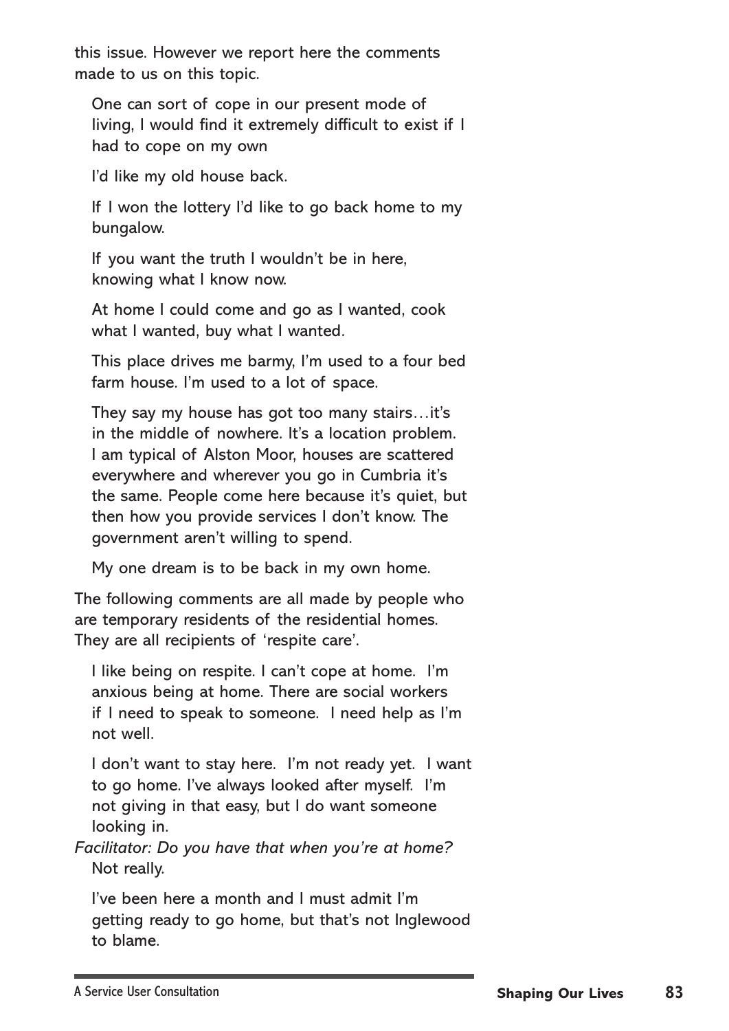this issue. However we report here the comments made to us on this topic.

> One can sort of cope in our present mode of living, I would find it extremely difficult to exist if I had to cope on my own
>
> I'd like my old house back.
>
> If I won the lottery I'd like to go back home to my bungalow.
>
> If you want the truth I wouldn't be in here, knowing what I know now.
>
> At home I could come and go as I wanted, cook what I wanted, buy what I wanted.
>
> This place drives me barmy, I'm used to a four bed farm house. I'm used to a lot of space.
>
> They say my house has got too many stairs…it's in the middle of nowhere. It's a location problem. I am typical of Alston Moor, houses are scattered everywhere and wherever you go in Cumbria it's the same. People come here because it's quiet, but then how you provide services I don't know. The government aren't willing to spend.
>
> My one dream is to be back in my own home.

The following comments are all made by people who are temporary residents of the residential homes. They are all recipients of 'respite care'.

> I like being on respite. I can't cope at home. I'm anxious being at home. There are social workers if I need to speak to someone. I need help as I'm not well.
>
> I don't want to stay here. I'm not ready yet. I want to go home. I've always looked after myself. I'm not giving in that easy, but I do want someone looking in.

*Facilitator: Do you have that when you're at home?*

> Not really.
>
> I've been here a month and I must admit I'm getting ready to go home, but that's not Inglewood to blame.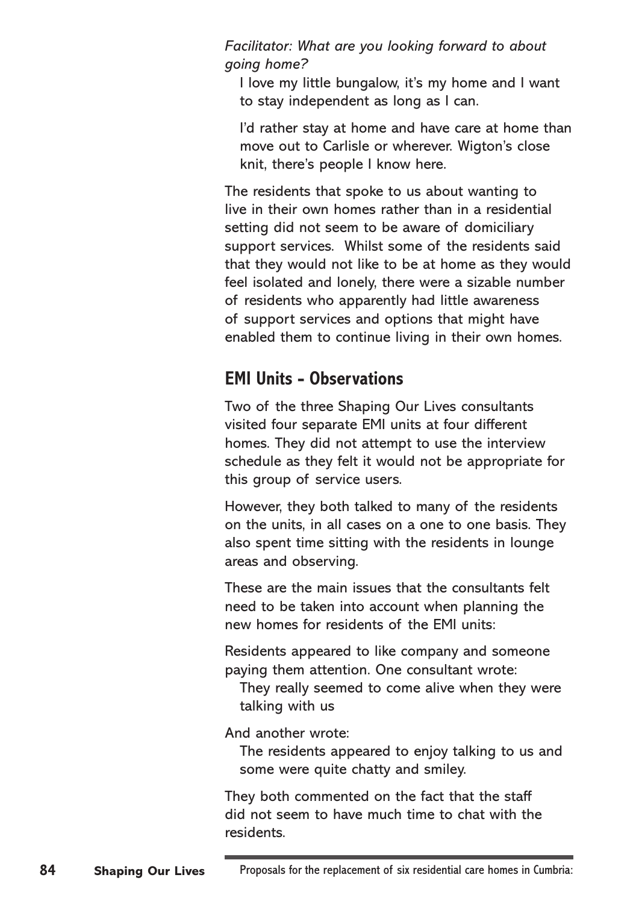*Facilitator: What are you looking forward to about going home?*

> I love my little bungalow, it's my home and I want to stay independent as long as I can.
>
> I'd rather stay at home and have care at home than move out to Carlisle or wherever. Wigton's close knit, there's people I know here.

The residents that spoke to us about wanting to live in their own homes rather than in a residential setting did not seem to be aware of domiciliary support services. Whilst some of the residents said that they would not like to be at home as they would feel isolated and lonely, there were a sizable number of residents who apparently had little awareness of support services and options that might have enabled them to continue living in their own homes.

## EMI Units – Observations

Two of the three Shaping Our Lives consultants visited four separate EMI units at four different homes. They did not attempt to use the interview schedule as they felt it would not be appropriate for this group of service users.

However, they both talked to many of the residents on the units, in all cases on a one to one basis. They also spent time sitting with the residents in lounge areas and observing.

These are the main issues that the consultants felt need to be taken into account when planning the new homes for residents of the EMI units:

Residents appeared to like company and someone paying them attention. One consultant wrote:

> They really seemed to come alive when they were talking with us

And another wrote:

> The residents appeared to enjoy talking to us and some were quite chatty and smiley.

They both commented on the fact that the staff did not seem to have much time to chat with the residents.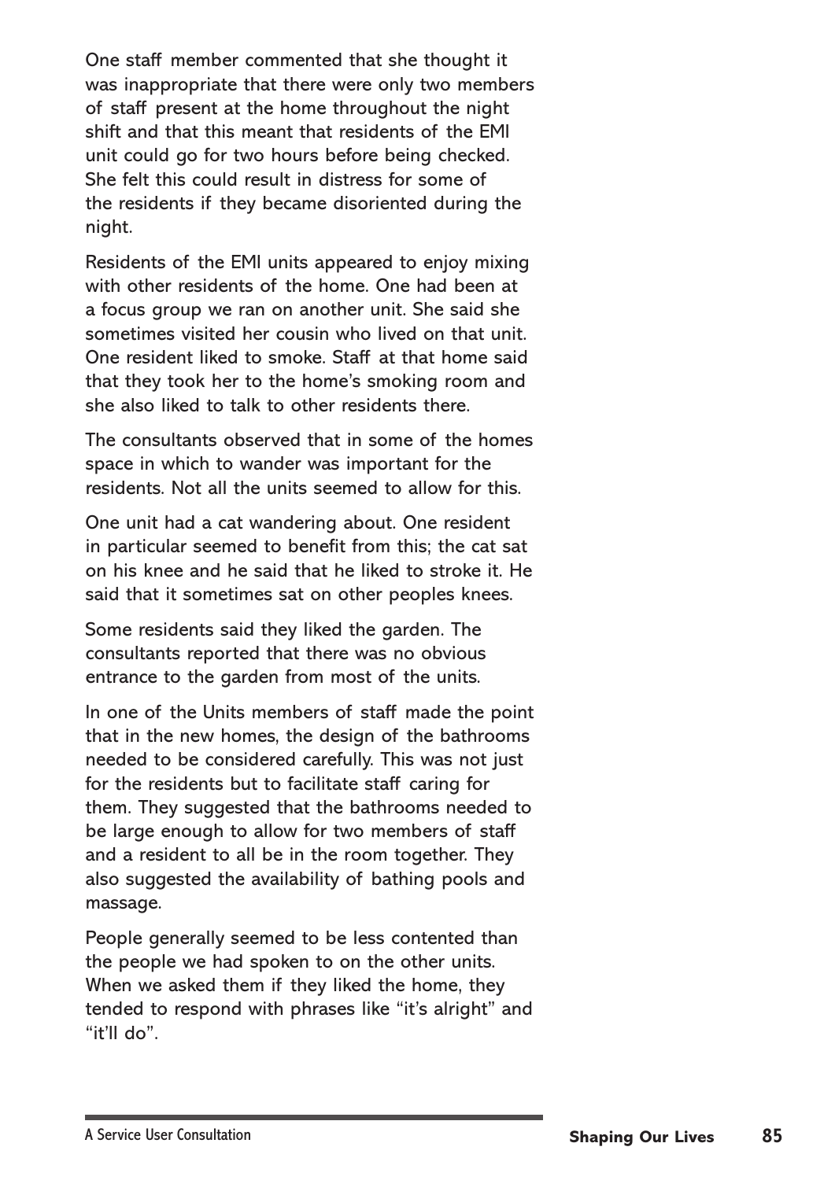One staff member commented that she thought it was inappropriate that there were only two members of staff present at the home throughout the night shift and that this meant that residents of the EMI unit could go for two hours before being checked. She felt this could result in distress for some of the residents if they became disoriented during the night.

Residents of the EMI units appeared to enjoy mixing with other residents of the home. One had been at a focus group we ran on another unit. She said she sometimes visited her cousin who lived on that unit. One resident liked to smoke. Staff at that home said that they took her to the home's smoking room and she also liked to talk to other residents there.

The consultants observed that in some of the homes space in which to wander was important for the residents. Not all the units seemed to allow for this.

One unit had a cat wandering about. One resident in particular seemed to benefit from this; the cat sat on his knee and he said that he liked to stroke it. He said that it sometimes sat on other peoples knees.

Some residents said they liked the garden. The consultants reported that there was no obvious entrance to the garden from most of the units.

In one of the Units members of staff made the point that in the new homes, the design of the bathrooms needed to be considered carefully. This was not just for the residents but to facilitate staff caring for them. They suggested that the bathrooms needed to be large enough to allow for two members of staff and a resident to all be in the room together. They also suggested the availability of bathing pools and massage.

People generally seemed to be less contented than the people we had spoken to on the other units. When we asked them if they liked the home, they tended to respond with phrases like "it's alright" and "it'll do".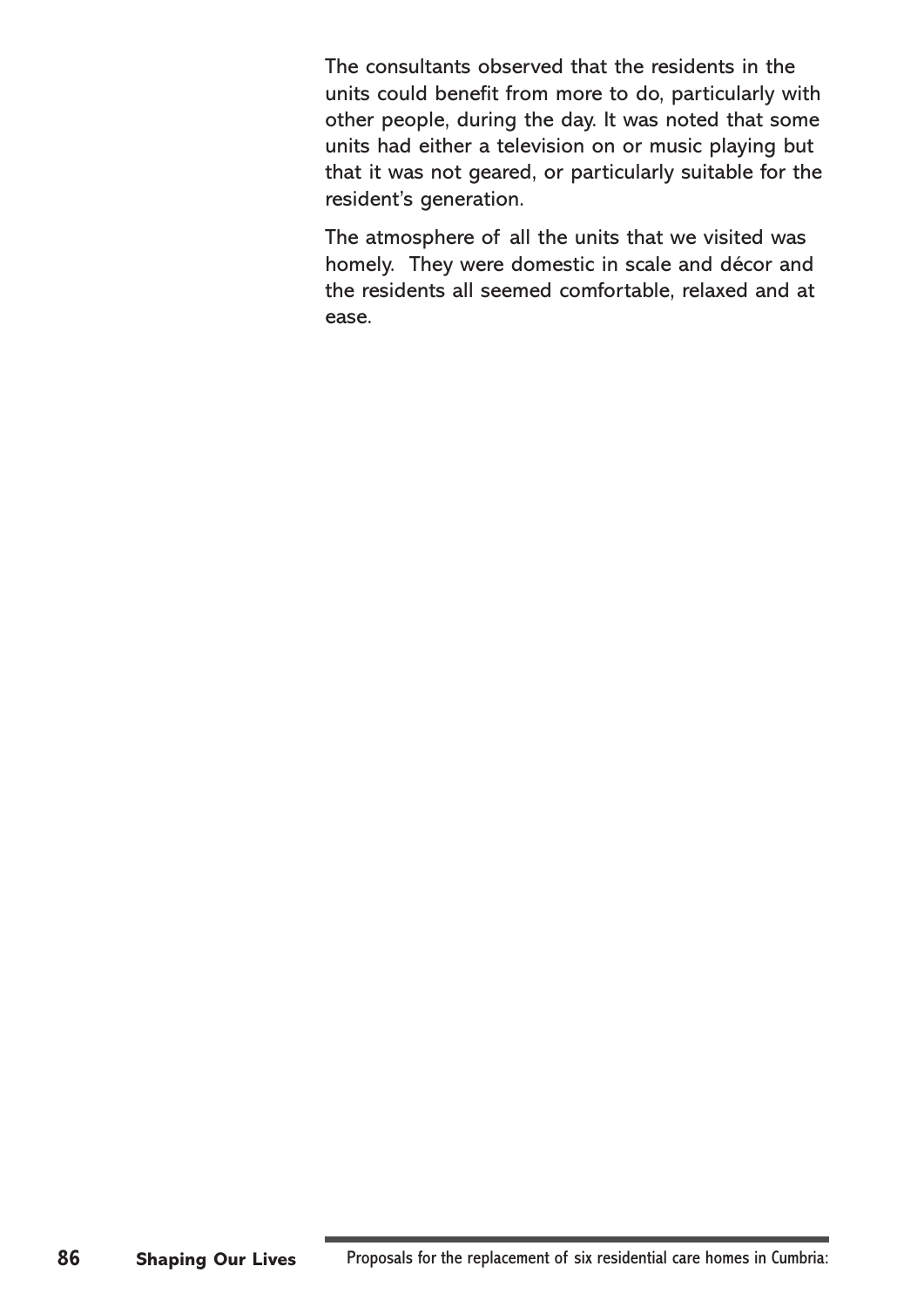The consultants observed that the residents in the units could benefit from more to do, particularly with other people, during the day. It was noted that some units had either a television on or music playing but that it was not geared, or particularly suitable for the resident's generation.

The atmosphere of all the units that we visited was homely. They were domestic in scale and décor and the residents all seemed comfortable, relaxed and at ease.